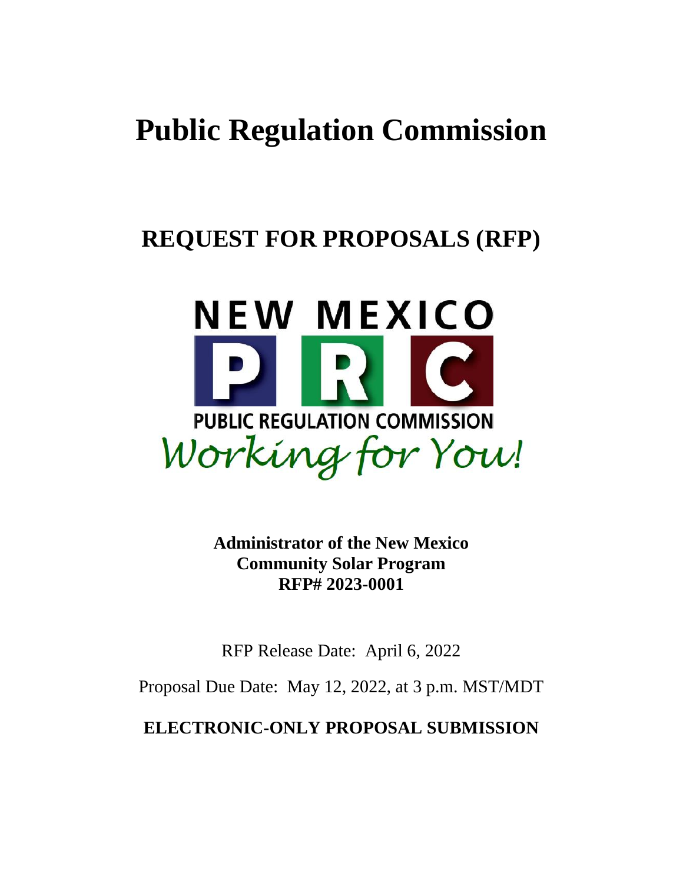# Public Regulation Commission

## REQUEST FOR PROPOSALS (RFP)

NEW MEXICO

PRC

PUBLIC REGULATION COMMISSION

*Working for You!*

**Administrator of the New Mexico Community Solar Program**
**RFP# 2023-0001**

RFP Release Date: April 6, 2022

Proposal Due Date: May 12, 2022, at 3 p.m. MST/MDT

**ELECTRONIC-ONLY PROPOSAL SUBMISSION**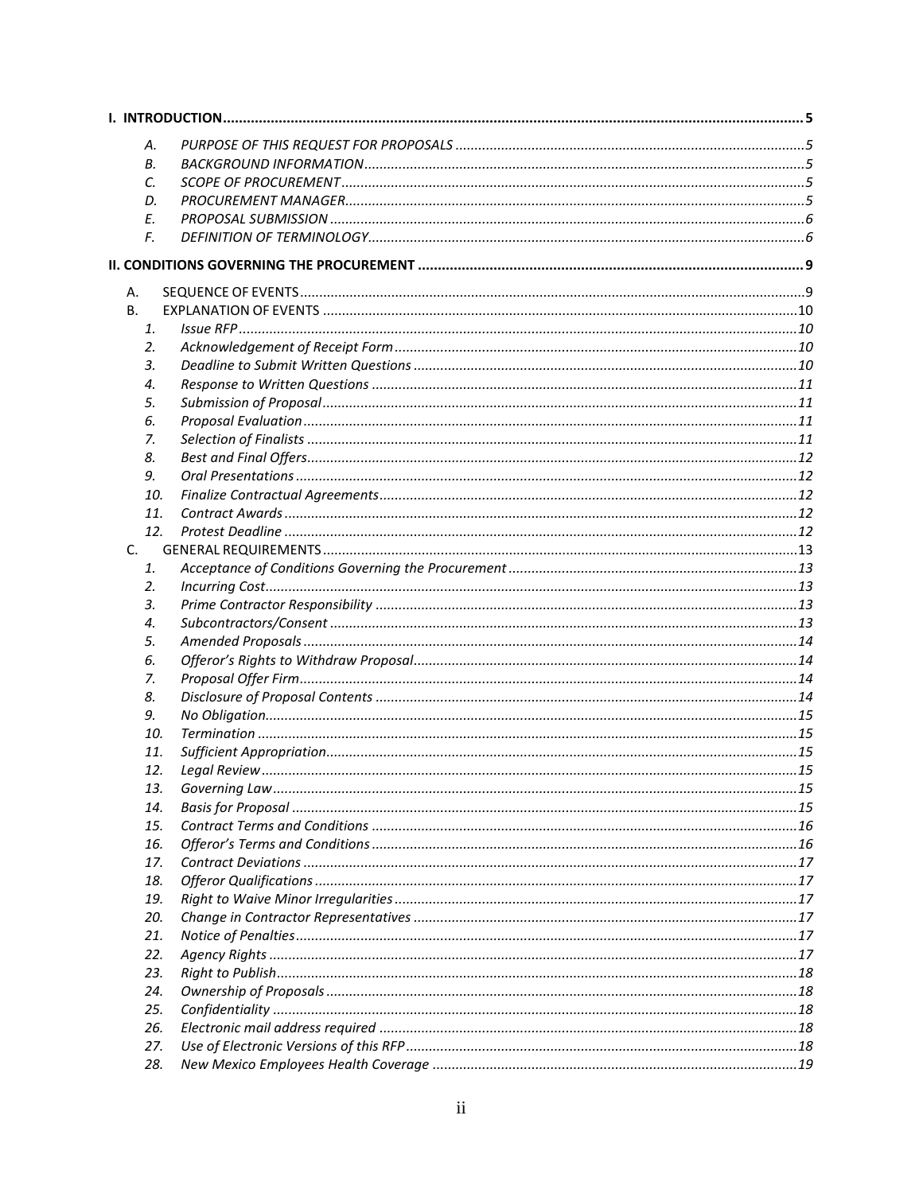**I. INTRODUCTION** ........ 5

- A. *PURPOSE OF THIS REQUEST FOR PROPOSALS* ........ 5
- B. *BACKGROUND INFORMATION* ........ 5
- C. *SCOPE OF PROCUREMENT* ........ 5
- D. *PROCUREMENT MANAGER* ........ 5
- E. *PROPOSAL SUBMISSION* ........ 6
- F. *DEFINITION OF TERMINOLOGY* ........ 6

**II. CONDITIONS GOVERNING THE PROCUREMENT** ........ 9

- A. SEQUENCE OF EVENTS ........ 9
- B. EXPLANATION OF EVENTS ........ 10
  1. *Issue RFP* ........ 10
  2. *Acknowledgement of Receipt Form* ........ 10
  3. *Deadline to Submit Written Questions* ........ 10
  4. *Response to Written Questions* ........ 11
  5. *Submission of Proposal* ........ 11
  6. *Proposal Evaluation* ........ 11
  7. *Selection of Finalists* ........ 11
  8. *Best and Final Offers* ........ 12
  9. *Oral Presentations* ........ 12
  10. *Finalize Contractual Agreements* ........ 12
  11. *Contract Awards* ........ 12
  12. *Protest Deadline* ........ 12
- C. GENERAL REQUIREMENTS ........ 13
  1. *Acceptance of Conditions Governing the Procurement* ........ 13
  2. *Incurring Cost* ........ 13
  3. *Prime Contractor Responsibility* ........ 13
  4. *Subcontractors/Consent* ........ 13
  5. *Amended Proposals* ........ 14
  6. *Offeror's Rights to Withdraw Proposal* ........ 14
  7. *Proposal Offer Firm* ........ 14
  8. *Disclosure of Proposal Contents* ........ 14
  9. *No Obligation* ........ 15
  10. *Termination* ........ 15
  11. *Sufficient Appropriation* ........ 15
  12. *Legal Review* ........ 15
  13. *Governing Law* ........ 15
  14. *Basis for Proposal* ........ 15
  15. *Contract Terms and Conditions* ........ 16
  16. *Offeror's Terms and Conditions* ........ 16
  17. *Contract Deviations* ........ 17
  18. *Offeror Qualifications* ........ 17
  19. *Right to Waive Minor Irregularities* ........ 17
  20. *Change in Contractor Representatives* ........ 17
  21. *Notice of Penalties* ........ 17
  22. *Agency Rights* ........ 17
  23. *Right to Publish* ........ 18
  24. *Ownership of Proposals* ........ 18
  25. *Confidentiality* ........ 18
  26. *Electronic mail address required* ........ 18
  27. *Use of Electronic Versions of this RFP* ........ 18
  28. *New Mexico Employees Health Coverage* ........ 19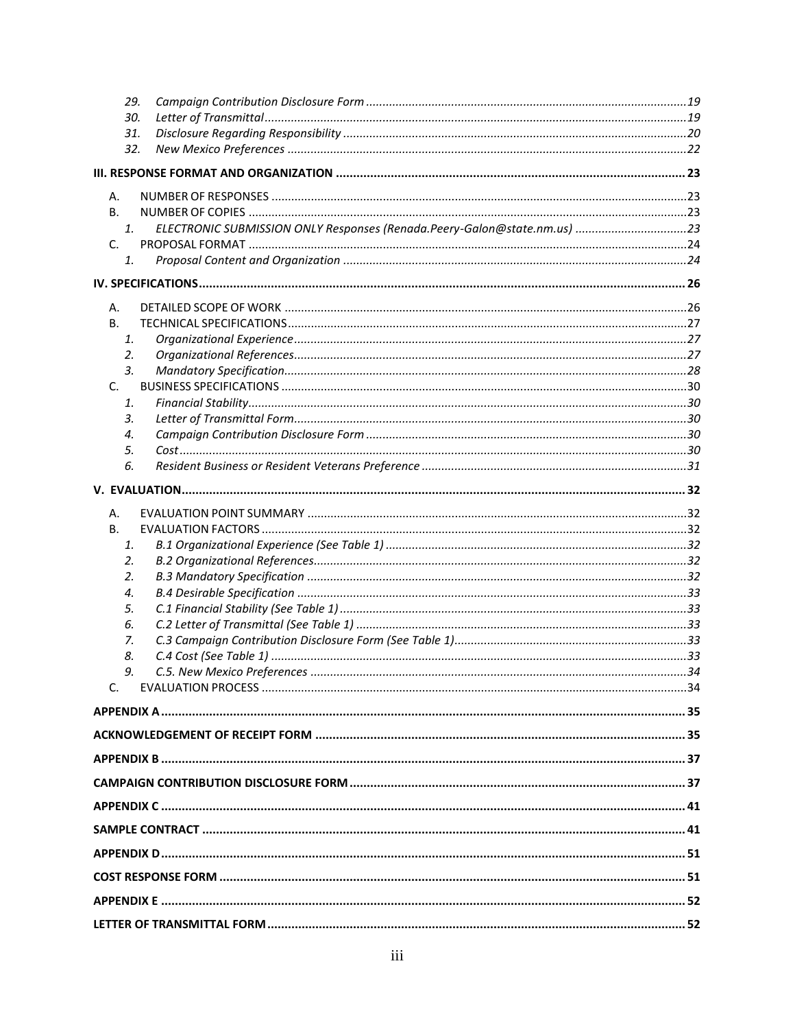29. *Campaign Contribution Disclosure Form* ... 19
30. *Letter of Transmittal* ... 19
31. *Disclosure Regarding Responsibility* ... 20
32. *New Mexico Preferences* ... 22

**III. RESPONSE FORMAT AND ORGANIZATION** ... **23**

A. NUMBER OF RESPONSES ... 23

B. NUMBER OF COPIES ... 23

1. *ELECTRONIC SUBMISSION ONLY Responses (Renada.Peery-Galon@state.nm.us)* ... 23

C. PROPOSAL FORMAT ... 24

1. *Proposal Content and Organization* ... 24

**IV. SPECIFICATIONS** ... **26**

A. DETAILED SCOPE OF WORK ... 26

B. TECHNICAL SPECIFICATIONS ... 27

1. *Organizational Experience* ... 27
2. *Organizational References* ... 27
3. *Mandatory Specification* ... 28

C. BUSINESS SPECIFICATIONS ... 30

1. *Financial Stability* ... 30
3. *Letter of Transmittal Form* ... 30
4. *Campaign Contribution Disclosure Form* ... 30
5. *Cost* ... 30
6. *Resident Business or Resident Veterans Preference* ... 31

**V. EVALUATION** ... **32**

A. EVALUATION POINT SUMMARY ... 32

B. EVALUATION FACTORS ... 32

1. *B.1 Organizational Experience (See Table 1)* ... 32
2. *B.2 Organizational References* ... 32
2. *B.3 Mandatory Specification* ... 32
4. *B.4 Desirable Specification* ... 33
5. *C.1 Financial Stability (See Table 1)* ... 33
6. *C.2 Letter of Transmittal (See Table 1)* ... 33
7. *C.3 Campaign Contribution Disclosure Form (See Table 1)* ... 33
8. *C.4 Cost (See Table 1)* ... 33
9. *C.5. New Mexico Preferences* ... 34

C. EVALUATION PROCESS ... 34

**APPENDIX A** ... **35**

**ACKNOWLEDGEMENT OF RECEIPT FORM** ... **35**

**APPENDIX B** ... **37**

**CAMPAIGN CONTRIBUTION DISCLOSURE FORM** ... **37**

**APPENDIX C** ... **41**

**SAMPLE CONTRACT** ... **41**

**APPENDIX D** ... **51**

**COST RESPONSE FORM** ... **51**

**APPENDIX E** ... **52**

**LETTER OF TRANSMITTAL FORM** ... **52**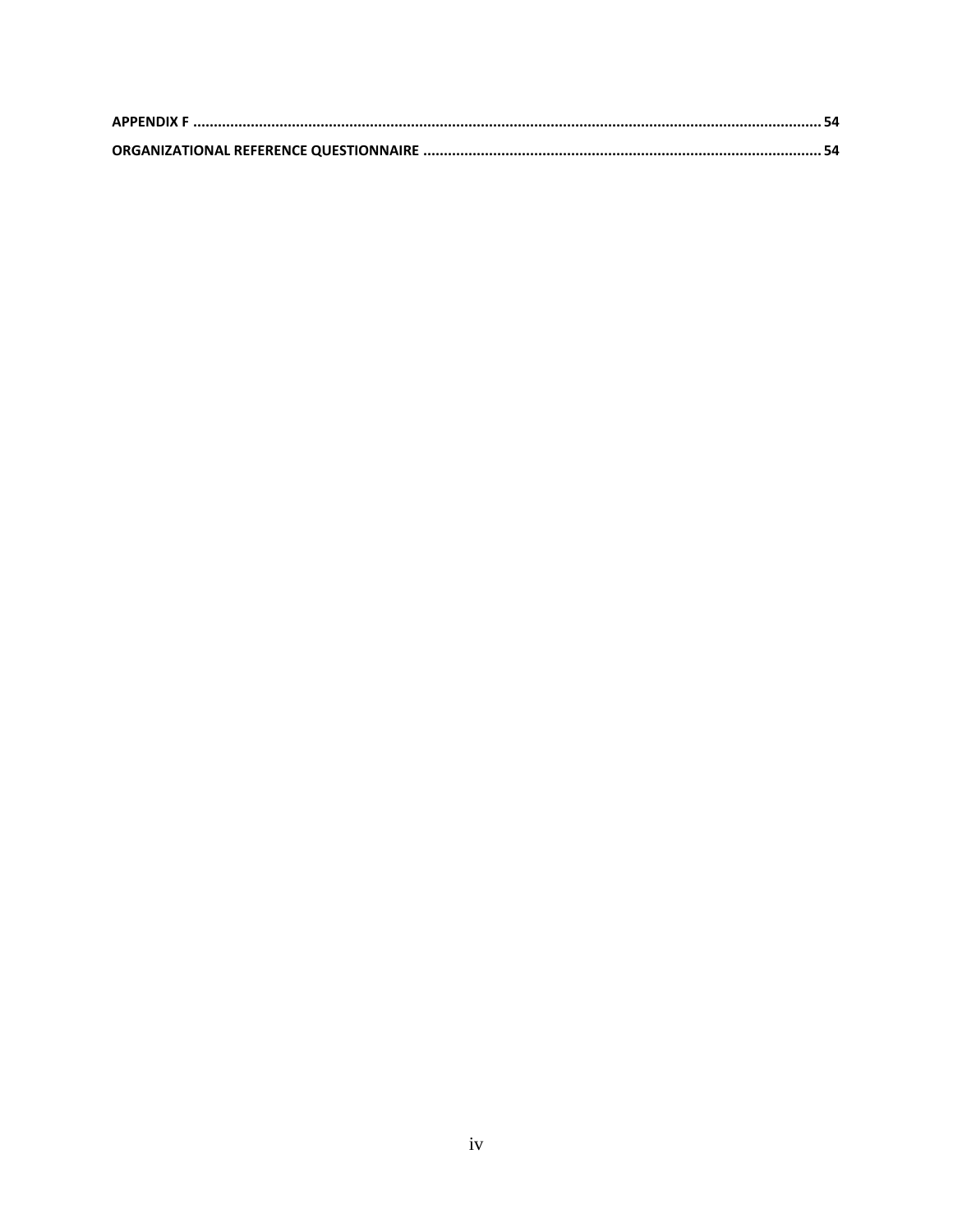**APPENDIX F** ........................................................................................................................................... 54

**ORGANIZATIONAL REFERENCE QUESTIONNAIRE** ................................................................................. 54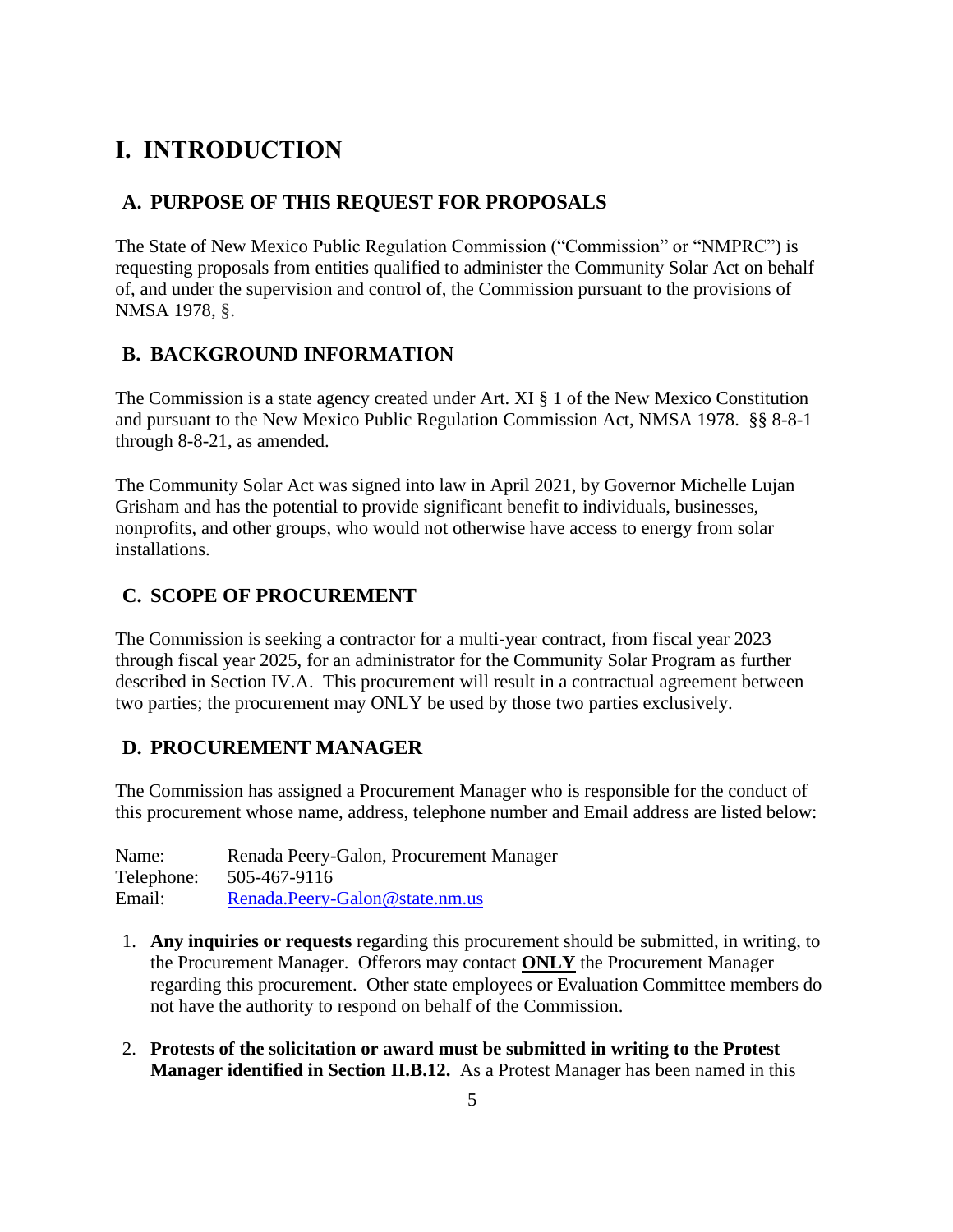# I. INTRODUCTION

## A. PURPOSE OF THIS REQUEST FOR PROPOSALS

The State of New Mexico Public Regulation Commission ("Commission" or "NMPRC") is requesting proposals from entities qualified to administer the Community Solar Act on behalf of, and under the supervision and control of, the Commission pursuant to the provisions of NMSA 1978, §.

## B. BACKGROUND INFORMATION

The Commission is a state agency created under Art. XI § 1 of the New Mexico Constitution and pursuant to the New Mexico Public Regulation Commission Act, NMSA 1978. §§ 8-8-1 through 8-8-21, as amended.

The Community Solar Act was signed into law in April 2021, by Governor Michelle Lujan Grisham and has the potential to provide significant benefit to individuals, businesses, nonprofits, and other groups, who would not otherwise have access to energy from solar installations.

## C. SCOPE OF PROCUREMENT

The Commission is seeking a contractor for a multi-year contract, from fiscal year 2023 through fiscal year 2025, for an administrator for the Community Solar Program as further described in Section IV.A. This procurement will result in a contractual agreement between two parties; the procurement may ONLY be used by those two parties exclusively.

## D. PROCUREMENT MANAGER

The Commission has assigned a Procurement Manager who is responsible for the conduct of this procurement whose name, address, telephone number and Email address are listed below:

Name: Renada Peery-Galon, Procurement Manager
Telephone: 505-467-9116
Email: Renada.Peery-Galon@state.nm.us

1. **Any inquiries or requests** regarding this procurement should be submitted, in writing, to the Procurement Manager. Offerors may contact **ONLY** the Procurement Manager regarding this procurement. Other state employees or Evaluation Committee members do not have the authority to respond on behalf of the Commission.

2. **Protests of the solicitation or award must be submitted in writing to the Protest Manager identified in Section II.B.12.** As a Protest Manager has been named in this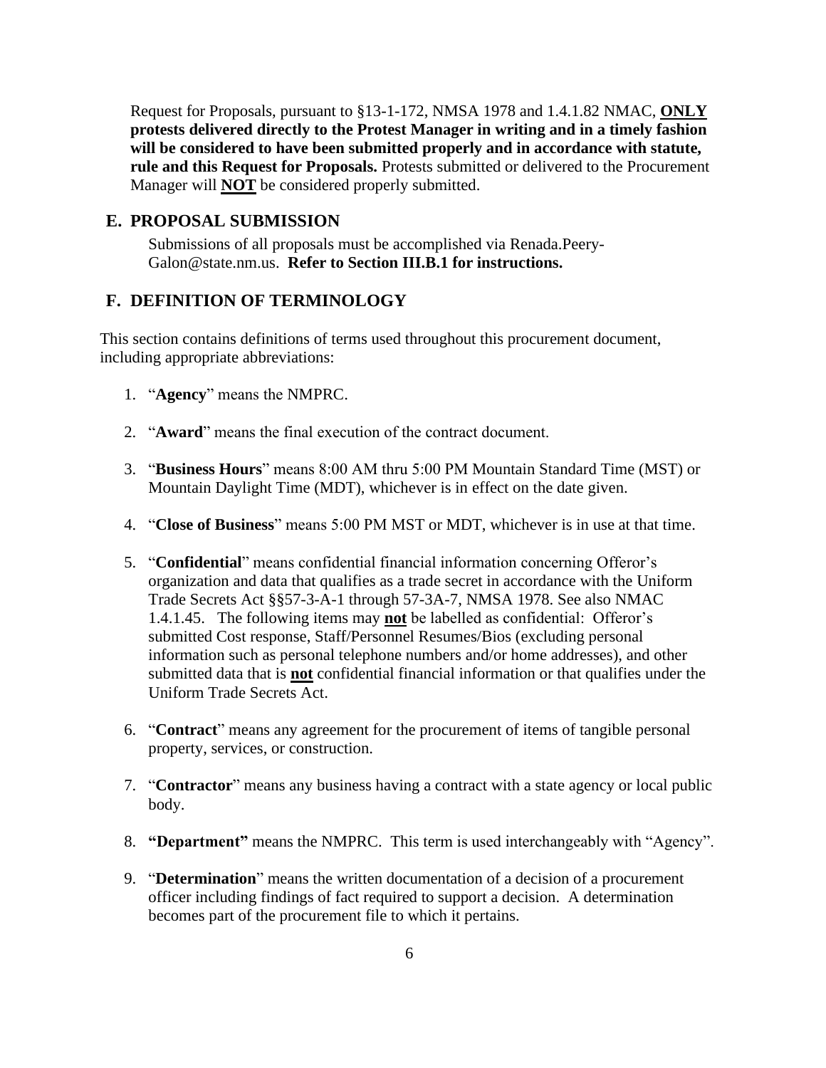Request for Proposals, pursuant to §13-1-172, NMSA 1978 and 1.4.1.82 NMAC, **ONLY protests delivered directly to the Protest Manager in writing and in a timely fashion will be considered to have been submitted properly and in accordance with statute, rule and this Request for Proposals.** Protests submitted or delivered to the Procurement Manager will **NOT** be considered properly submitted.

## E. PROPOSAL SUBMISSION

Submissions of all proposals must be accomplished via Renada.Peery-Galon@state.nm.us. **Refer to Section III.B.1 for instructions.**

## F. DEFINITION OF TERMINOLOGY

This section contains definitions of terms used throughout this procurement document, including appropriate abbreviations:

1. "**Agency**" means the NMPRC.

2. "**Award**" means the final execution of the contract document.

3. "**Business Hours**" means 8:00 AM thru 5:00 PM Mountain Standard Time (MST) or Mountain Daylight Time (MDT), whichever is in effect on the date given.

4. "**Close of Business**" means 5:00 PM MST or MDT, whichever is in use at that time.

5. "**Confidential**" means confidential financial information concerning Offeror's organization and data that qualifies as a trade secret in accordance with the Uniform Trade Secrets Act §§57-3-A-1 through 57-3A-7, NMSA 1978. See also NMAC 1.4.1.45. The following items may **not** be labelled as confidential: Offeror's submitted Cost response, Staff/Personnel Resumes/Bios (excluding personal information such as personal telephone numbers and/or home addresses), and other submitted data that is **not** confidential financial information or that qualifies under the Uniform Trade Secrets Act.

6. "**Contract**" means any agreement for the procurement of items of tangible personal property, services, or construction.

7. "**Contractor**" means any business having a contract with a state agency or local public body.

8. **"Department"** means the NMPRC. This term is used interchangeably with "Agency".

9. "**Determination**" means the written documentation of a decision of a procurement officer including findings of fact required to support a decision. A determination becomes part of the procurement file to which it pertains.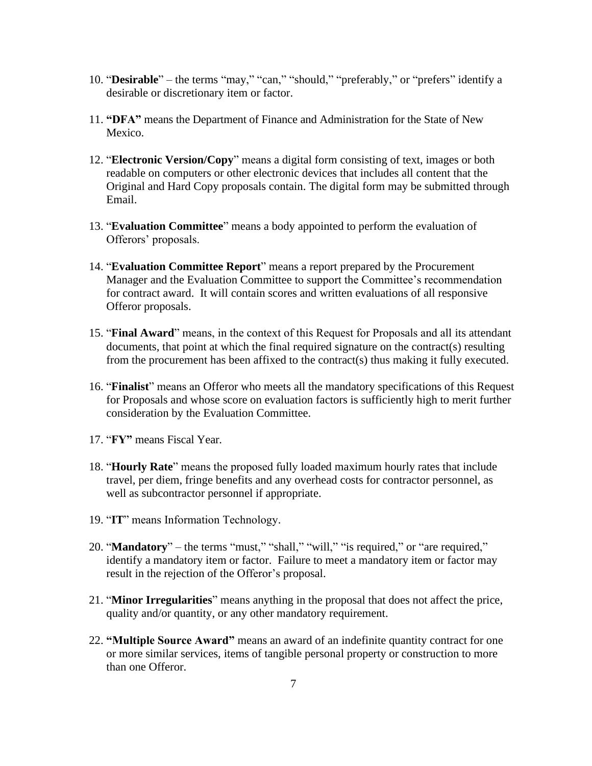10. "**Desirable**" – the terms "may," "can," "should," "preferably," or "prefers" identify a desirable or discretionary item or factor.

11. **"DFA"** means the Department of Finance and Administration for the State of New Mexico.

12. "**Electronic Version/Copy**" means a digital form consisting of text, images or both readable on computers or other electronic devices that includes all content that the Original and Hard Copy proposals contain. The digital form may be submitted through Email.

13. "**Evaluation Committee**" means a body appointed to perform the evaluation of Offerors' proposals.

14. "**Evaluation Committee Report**" means a report prepared by the Procurement Manager and the Evaluation Committee to support the Committee's recommendation for contract award. It will contain scores and written evaluations of all responsive Offeror proposals.

15. "**Final Award**" means, in the context of this Request for Proposals and all its attendant documents, that point at which the final required signature on the contract(s) resulting from the procurement has been affixed to the contract(s) thus making it fully executed.

16. "**Finalist**" means an Offeror who meets all the mandatory specifications of this Request for Proposals and whose score on evaluation factors is sufficiently high to merit further consideration by the Evaluation Committee.

17. "**FY"** means Fiscal Year.

18. "**Hourly Rate**" means the proposed fully loaded maximum hourly rates that include travel, per diem, fringe benefits and any overhead costs for contractor personnel, as well as subcontractor personnel if appropriate.

19. "**IT**" means Information Technology.

20. "**Mandatory**" – the terms "must," "shall," "will," "is required," or "are required," identify a mandatory item or factor. Failure to meet a mandatory item or factor may result in the rejection of the Offeror's proposal.

21. "**Minor Irregularities**" means anything in the proposal that does not affect the price, quality and/or quantity, or any other mandatory requirement.

22. **"Multiple Source Award"** means an award of an indefinite quantity contract for one or more similar services, items of tangible personal property or construction to more than one Offeror.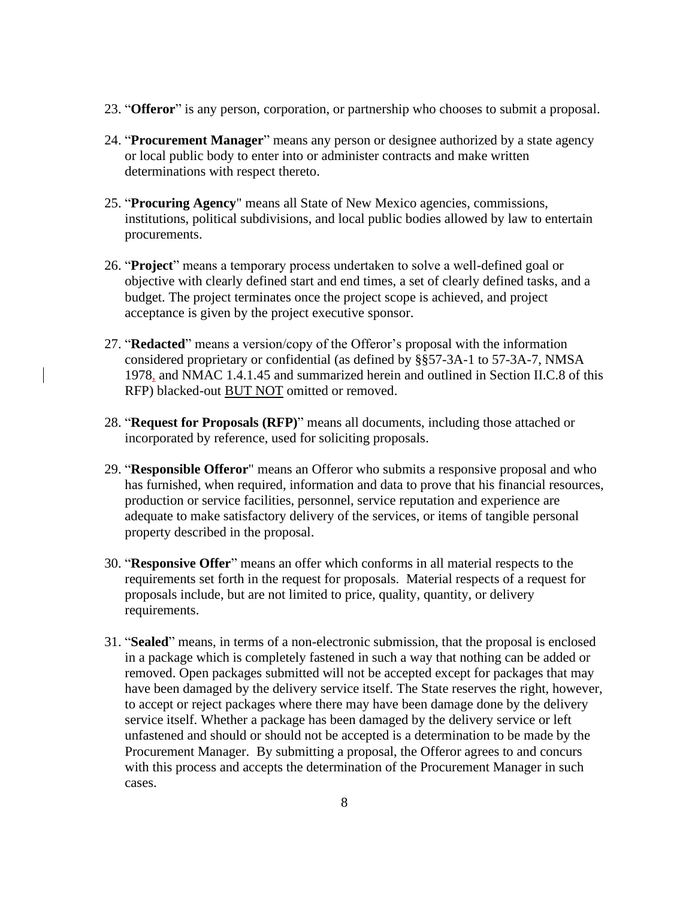23. "**Offeror**" is any person, corporation, or partnership who chooses to submit a proposal.

24. "**Procurement Manager**" means any person or designee authorized by a state agency or local public body to enter into or administer contracts and make written determinations with respect thereto.

25. "**Procuring Agency**" means all State of New Mexico agencies, commissions, institutions, political subdivisions, and local public bodies allowed by law to entertain procurements.

26. "**Project**" means a temporary process undertaken to solve a well-defined goal or objective with clearly defined start and end times, a set of clearly defined tasks, and a budget. The project terminates once the project scope is achieved, and project acceptance is given by the project executive sponsor.

27. "**Redacted**" means a version/copy of the Offeror's proposal with the information considered proprietary or confidential (as defined by §§57-3A-1 to 57-3A-7, NMSA 1978, and NMAC 1.4.1.45 and summarized herein and outlined in Section II.C.8 of this RFP) blacked-out BUT NOT omitted or removed.

28. "**Request for Proposals (RFP)**" means all documents, including those attached or incorporated by reference, used for soliciting proposals.

29. "**Responsible Offeror**" means an Offeror who submits a responsive proposal and who has furnished, when required, information and data to prove that his financial resources, production or service facilities, personnel, service reputation and experience are adequate to make satisfactory delivery of the services, or items of tangible personal property described in the proposal.

30. "**Responsive Offer**" means an offer which conforms in all material respects to the requirements set forth in the request for proposals. Material respects of a request for proposals include, but are not limited to price, quality, quantity, or delivery requirements.

31. "**Sealed**" means, in terms of a non-electronic submission, that the proposal is enclosed in a package which is completely fastened in such a way that nothing can be added or removed. Open packages submitted will not be accepted except for packages that may have been damaged by the delivery service itself. The State reserves the right, however, to accept or reject packages where there may have been damage done by the delivery service itself. Whether a package has been damaged by the delivery service or left unfastened and should or should not be accepted is a determination to be made by the Procurement Manager. By submitting a proposal, the Offeror agrees to and concurs with this process and accepts the determination of the Procurement Manager in such cases.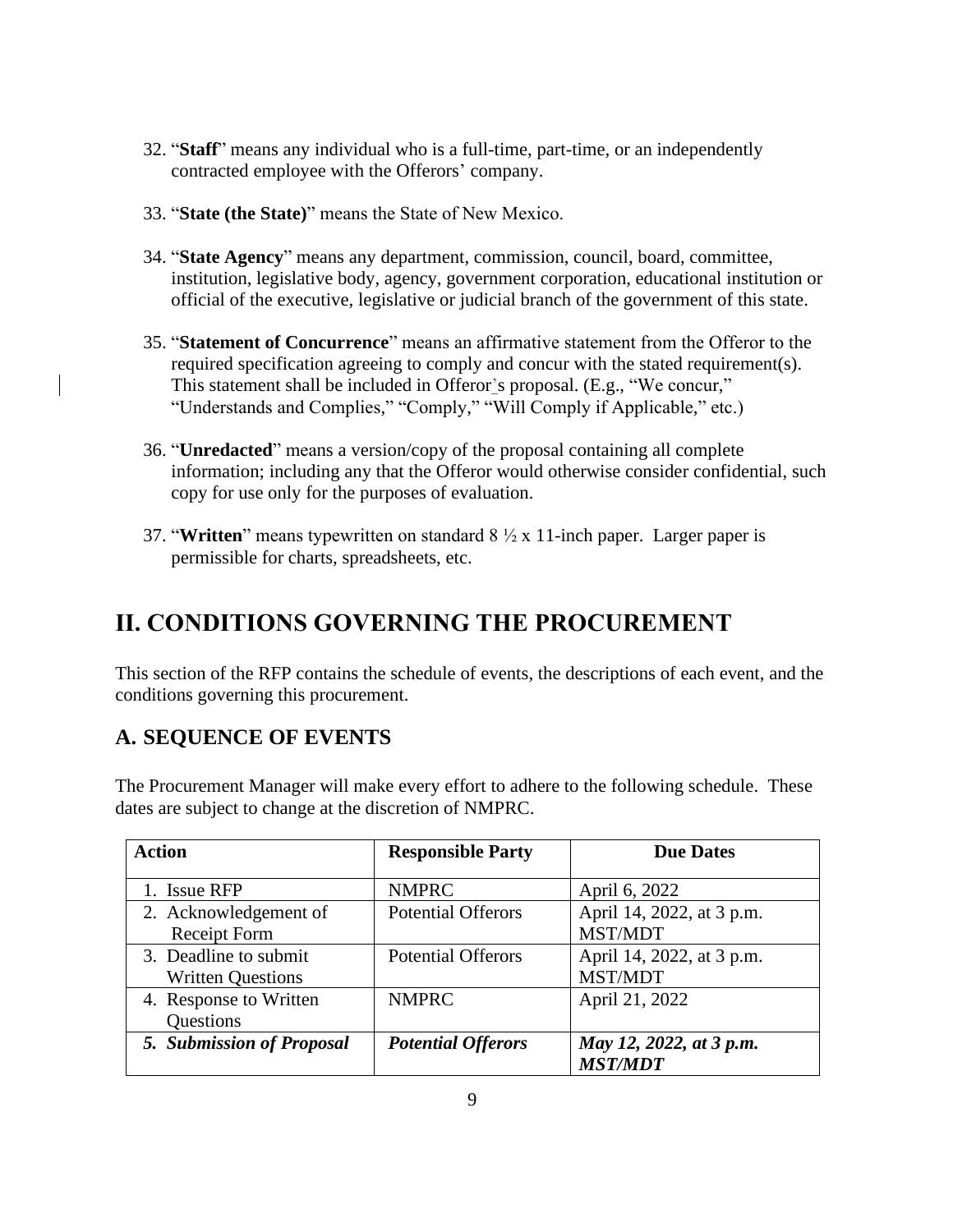32. "**Staff**" means any individual who is a full-time, part-time, or an independently contracted employee with the Offerors' company.

33. "**State (the State)**" means the State of New Mexico.

34. "**State Agency**" means any department, commission, council, board, committee, institution, legislative body, agency, government corporation, educational institution or official of the executive, legislative or judicial branch of the government of this state.

35. "**Statement of Concurrence**" means an affirmative statement from the Offeror to the required specification agreeing to comply and concur with the stated requirement(s). This statement shall be included in Offeror's proposal. (E.g., "We concur," "Understands and Complies," "Comply," "Will Comply if Applicable," etc.)

36. "**Unredacted**" means a version/copy of the proposal containing all complete information; including any that the Offeror would otherwise consider confidential, such copy for use only for the purposes of evaluation.

37. "**Written**" means typewritten on standard 8 ½ x 11-inch paper. Larger paper is permissible for charts, spreadsheets, etc.

# II. CONDITIONS GOVERNING THE PROCUREMENT

This section of the RFP contains the schedule of events, the descriptions of each event, and the conditions governing this procurement.

## A. SEQUENCE OF EVENTS

The Procurement Manager will make every effort to adhere to the following schedule. These dates are subject to change at the discretion of NMPRC.

| Action | Responsible Party | Due Dates |
|---|---|---|
| 1. Issue RFP | NMPRC | April 6, 2022 |
| 2. Acknowledgement of Receipt Form | Potential Offerors | April 14, 2022, at 3 p.m. MST/MDT |
| 3. Deadline to submit Written Questions | Potential Offerors | April 14, 2022, at 3 p.m. MST/MDT |
| 4. Response to Written Questions | NMPRC | April 21, 2022 |
| ***5. Submission of Proposal*** | ***Potential Offerors*** | ***May 12, 2022, at 3 p.m. MST/MDT*** |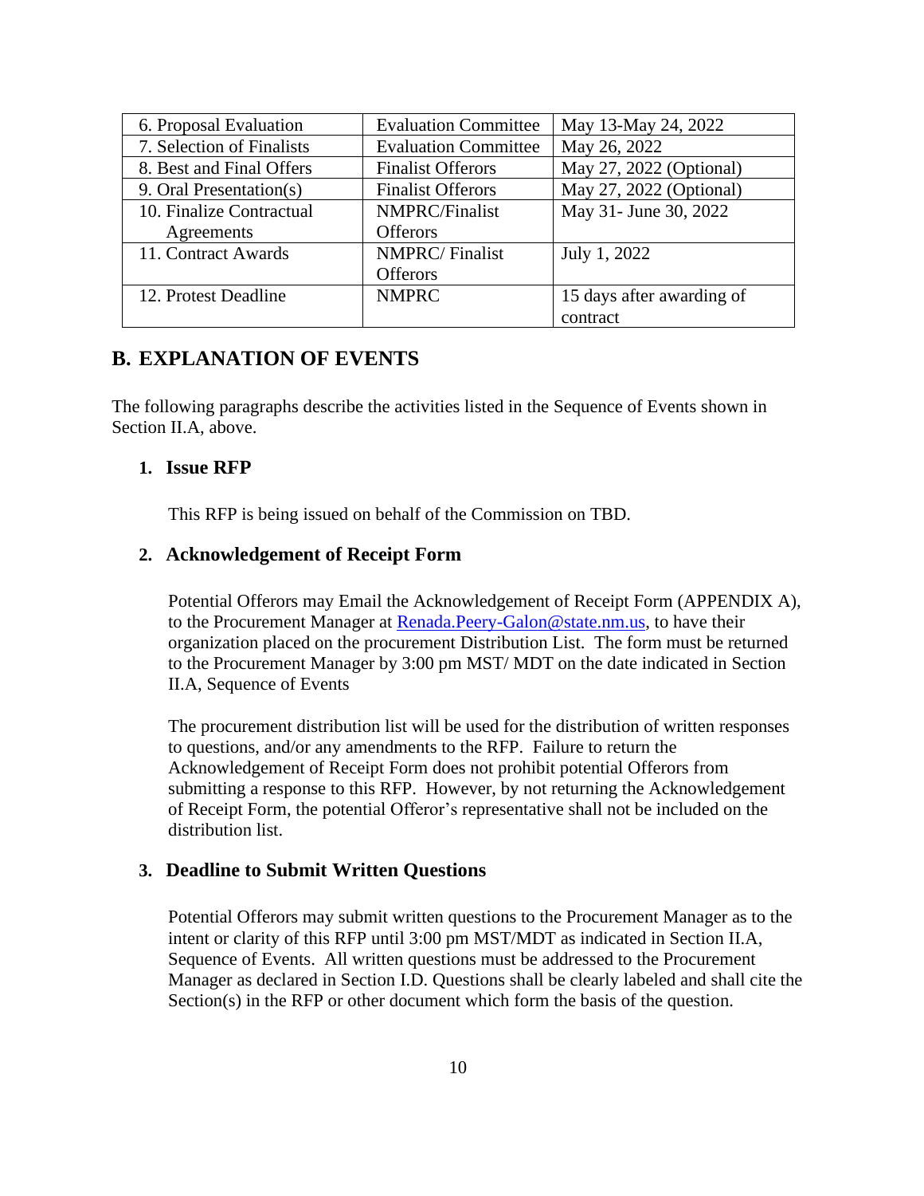| 6. Proposal Evaluation | Evaluation Committee | May 13-May 24, 2022 |
|---|---|---|
| 7. Selection of Finalists | Evaluation Committee | May 26, 2022 |
| 8. Best and Final Offers | Finalist Offerors | May 27, 2022 (Optional) |
| 9. Oral Presentation(s) | Finalist Offerors | May 27, 2022 (Optional) |
| 10. Finalize Contractual Agreements | NMPRC/Finalist Offerors | May 31- June 30, 2022 |
| 11. Contract Awards | NMPRC/ Finalist Offerors | July 1, 2022 |
| 12. Protest Deadline | NMPRC | 15 days after awarding of contract |

## B. EXPLANATION OF EVENTS

The following paragraphs describe the activities listed in the Sequence of Events shown in Section II.A, above.

### 1. Issue RFP

This RFP is being issued on behalf of the Commission on TBD.

### 2. Acknowledgement of Receipt Form

Potential Offerors may Email the Acknowledgement of Receipt Form (APPENDIX A), to the Procurement Manager at Renada.Peery-Galon@state.nm.us, to have their organization placed on the procurement Distribution List. The form must be returned to the Procurement Manager by 3:00 pm MST/ MDT on the date indicated in Section II.A, Sequence of Events

The procurement distribution list will be used for the distribution of written responses to questions, and/or any amendments to the RFP. Failure to return the Acknowledgement of Receipt Form does not prohibit potential Offerors from submitting a response to this RFP. However, by not returning the Acknowledgement of Receipt Form, the potential Offeror's representative shall not be included on the distribution list.

### 3. Deadline to Submit Written Questions

Potential Offerors may submit written questions to the Procurement Manager as to the intent or clarity of this RFP until 3:00 pm MST/MDT as indicated in Section II.A, Sequence of Events. All written questions must be addressed to the Procurement Manager as declared in Section I.D. Questions shall be clearly labeled and shall cite the Section(s) in the RFP or other document which form the basis of the question.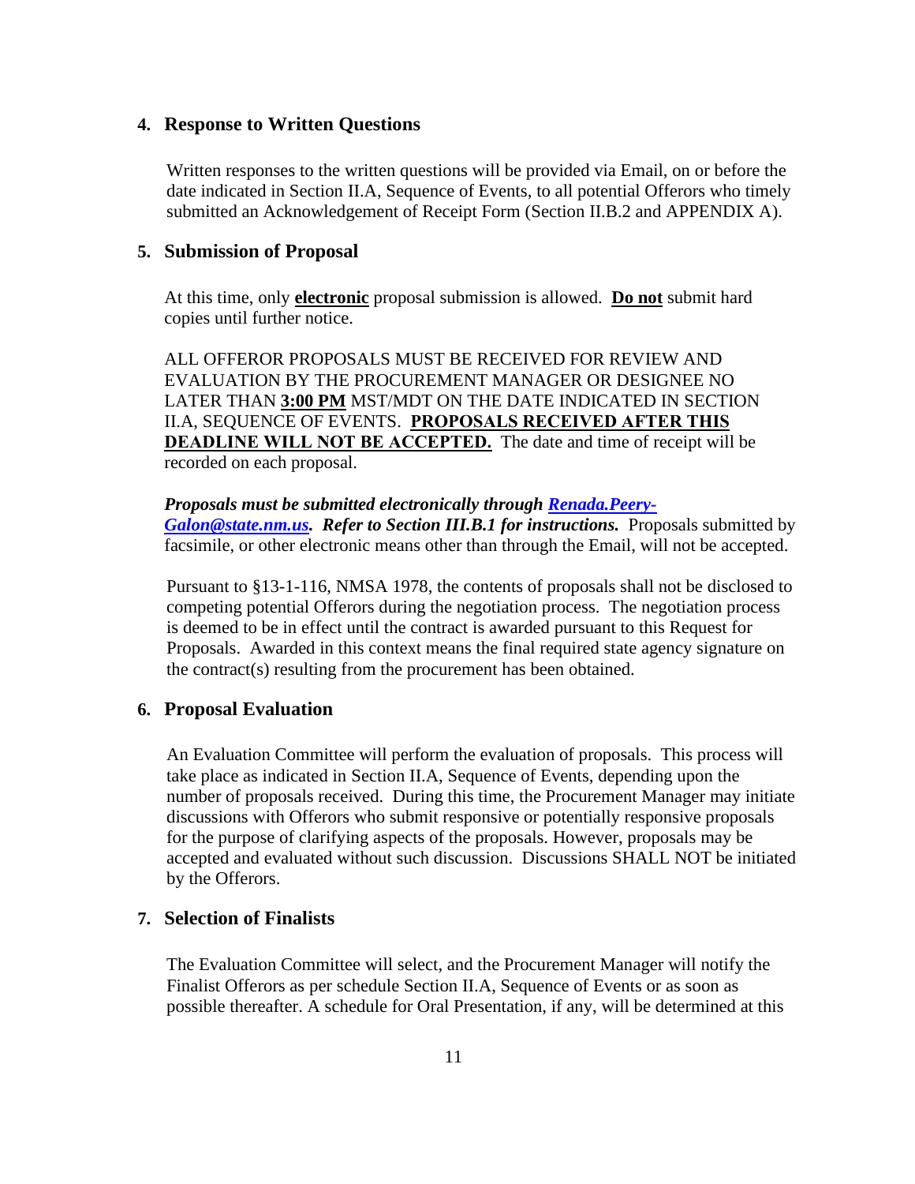### 4. Response to Written Questions

Written responses to the written questions will be provided via Email, on or before the date indicated in Section II.A, Sequence of Events, to all potential Offerors who timely submitted an Acknowledgement of Receipt Form (Section II.B.2 and APPENDIX A).

### 5. Submission of Proposal

At this time, only **electronic** proposal submission is allowed. **Do not** submit hard copies until further notice.

ALL OFFEROR PROPOSALS MUST BE RECEIVED FOR REVIEW AND EVALUATION BY THE PROCUREMENT MANAGER OR DESIGNEE NO LATER THAN **3:00 PM** MST/MDT ON THE DATE INDICATED IN SECTION II.A, SEQUENCE OF EVENTS. **PROPOSALS RECEIVED AFTER THIS DEADLINE WILL NOT BE ACCEPTED.** The date and time of receipt will be recorded on each proposal.

***Proposals must be submitted electronically through [Renada.Peery-Galon@state.nm.us](mailto:Renada.Peery-Galon@state.nm.us). Refer to Section III.B.1 for instructions.*** Proposals submitted by facsimile, or other electronic means other than through the Email, will not be accepted.

Pursuant to §13-1-116, NMSA 1978, the contents of proposals shall not be disclosed to competing potential Offerors during the negotiation process. The negotiation process is deemed to be in effect until the contract is awarded pursuant to this Request for Proposals. Awarded in this context means the final required state agency signature on the contract(s) resulting from the procurement has been obtained.

### 6. Proposal Evaluation

An Evaluation Committee will perform the evaluation of proposals. This process will take place as indicated in Section II.A, Sequence of Events, depending upon the number of proposals received. During this time, the Procurement Manager may initiate discussions with Offerors who submit responsive or potentially responsive proposals for the purpose of clarifying aspects of the proposals. However, proposals may be accepted and evaluated without such discussion. Discussions SHALL NOT be initiated by the Offerors.

### 7. Selection of Finalists

The Evaluation Committee will select, and the Procurement Manager will notify the Finalist Offerors as per schedule Section II.A, Sequence of Events or as soon as possible thereafter. A schedule for Oral Presentation, if any, will be determined at this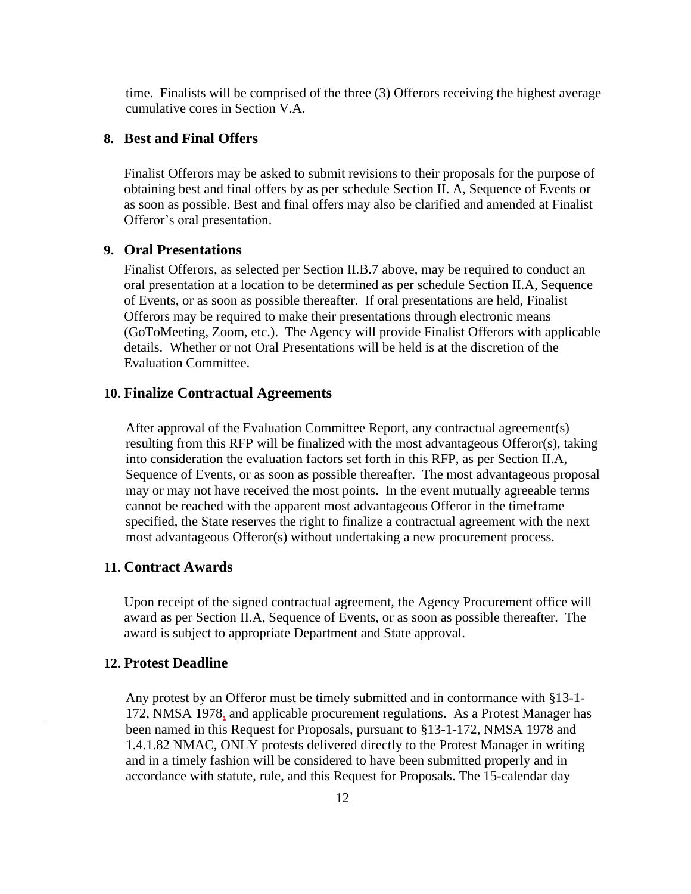time. Finalists will be comprised of the three (3) Offerors receiving the highest average cumulative cores in Section V.A.

**8. Best and Final Offers**

Finalist Offerors may be asked to submit revisions to their proposals for the purpose of obtaining best and final offers by as per schedule Section II. A, Sequence of Events or as soon as possible. Best and final offers may also be clarified and amended at Finalist Offeror's oral presentation.

**9. Oral Presentations**

Finalist Offerors, as selected per Section II.B.7 above, may be required to conduct an oral presentation at a location to be determined as per schedule Section II.A, Sequence of Events, or as soon as possible thereafter. If oral presentations are held, Finalist Offerors may be required to make their presentations through electronic means (GoToMeeting, Zoom, etc.). The Agency will provide Finalist Offerors with applicable details. Whether or not Oral Presentations will be held is at the discretion of the Evaluation Committee.

**10. Finalize Contractual Agreements**

After approval of the Evaluation Committee Report, any contractual agreement(s) resulting from this RFP will be finalized with the most advantageous Offeror(s), taking into consideration the evaluation factors set forth in this RFP, as per Section II.A, Sequence of Events, or as soon as possible thereafter. The most advantageous proposal may or may not have received the most points. In the event mutually agreeable terms cannot be reached with the apparent most advantageous Offeror in the timeframe specified, the State reserves the right to finalize a contractual agreement with the next most advantageous Offeror(s) without undertaking a new procurement process.

**11. Contract Awards**

Upon receipt of the signed contractual agreement, the Agency Procurement office will award as per Section II.A, Sequence of Events, or as soon as possible thereafter. The award is subject to appropriate Department and State approval.

**12. Protest Deadline**

Any protest by an Offeror must be timely submitted and in conformance with §13-1-172, NMSA 1978, and applicable procurement regulations. As a Protest Manager has been named in this Request for Proposals, pursuant to §13-1-172, NMSA 1978 and 1.4.1.82 NMAC, ONLY protests delivered directly to the Protest Manager in writing and in a timely fashion will be considered to have been submitted properly and in accordance with statute, rule, and this Request for Proposals. The 15-calendar day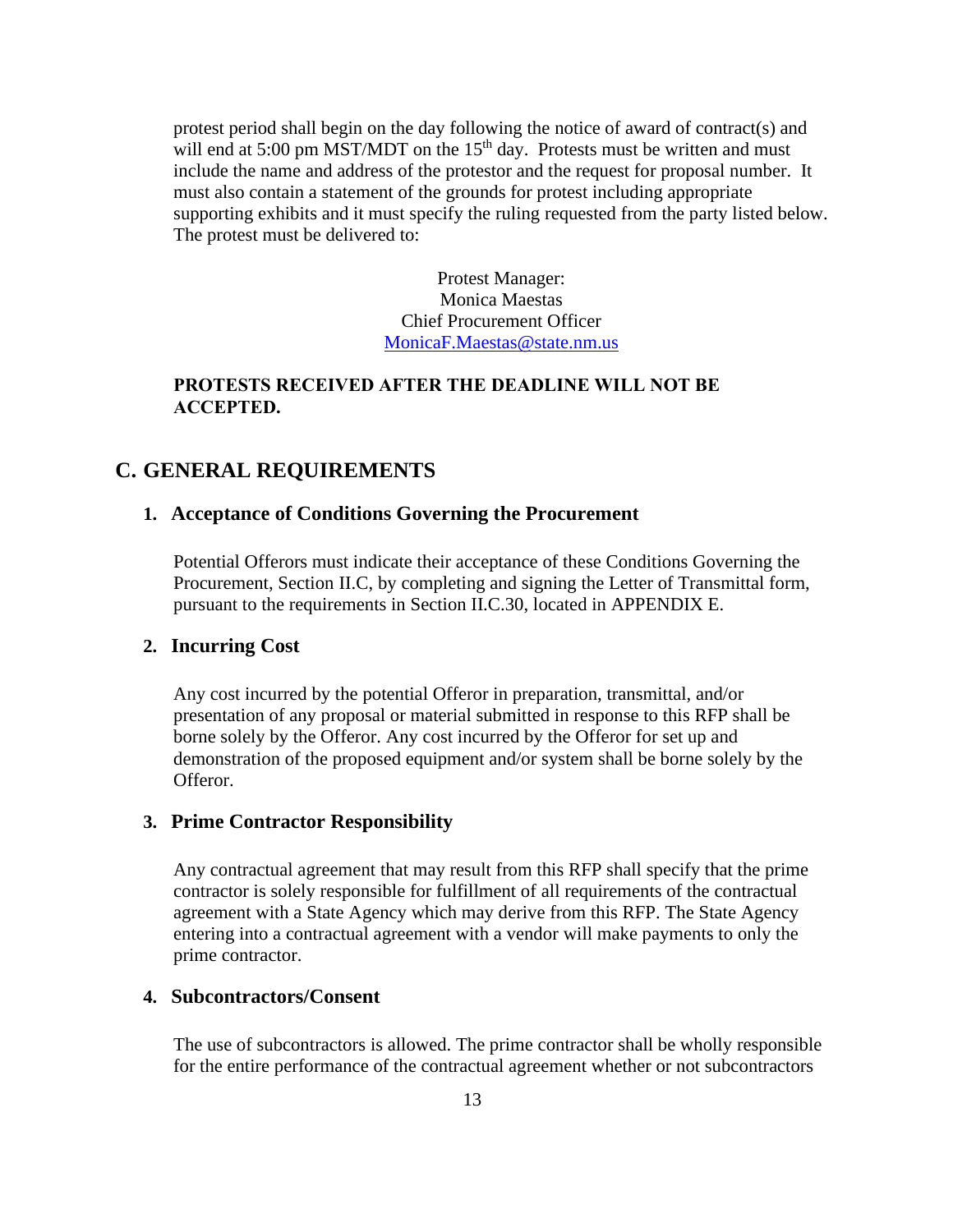protest period shall begin on the day following the notice of award of contract(s) and will end at 5:00 pm MST/MDT on the 15th day. Protests must be written and must include the name and address of the protestor and the request for proposal number. It must also contain a statement of the grounds for protest including appropriate supporting exhibits and it must specify the ruling requested from the party listed below. The protest must be delivered to:

Protest Manager:
Monica Maestas
Chief Procurement Officer
MonicaF.Maestas@state.nm.us

**PROTESTS RECEIVED AFTER THE DEADLINE WILL NOT BE ACCEPTED.**

## C. GENERAL REQUIREMENTS

### 1. Acceptance of Conditions Governing the Procurement

Potential Offerors must indicate their acceptance of these Conditions Governing the Procurement, Section II.C, by completing and signing the Letter of Transmittal form, pursuant to the requirements in Section II.C.30, located in APPENDIX E.

### 2. Incurring Cost

Any cost incurred by the potential Offeror in preparation, transmittal, and/or presentation of any proposal or material submitted in response to this RFP shall be borne solely by the Offeror. Any cost incurred by the Offeror for set up and demonstration of the proposed equipment and/or system shall be borne solely by the Offeror.

### 3. Prime Contractor Responsibility

Any contractual agreement that may result from this RFP shall specify that the prime contractor is solely responsible for fulfillment of all requirements of the contractual agreement with a State Agency which may derive from this RFP. The State Agency entering into a contractual agreement with a vendor will make payments to only the prime contractor.

### 4. Subcontractors/Consent

The use of subcontractors is allowed. The prime contractor shall be wholly responsible for the entire performance of the contractual agreement whether or not subcontractors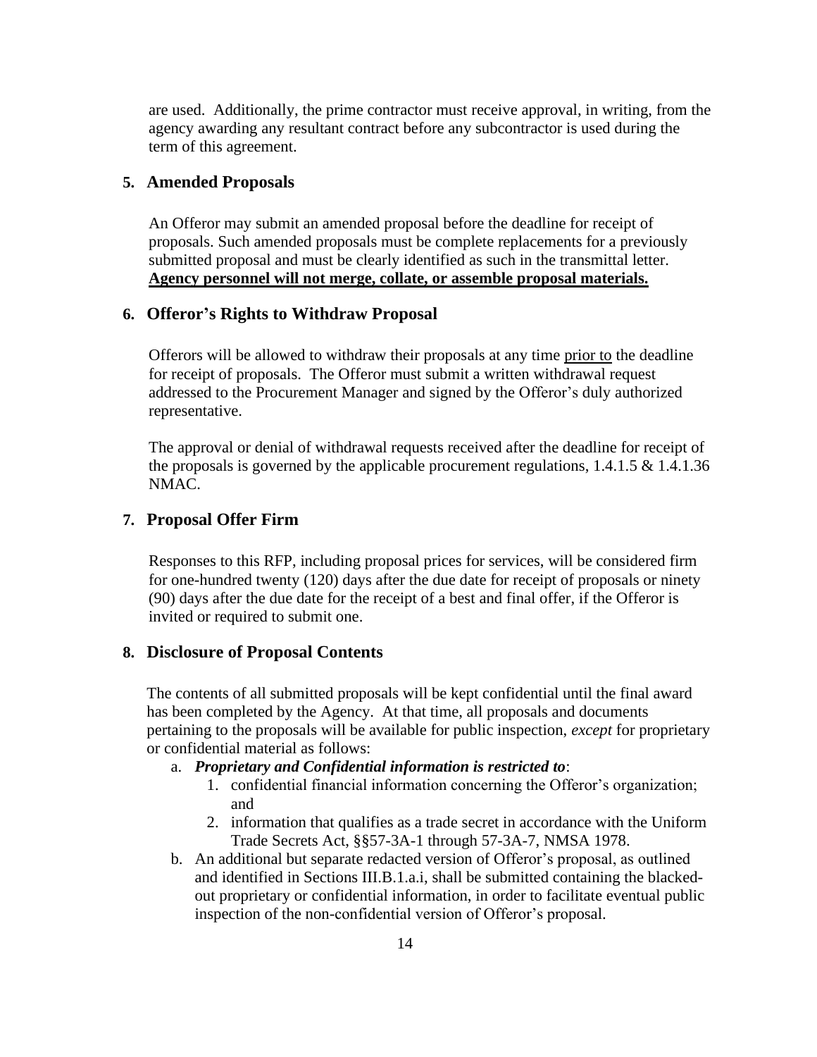are used. Additionally, the prime contractor must receive approval, in writing, from the agency awarding any resultant contract before any subcontractor is used during the term of this agreement.

### 5. Amended Proposals

An Offeror may submit an amended proposal before the deadline for receipt of proposals. Such amended proposals must be complete replacements for a previously submitted proposal and must be clearly identified as such in the transmittal letter. **<u>Agency personnel will not merge, collate, or assemble proposal materials.</u>**

### 6. Offeror's Rights to Withdraw Proposal

Offerors will be allowed to withdraw their proposals at any time <u>prior to</u> the deadline for receipt of proposals. The Offeror must submit a written withdrawal request addressed to the Procurement Manager and signed by the Offeror's duly authorized representative.

The approval or denial of withdrawal requests received after the deadline for receipt of the proposals is governed by the applicable procurement regulations, 1.4.1.5 & 1.4.1.36 NMAC.

### 7. Proposal Offer Firm

Responses to this RFP, including proposal prices for services, will be considered firm for one-hundred twenty (120) days after the due date for receipt of proposals or ninety (90) days after the due date for the receipt of a best and final offer, if the Offeror is invited or required to submit one.

### 8. Disclosure of Proposal Contents

The contents of all submitted proposals will be kept confidential until the final award has been completed by the Agency. At that time, all proposals and documents pertaining to the proposals will be available for public inspection, *except* for proprietary or confidential material as follows:

a. ***Proprietary and Confidential information is restricted to***:
    1. confidential financial information concerning the Offeror's organization; and
    2. information that qualifies as a trade secret in accordance with the Uniform Trade Secrets Act, §§57-3A-1 through 57-3A-7, NMSA 1978.

b. An additional but separate redacted version of Offeror's proposal, as outlined and identified in Sections III.B.1.a.i, shall be submitted containing the blacked-out proprietary or confidential information, in order to facilitate eventual public inspection of the non-confidential version of Offeror's proposal.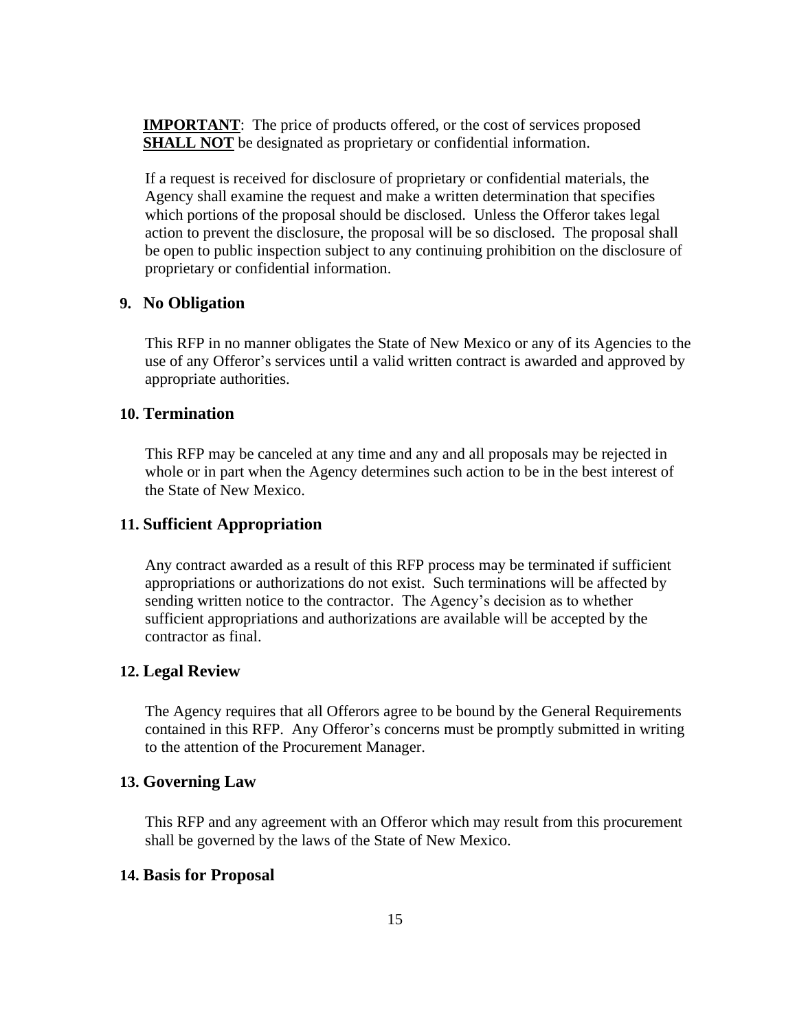**IMPORTANT**: The price of products offered, or the cost of services proposed **SHALL NOT** be designated as proprietary or confidential information.

If a request is received for disclosure of proprietary or confidential materials, the Agency shall examine the request and make a written determination that specifies which portions of the proposal should be disclosed. Unless the Offeror takes legal action to prevent the disclosure, the proposal will be so disclosed. The proposal shall be open to public inspection subject to any continuing prohibition on the disclosure of proprietary or confidential information.

### 9. No Obligation

This RFP in no manner obligates the State of New Mexico or any of its Agencies to the use of any Offeror's services until a valid written contract is awarded and approved by appropriate authorities.

### 10. Termination

This RFP may be canceled at any time and any and all proposals may be rejected in whole or in part when the Agency determines such action to be in the best interest of the State of New Mexico.

### 11. Sufficient Appropriation

Any contract awarded as a result of this RFP process may be terminated if sufficient appropriations or authorizations do not exist. Such terminations will be affected by sending written notice to the contractor. The Agency's decision as to whether sufficient appropriations and authorizations are available will be accepted by the contractor as final.

### 12. Legal Review

The Agency requires that all Offerors agree to be bound by the General Requirements contained in this RFP. Any Offeror's concerns must be promptly submitted in writing to the attention of the Procurement Manager.

### 13. Governing Law

This RFP and any agreement with an Offeror which may result from this procurement shall be governed by the laws of the State of New Mexico.

### 14. Basis for Proposal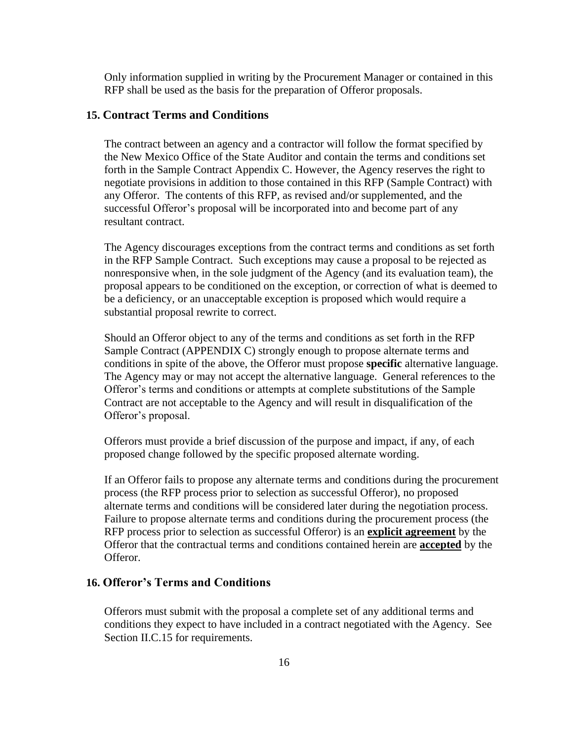Only information supplied in writing by the Procurement Manager or contained in this RFP shall be used as the basis for the preparation of Offeror proposals.

### 15. Contract Terms and Conditions

The contract between an agency and a contractor will follow the format specified by the New Mexico Office of the State Auditor and contain the terms and conditions set forth in the Sample Contract Appendix C. However, the Agency reserves the right to negotiate provisions in addition to those contained in this RFP (Sample Contract) with any Offeror. The contents of this RFP, as revised and/or supplemented, and the successful Offeror's proposal will be incorporated into and become part of any resultant contract.

The Agency discourages exceptions from the contract terms and conditions as set forth in the RFP Sample Contract. Such exceptions may cause a proposal to be rejected as nonresponsive when, in the sole judgment of the Agency (and its evaluation team), the proposal appears to be conditioned on the exception, or correction of what is deemed to be a deficiency, or an unacceptable exception is proposed which would require a substantial proposal rewrite to correct.

Should an Offeror object to any of the terms and conditions as set forth in the RFP Sample Contract (APPENDIX C) strongly enough to propose alternate terms and conditions in spite of the above, the Offeror must propose **specific** alternative language. The Agency may or may not accept the alternative language. General references to the Offeror's terms and conditions or attempts at complete substitutions of the Sample Contract are not acceptable to the Agency and will result in disqualification of the Offeror's proposal.

Offerors must provide a brief discussion of the purpose and impact, if any, of each proposed change followed by the specific proposed alternate wording.

If an Offeror fails to propose any alternate terms and conditions during the procurement process (the RFP process prior to selection as successful Offeror), no proposed alternate terms and conditions will be considered later during the negotiation process. Failure to propose alternate terms and conditions during the procurement process (the RFP process prior to selection as successful Offeror) is an **explicit agreement** by the Offeror that the contractual terms and conditions contained herein are **accepted** by the Offeror.

### 16. Offeror's Terms and Conditions

Offerors must submit with the proposal a complete set of any additional terms and conditions they expect to have included in a contract negotiated with the Agency. See Section II.C.15 for requirements.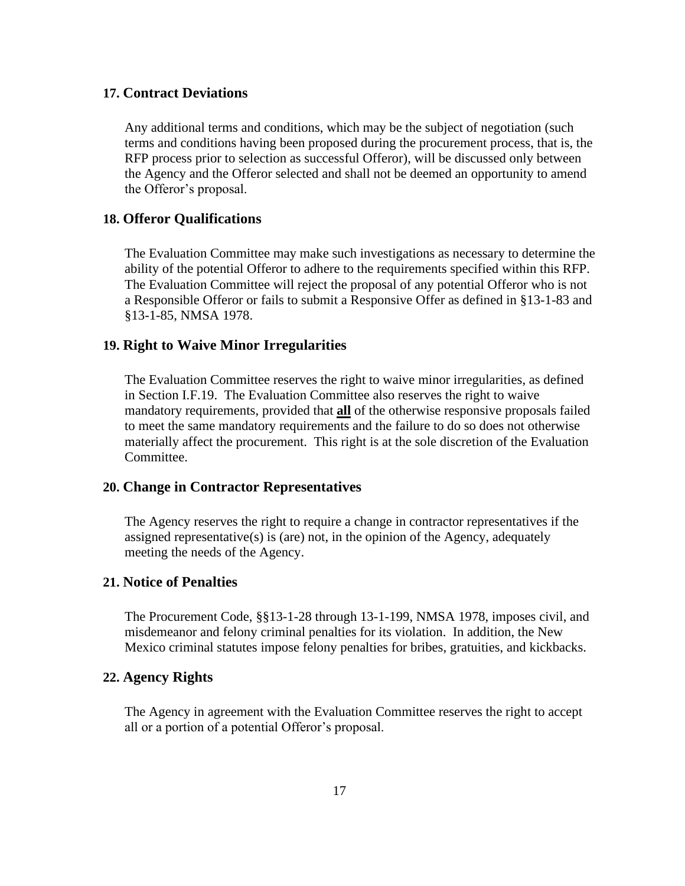### 17. Contract Deviations

Any additional terms and conditions, which may be the subject of negotiation (such terms and conditions having been proposed during the procurement process, that is, the RFP process prior to selection as successful Offeror), will be discussed only between the Agency and the Offeror selected and shall not be deemed an opportunity to amend the Offeror's proposal.

### 18. Offeror Qualifications

The Evaluation Committee may make such investigations as necessary to determine the ability of the potential Offeror to adhere to the requirements specified within this RFP. The Evaluation Committee will reject the proposal of any potential Offeror who is not a Responsible Offeror or fails to submit a Responsive Offer as defined in §13-1-83 and §13-1-85, NMSA 1978.

### 19. Right to Waive Minor Irregularities

The Evaluation Committee reserves the right to waive minor irregularities, as defined in Section I.F.19. The Evaluation Committee also reserves the right to waive mandatory requirements, provided that **all** of the otherwise responsive proposals failed to meet the same mandatory requirements and the failure to do so does not otherwise materially affect the procurement. This right is at the sole discretion of the Evaluation Committee.

### 20. Change in Contractor Representatives

The Agency reserves the right to require a change in contractor representatives if the assigned representative(s) is (are) not, in the opinion of the Agency, adequately meeting the needs of the Agency.

### 21. Notice of Penalties

The Procurement Code, §§13-1-28 through 13-1-199, NMSA 1978, imposes civil, and misdemeanor and felony criminal penalties for its violation. In addition, the New Mexico criminal statutes impose felony penalties for bribes, gratuities, and kickbacks.

### 22. Agency Rights

The Agency in agreement with the Evaluation Committee reserves the right to accept all or a portion of a potential Offeror's proposal.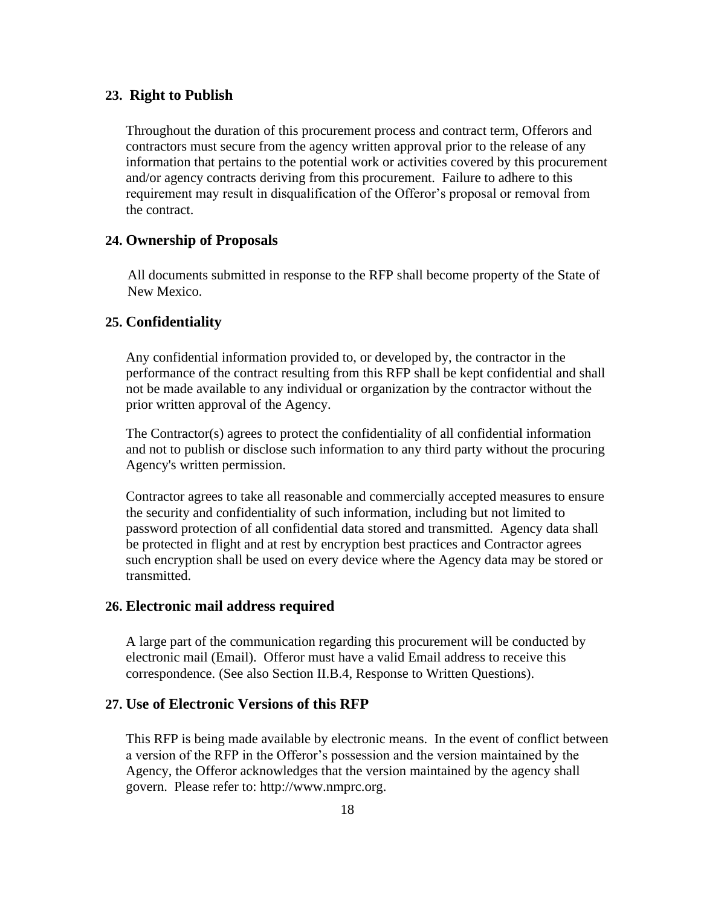### 23. Right to Publish

Throughout the duration of this procurement process and contract term, Offerors and contractors must secure from the agency written approval prior to the release of any information that pertains to the potential work or activities covered by this procurement and/or agency contracts deriving from this procurement. Failure to adhere to this requirement may result in disqualification of the Offeror's proposal or removal from the contract.

### 24. Ownership of Proposals

All documents submitted in response to the RFP shall become property of the State of New Mexico.

### 25. Confidentiality

Any confidential information provided to, or developed by, the contractor in the performance of the contract resulting from this RFP shall be kept confidential and shall not be made available to any individual or organization by the contractor without the prior written approval of the Agency.

The Contractor(s) agrees to protect the confidentiality of all confidential information and not to publish or disclose such information to any third party without the procuring Agency's written permission.

Contractor agrees to take all reasonable and commercially accepted measures to ensure the security and confidentiality of such information, including but not limited to password protection of all confidential data stored and transmitted. Agency data shall be protected in flight and at rest by encryption best practices and Contractor agrees such encryption shall be used on every device where the Agency data may be stored or transmitted.

### 26. Electronic mail address required

A large part of the communication regarding this procurement will be conducted by electronic mail (Email). Offeror must have a valid Email address to receive this correspondence. (See also Section II.B.4, Response to Written Questions).

### 27. Use of Electronic Versions of this RFP

This RFP is being made available by electronic means. In the event of conflict between a version of the RFP in the Offeror's possession and the version maintained by the Agency, the Offeror acknowledges that the version maintained by the agency shall govern. Please refer to: http://www.nmprc.org.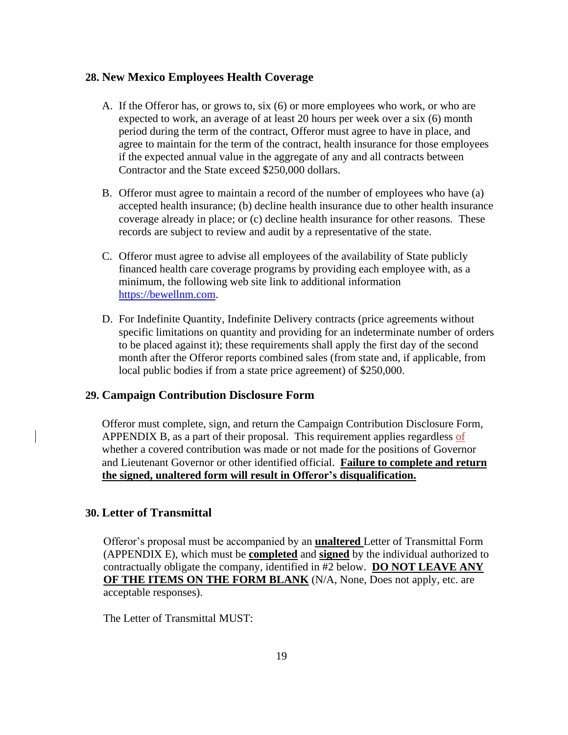## 28. New Mexico Employees Health Coverage

A. If the Offeror has, or grows to, six (6) or more employees who work, or who are expected to work, an average of at least 20 hours per week over a six (6) month period during the term of the contract, Offeror must agree to have in place, and agree to maintain for the term of the contract, health insurance for those employees if the expected annual value in the aggregate of any and all contracts between Contractor and the State exceed $250,000 dollars.

B. Offeror must agree to maintain a record of the number of employees who have (a) accepted health insurance; (b) decline health insurance due to other health insurance coverage already in place; or (c) decline health insurance for other reasons. These records are subject to review and audit by a representative of the state.

C. Offeror must agree to advise all employees of the availability of State publicly financed health care coverage programs by providing each employee with, as a minimum, the following web site link to additional information https://bewellnm.com.

D. For Indefinite Quantity, Indefinite Delivery contracts (price agreements without specific limitations on quantity and providing for an indeterminate number of orders to be placed against it); these requirements shall apply the first day of the second month after the Offeror reports combined sales (from state and, if applicable, from local public bodies if from a state price agreement) of $250,000.

## 29. Campaign Contribution Disclosure Form

Offeror must complete, sign, and return the Campaign Contribution Disclosure Form, APPENDIX B, as a part of their proposal. This requirement applies regardless of whether a covered contribution was made or not made for the positions of Governor and Lieutenant Governor or other identified official. **Failure to complete and return the signed, unaltered form will result in Offeror's disqualification.**

## 30. Letter of Transmittal

Offeror's proposal must be accompanied by an **unaltered** Letter of Transmittal Form (APPENDIX E), which must be **completed** and **signed** by the individual authorized to contractually obligate the company, identified in #2 below. **DO NOT LEAVE ANY OF THE ITEMS ON THE FORM BLANK** (N/A, None, Does not apply, etc. are acceptable responses).

The Letter of Transmittal MUST: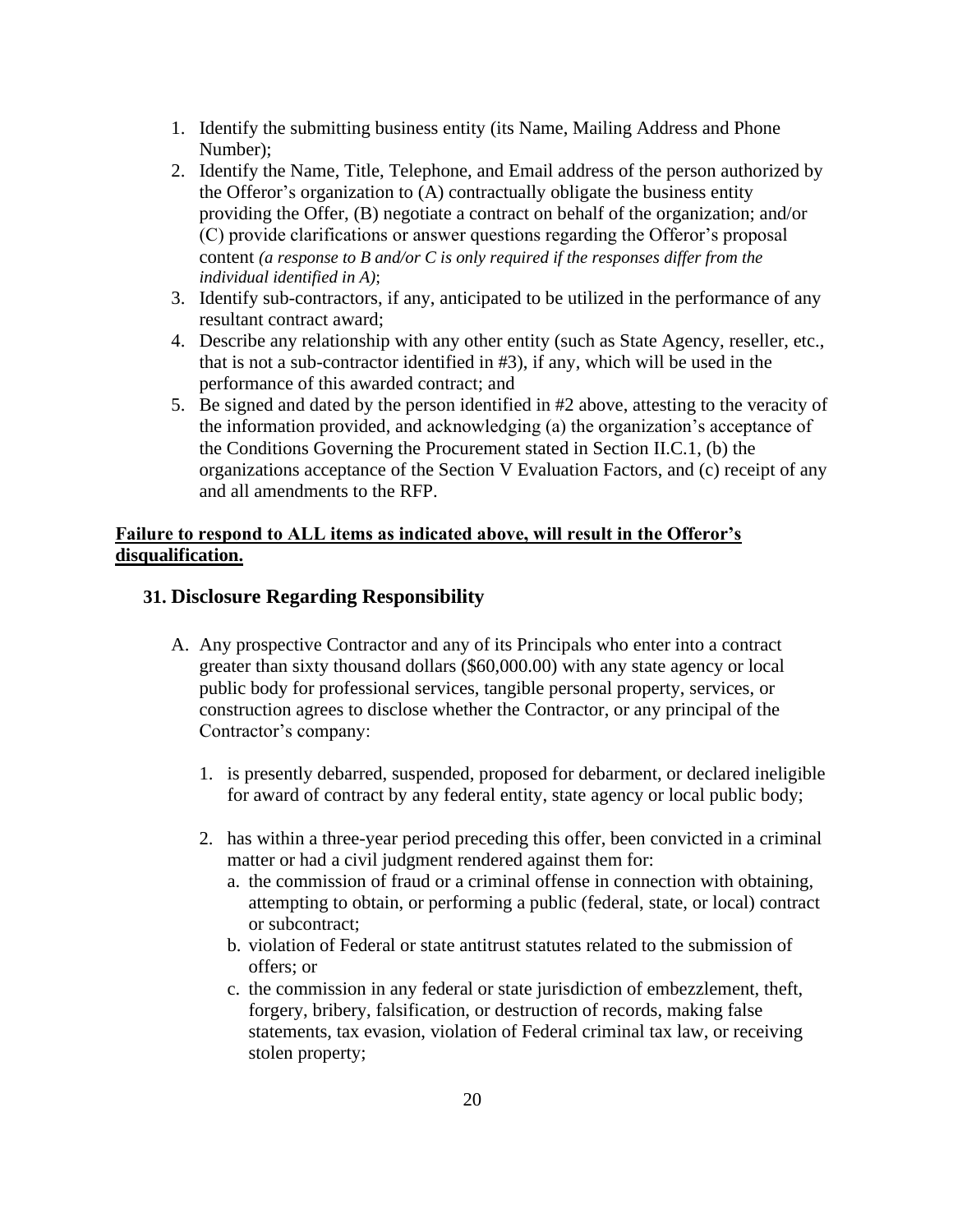1. Identify the submitting business entity (its Name, Mailing Address and Phone Number);
2. Identify the Name, Title, Telephone, and Email address of the person authorized by the Offeror's organization to (A) contractually obligate the business entity providing the Offer, (B) negotiate a contract on behalf of the organization; and/or (C) provide clarifications or answer questions regarding the Offeror's proposal content *(a response to B and/or C is only required if the responses differ from the individual identified in A)*;
3. Identify sub-contractors, if any, anticipated to be utilized in the performance of any resultant contract award;
4. Describe any relationship with any other entity (such as State Agency, reseller, etc., that is not a sub-contractor identified in #3), if any, which will be used in the performance of this awarded contract; and
5. Be signed and dated by the person identified in #2 above, attesting to the veracity of the information provided, and acknowledging (a) the organization's acceptance of the Conditions Governing the Procurement stated in Section II.C.1, (b) the organizations acceptance of the Section V Evaluation Factors, and (c) receipt of any and all amendments to the RFP.

**Failure to respond to ALL items as indicated above, will result in the Offeror's disqualification.**

## 31. Disclosure Regarding Responsibility

A. Any prospective Contractor and any of its Principals who enter into a contract greater than sixty thousand dollars ($60,000.00) with any state agency or local public body for professional services, tangible personal property, services, or construction agrees to disclose whether the Contractor, or any principal of the Contractor's company:

   1. is presently debarred, suspended, proposed for debarment, or declared ineligible for award of contract by any federal entity, state agency or local public body;

   2. has within a three-year period preceding this offer, been convicted in a criminal matter or had a civil judgment rendered against them for:
      a. the commission of fraud or a criminal offense in connection with obtaining, attempting to obtain, or performing a public (federal, state, or local) contract or subcontract;
      b. violation of Federal or state antitrust statutes related to the submission of offers; or
      c. the commission in any federal or state jurisdiction of embezzlement, theft, forgery, bribery, falsification, or destruction of records, making false statements, tax evasion, violation of Federal criminal tax law, or receiving stolen property;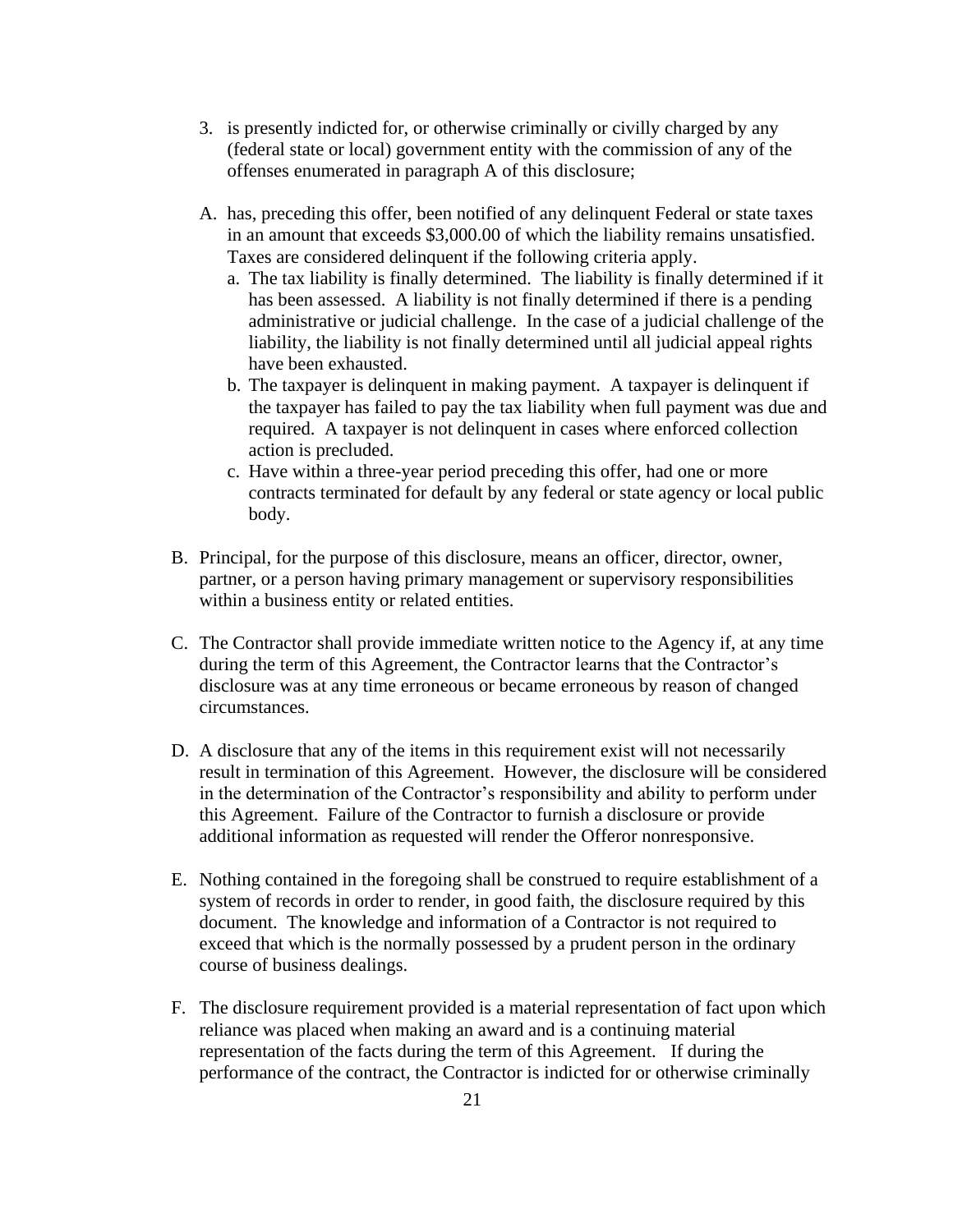3. is presently indicted for, or otherwise criminally or civilly charged by any (federal state or local) government entity with the commission of any of the offenses enumerated in paragraph A of this disclosure;

A. has, preceding this offer, been notified of any delinquent Federal or state taxes in an amount that exceeds $3,000.00 of which the liability remains unsatisfied. Taxes are considered delinquent if the following criteria apply.
   a. The tax liability is finally determined. The liability is finally determined if it has been assessed. A liability is not finally determined if there is a pending administrative or judicial challenge. In the case of a judicial challenge of the liability, the liability is not finally determined until all judicial appeal rights have been exhausted.
   b. The taxpayer is delinquent in making payment. A taxpayer is delinquent if the taxpayer has failed to pay the tax liability when full payment was due and required. A taxpayer is not delinquent in cases where enforced collection action is precluded.
   c. Have within a three-year period preceding this offer, had one or more contracts terminated for default by any federal or state agency or local public body.

B. Principal, for the purpose of this disclosure, means an officer, director, owner, partner, or a person having primary management or supervisory responsibilities within a business entity or related entities.

C. The Contractor shall provide immediate written notice to the Agency if, at any time during the term of this Agreement, the Contractor learns that the Contractor's disclosure was at any time erroneous or became erroneous by reason of changed circumstances.

D. A disclosure that any of the items in this requirement exist will not necessarily result in termination of this Agreement. However, the disclosure will be considered in the determination of the Contractor's responsibility and ability to perform under this Agreement. Failure of the Contractor to furnish a disclosure or provide additional information as requested will render the Offeror nonresponsive.

E. Nothing contained in the foregoing shall be construed to require establishment of a system of records in order to render, in good faith, the disclosure required by this document. The knowledge and information of a Contractor is not required to exceed that which is the normally possessed by a prudent person in the ordinary course of business dealings.

F. The disclosure requirement provided is a material representation of fact upon which reliance was placed when making an award and is a continuing material representation of the facts during the term of this Agreement. If during the performance of the contract, the Contractor is indicted for or otherwise criminally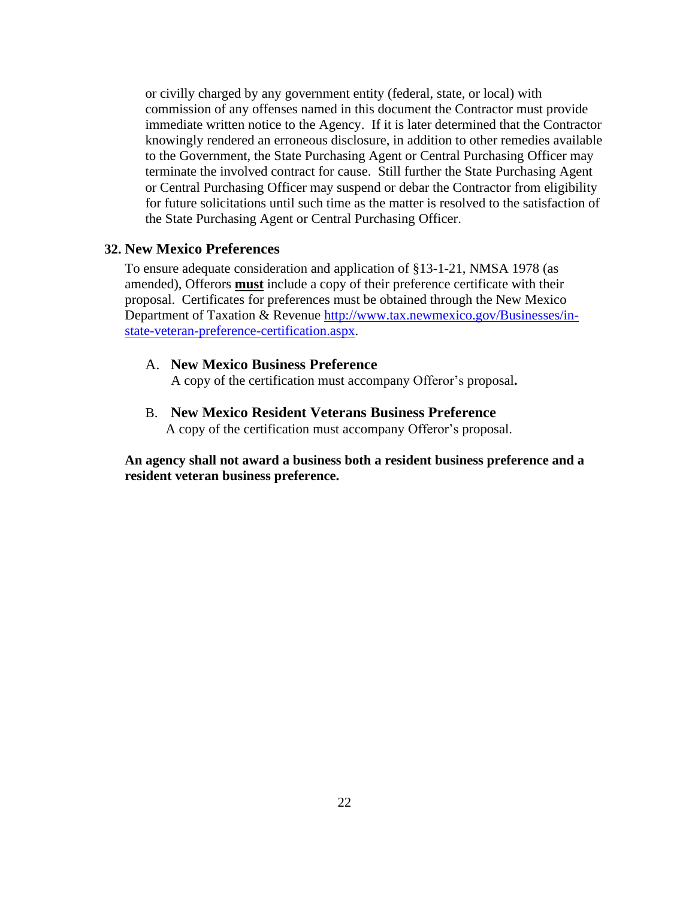or civilly charged by any government entity (federal, state, or local) with commission of any offenses named in this document the Contractor must provide immediate written notice to the Agency. If it is later determined that the Contractor knowingly rendered an erroneous disclosure, in addition to other remedies available to the Government, the State Purchasing Agent or Central Purchasing Officer may terminate the involved contract for cause. Still further the State Purchasing Agent or Central Purchasing Officer may suspend or debar the Contractor from eligibility for future solicitations until such time as the matter is resolved to the satisfaction of the State Purchasing Agent or Central Purchasing Officer.

## 32. New Mexico Preferences

To ensure adequate consideration and application of §13-1-21, NMSA 1978 (as amended), Offerors **must** include a copy of their preference certificate with their proposal. Certificates for preferences must be obtained through the New Mexico Department of Taxation & Revenue [http://www.tax.newmexico.gov/Businesses/in-state-veteran-preference-certification.aspx](http://www.tax.newmexico.gov/Businesses/in-state-veteran-preference-certification.aspx).

A. **New Mexico Business Preference**
A copy of the certification must accompany Offeror's proposal**.**

B. **New Mexico Resident Veterans Business Preference**
A copy of the certification must accompany Offeror's proposal.

**An agency shall not award a business both a resident business preference and a resident veteran business preference.**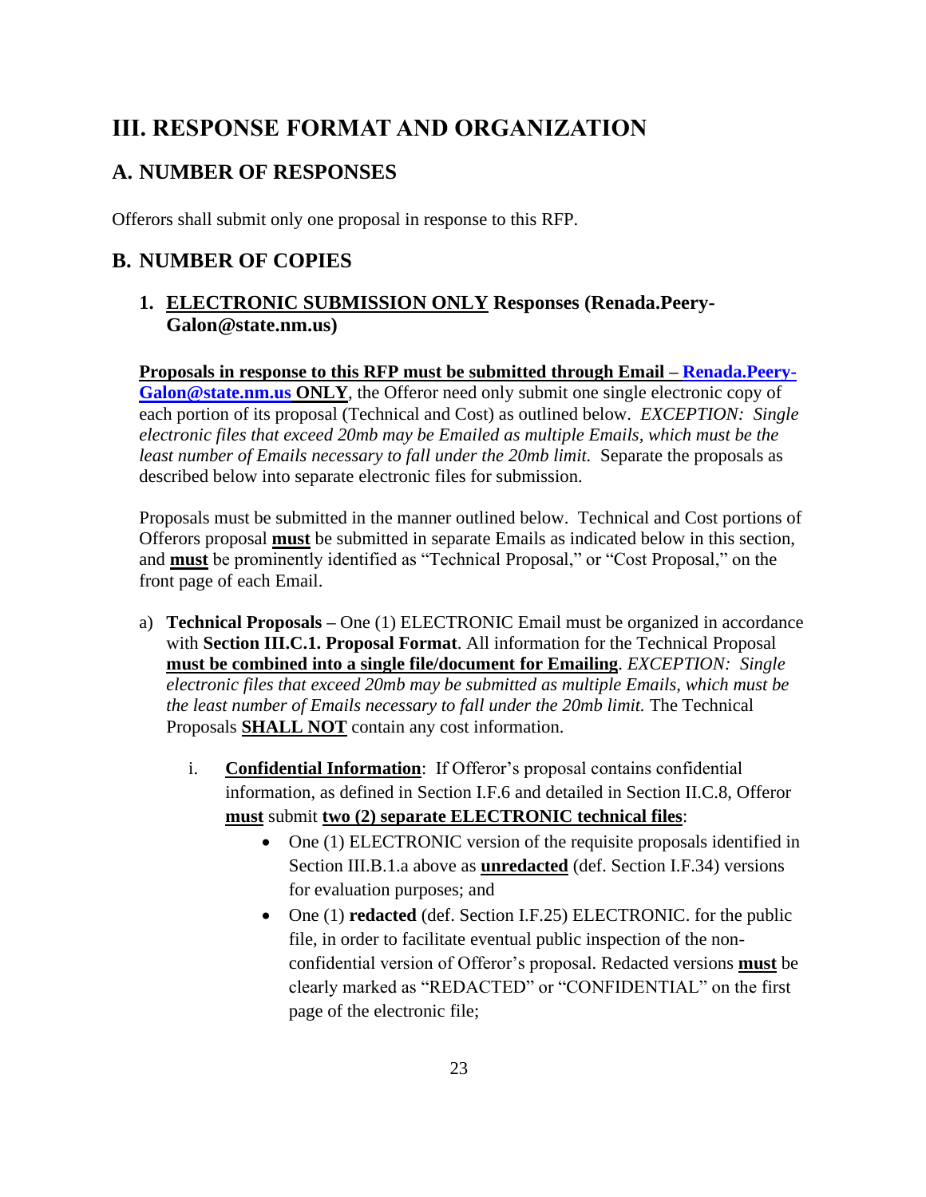# III. RESPONSE FORMAT AND ORGANIZATION

## A. NUMBER OF RESPONSES

Offerors shall submit only one proposal in response to this RFP.

## B. NUMBER OF COPIES

### 1. <u>ELECTRONIC SUBMISSION ONLY</u> Responses (Renada.Peery-Galon@state.nm.us)

**<u>Proposals in response to this RFP must be submitted through Email – Renada.Peery-Galon@state.nm.us ONLY</u>**, the Offeror need only submit one single electronic copy of each portion of its proposal (Technical and Cost) as outlined below. *EXCEPTION: Single electronic files that exceed 20mb may be Emailed as multiple Emails, which must be the least number of Emails necessary to fall under the 20mb limit.* Separate the proposals as described below into separate electronic files for submission.

Proposals must be submitted in the manner outlined below. Technical and Cost portions of Offerors proposal **<u>must</u>** be submitted in separate Emails as indicated below in this section, and **<u>must</u>** be prominently identified as "Technical Proposal," or "Cost Proposal," on the front page of each Email.

a) **Technical Proposals –** One (1) ELECTRONIC Email must be organized in accordance with **Section III.C.1. Proposal Format**. All information for the Technical Proposal **<u>must be combined into a single file/document for Emailing</u>**. *EXCEPTION: Single electronic files that exceed 20mb may be submitted as multiple Emails, which must be the least number of Emails necessary to fall under the 20mb limit.* The Technical Proposals **<u>SHALL NOT</u>** contain any cost information.

   i. **<u>Confidential Information</u>**: If Offeror's proposal contains confidential information, as defined in Section I.F.6 and detailed in Section II.C.8, Offeror **<u>must</u>** submit **<u>two (2) separate ELECTRONIC technical files</u>**:

      - One (1) ELECTRONIC version of the requisite proposals identified in Section III.B.1.a above as **<u>unredacted</u>** (def. Section I.F.34) versions for evaluation purposes; and
      - One (1) **redacted** (def. Section I.F.25) ELECTRONIC. for the public file, in order to facilitate eventual public inspection of the non-confidential version of Offeror's proposal. Redacted versions **<u>must</u>** be clearly marked as "REDACTED" or "CONFIDENTIAL" on the first page of the electronic file;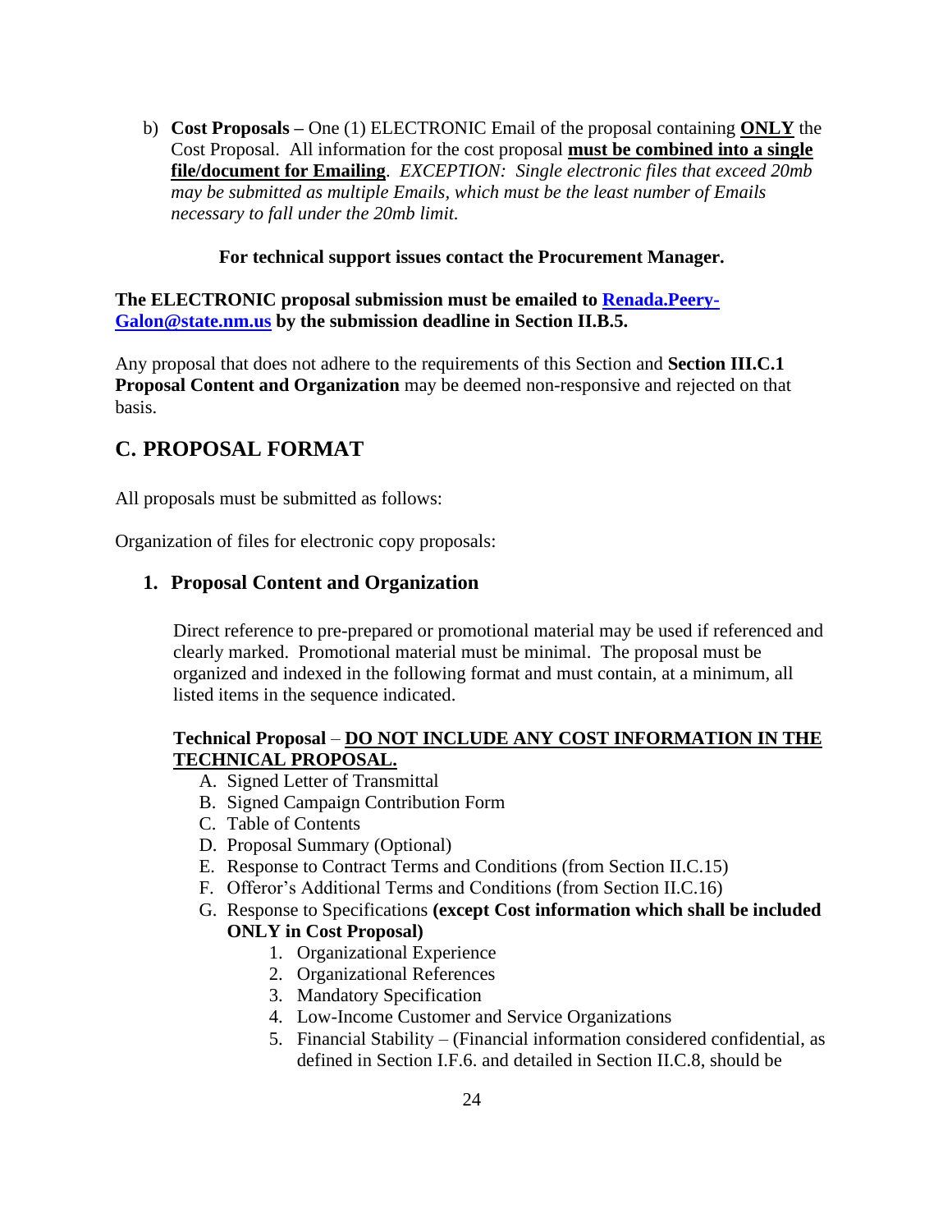b) **Cost Proposals –** One (1) ELECTRONIC Email of the proposal containing **ONLY** the Cost Proposal. All information for the cost proposal **must be combined into a single file/document for Emailing**. *EXCEPTION: Single electronic files that exceed 20mb may be submitted as multiple Emails, which must be the least number of Emails necessary to fall under the 20mb limit.*

**For technical support issues contact the Procurement Manager.**

**The ELECTRONIC proposal submission must be emailed to Renada.Peery-Galon@state.nm.us by the submission deadline in Section II.B.5.**

Any proposal that does not adhere to the requirements of this Section and **Section III.C.1 Proposal Content and Organization** may be deemed non-responsive and rejected on that basis.

## C. PROPOSAL FORMAT

All proposals must be submitted as follows:

Organization of files for electronic copy proposals:

### 1. Proposal Content and Organization

Direct reference to pre-prepared or promotional material may be used if referenced and clearly marked. Promotional material must be minimal. The proposal must be organized and indexed in the following format and must contain, at a minimum, all listed items in the sequence indicated.

**Technical Proposal** – **DO NOT INCLUDE ANY COST INFORMATION IN THE TECHNICAL PROPOSAL.**

A. Signed Letter of Transmittal
B. Signed Campaign Contribution Form
C. Table of Contents
D. Proposal Summary (Optional)
E. Response to Contract Terms and Conditions (from Section II.C.15)
F. Offeror's Additional Terms and Conditions (from Section II.C.16)
G. Response to Specifications **(except Cost information which shall be included ONLY in Cost Proposal)**
   1. Organizational Experience
   2. Organizational References
   3. Mandatory Specification
   4. Low-Income Customer and Service Organizations
   5. Financial Stability – (Financial information considered confidential, as defined in Section I.F.6. and detailed in Section II.C.8, should be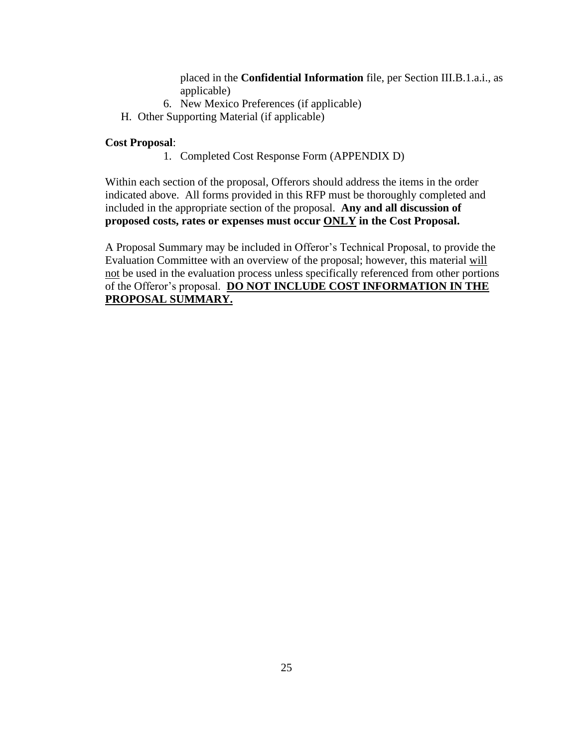placed in the **Confidential Information** file, per Section III.B.1.a.i., as applicable)

6. New Mexico Preferences (if applicable)

H. Other Supporting Material (if applicable)

**Cost Proposal**:

1. Completed Cost Response Form (APPENDIX D)

Within each section of the proposal, Offerors should address the items in the order indicated above. All forms provided in this RFP must be thoroughly completed and included in the appropriate section of the proposal. **Any and all discussion of proposed costs, rates or expenses must occur ONLY in the Cost Proposal.**

A Proposal Summary may be included in Offeror's Technical Proposal, to provide the Evaluation Committee with an overview of the proposal; however, this material will not be used in the evaluation process unless specifically referenced from other portions of the Offeror's proposal. **DO NOT INCLUDE COST INFORMATION IN THE PROPOSAL SUMMARY.**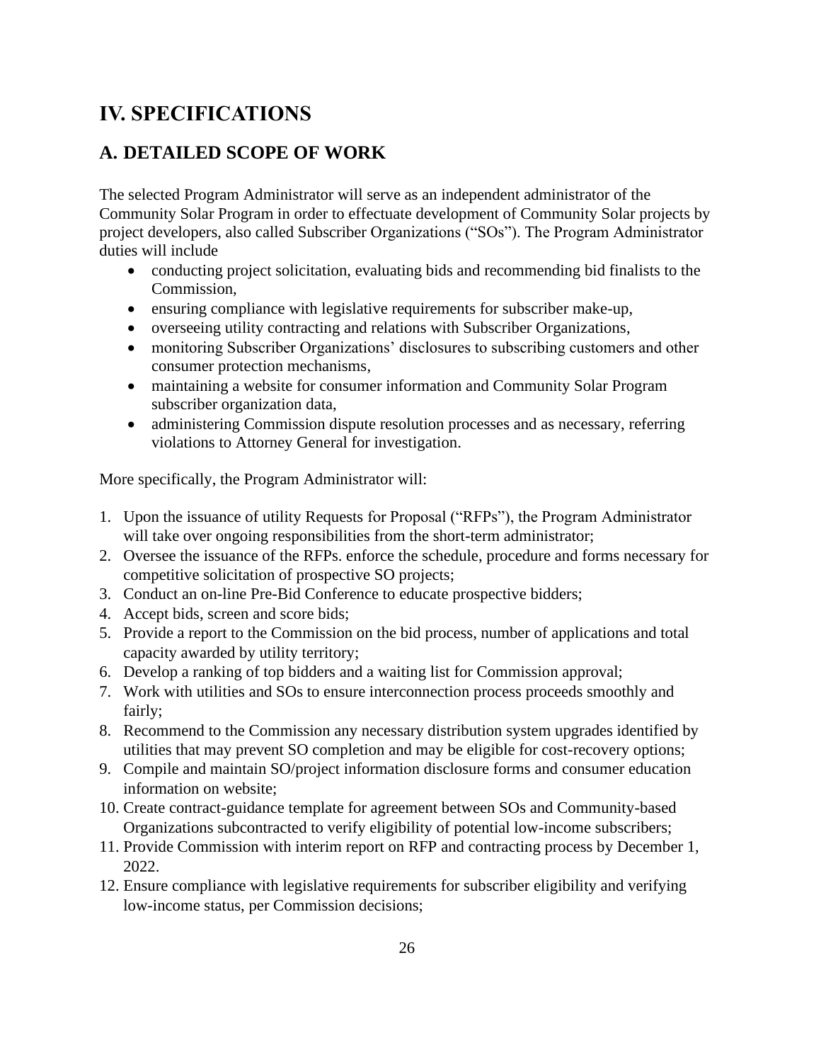# IV. SPECIFICATIONS

## A. DETAILED SCOPE OF WORK

The selected Program Administrator will serve as an independent administrator of the Community Solar Program in order to effectuate development of Community Solar projects by project developers, also called Subscriber Organizations ("SOs"). The Program Administrator duties will include

- conducting project solicitation, evaluating bids and recommending bid finalists to the Commission,
- ensuring compliance with legislative requirements for subscriber make-up,
- overseeing utility contracting and relations with Subscriber Organizations,
- monitoring Subscriber Organizations' disclosures to subscribing customers and other consumer protection mechanisms,
- maintaining a website for consumer information and Community Solar Program subscriber organization data,
- administering Commission dispute resolution processes and as necessary, referring violations to Attorney General for investigation.

More specifically, the Program Administrator will:

1. Upon the issuance of utility Requests for Proposal ("RFPs"), the Program Administrator will take over ongoing responsibilities from the short-term administrator;
2. Oversee the issuance of the RFPs. enforce the schedule, procedure and forms necessary for competitive solicitation of prospective SO projects;
3. Conduct an on-line Pre-Bid Conference to educate prospective bidders;
4. Accept bids, screen and score bids;
5. Provide a report to the Commission on the bid process, number of applications and total capacity awarded by utility territory;
6. Develop a ranking of top bidders and a waiting list for Commission approval;
7. Work with utilities and SOs to ensure interconnection process proceeds smoothly and fairly;
8. Recommend to the Commission any necessary distribution system upgrades identified by utilities that may prevent SO completion and may be eligible for cost-recovery options;
9. Compile and maintain SO/project information disclosure forms and consumer education information on website;
10. Create contract-guidance template for agreement between SOs and Community-based Organizations subcontracted to verify eligibility of potential low-income subscribers;
11. Provide Commission with interim report on RFP and contracting process by December 1, 2022.
12. Ensure compliance with legislative requirements for subscriber eligibility and verifying low-income status, per Commission decisions;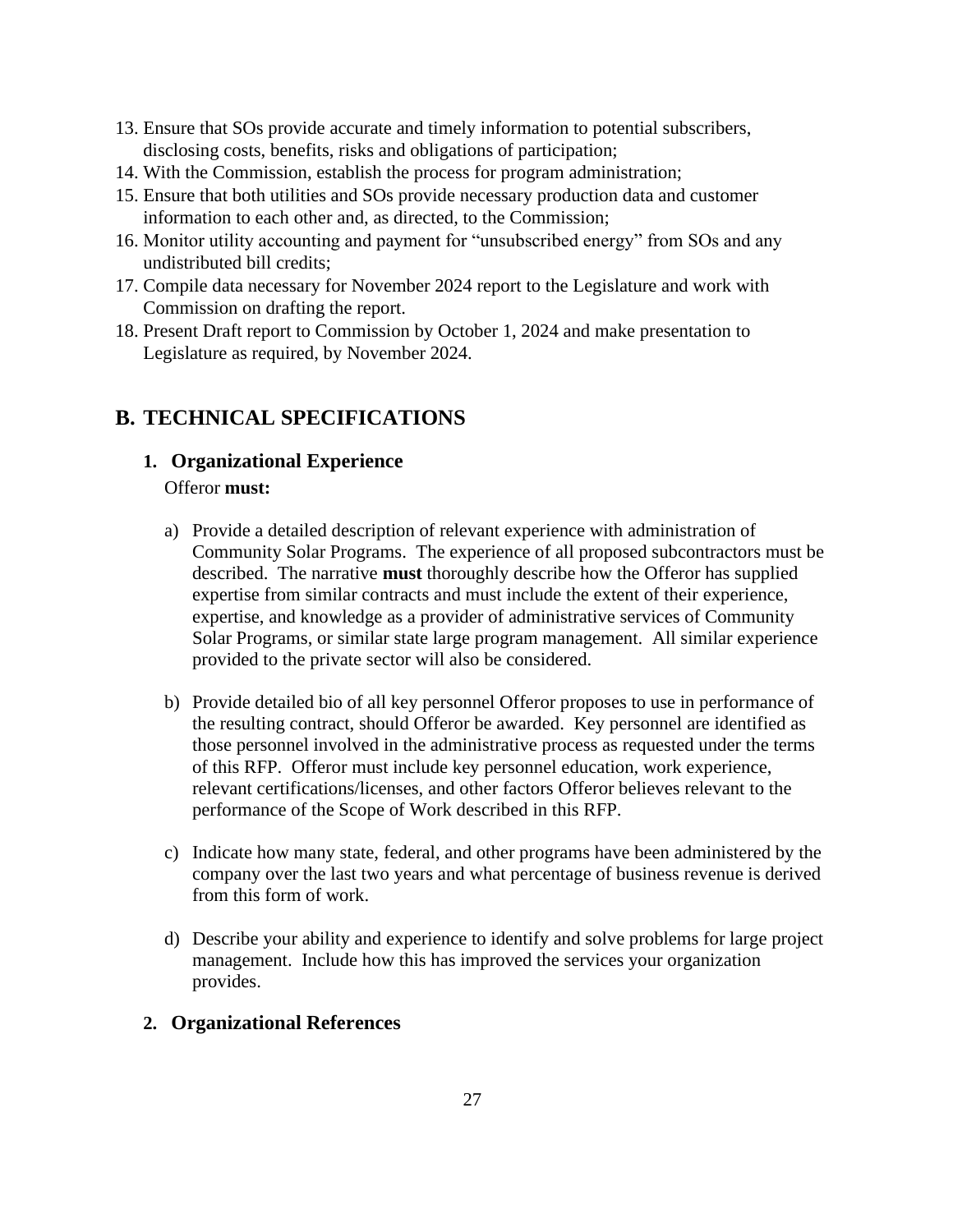13. Ensure that SOs provide accurate and timely information to potential subscribers, disclosing costs, benefits, risks and obligations of participation;
14. With the Commission, establish the process for program administration;
15. Ensure that both utilities and SOs provide necessary production data and customer information to each other and, as directed, to the Commission;
16. Monitor utility accounting and payment for "unsubscribed energy" from SOs and any undistributed bill credits;
17. Compile data necessary for November 2024 report to the Legislature and work with Commission on drafting the report.
18. Present Draft report to Commission by October 1, 2024 and make presentation to Legislature as required, by November 2024.

## B. TECHNICAL SPECIFICATIONS

### 1. Organizational Experience

Offeror **must:**

a) Provide a detailed description of relevant experience with administration of Community Solar Programs. The experience of all proposed subcontractors must be described. The narrative **must** thoroughly describe how the Offeror has supplied expertise from similar contracts and must include the extent of their experience, expertise, and knowledge as a provider of administrative services of Community Solar Programs, or similar state large program management. All similar experience provided to the private sector will also be considered.

b) Provide detailed bio of all key personnel Offeror proposes to use in performance of the resulting contract, should Offeror be awarded. Key personnel are identified as those personnel involved in the administrative process as requested under the terms of this RFP. Offeror must include key personnel education, work experience, relevant certifications/licenses, and other factors Offeror believes relevant to the performance of the Scope of Work described in this RFP.

c) Indicate how many state, federal, and other programs have been administered by the company over the last two years and what percentage of business revenue is derived from this form of work.

d) Describe your ability and experience to identify and solve problems for large project management. Include how this has improved the services your organization provides.

### 2. Organizational References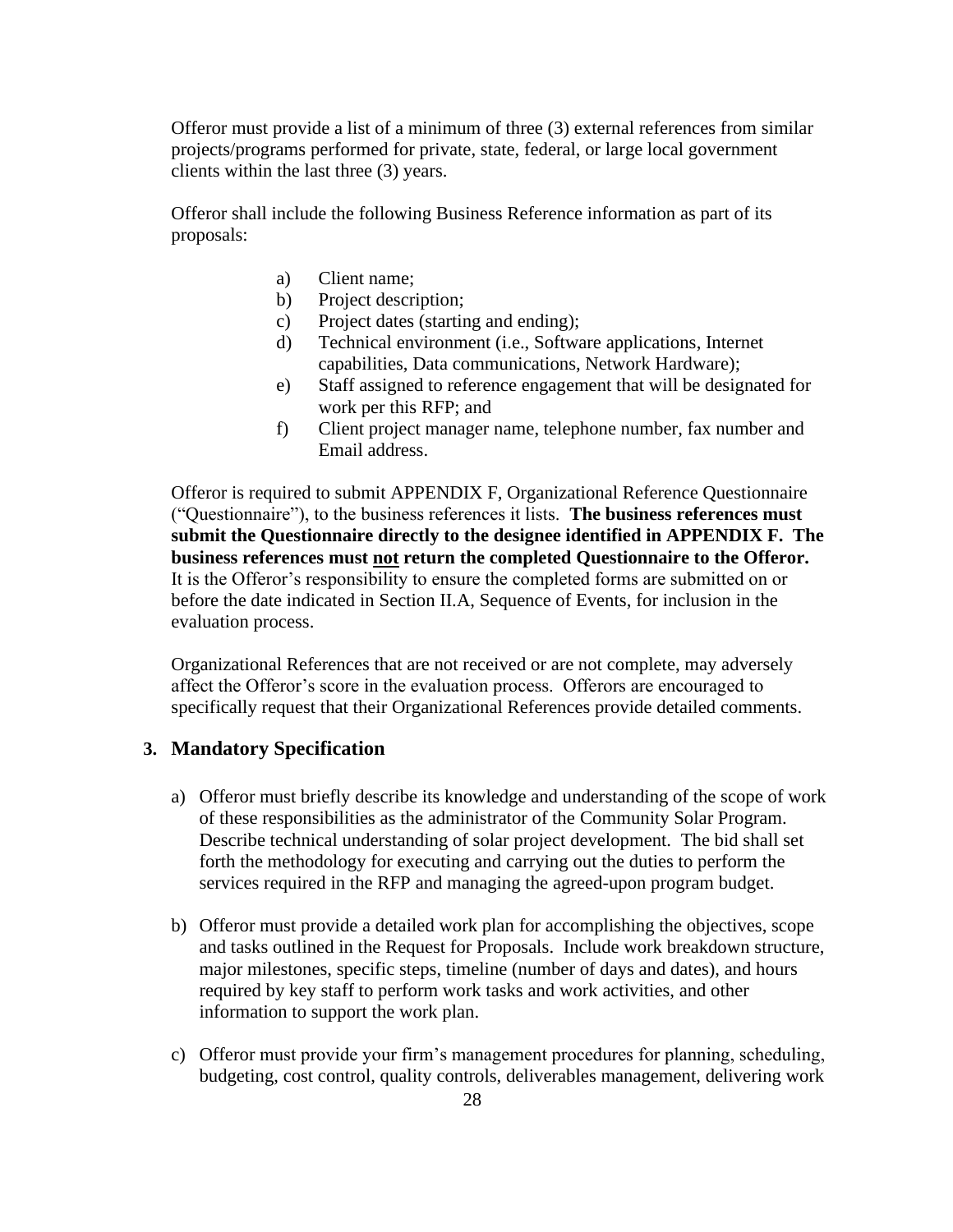Offeror must provide a list of a minimum of three (3) external references from similar projects/programs performed for private, state, federal, or large local government clients within the last three (3) years.

Offeror shall include the following Business Reference information as part of its proposals:

a) Client name;
b) Project description;
c) Project dates (starting and ending);
d) Technical environment (i.e., Software applications, Internet capabilities, Data communications, Network Hardware);
e) Staff assigned to reference engagement that will be designated for work per this RFP; and
f) Client project manager name, telephone number, fax number and Email address.

Offeror is required to submit APPENDIX F, Organizational Reference Questionnaire ("Questionnaire"), to the business references it lists. **The business references must submit the Questionnaire directly to the designee identified in APPENDIX F. The business references must <u>not</u> return the completed Questionnaire to the Offeror.** It is the Offeror's responsibility to ensure the completed forms are submitted on or before the date indicated in Section II.A, Sequence of Events, for inclusion in the evaluation process.

Organizational References that are not received or are not complete, may adversely affect the Offeror's score in the evaluation process. Offerors are encouraged to specifically request that their Organizational References provide detailed comments.

### 3. Mandatory Specification

a) Offeror must briefly describe its knowledge and understanding of the scope of work of these responsibilities as the administrator of the Community Solar Program. Describe technical understanding of solar project development. The bid shall set forth the methodology for executing and carrying out the duties to perform the services required in the RFP and managing the agreed-upon program budget.

b) Offeror must provide a detailed work plan for accomplishing the objectives, scope and tasks outlined in the Request for Proposals. Include work breakdown structure, major milestones, specific steps, timeline (number of days and dates), and hours required by key staff to perform work tasks and work activities, and other information to support the work plan.

c) Offeror must provide your firm's management procedures for planning, scheduling, budgeting, cost control, quality controls, deliverables management, delivering work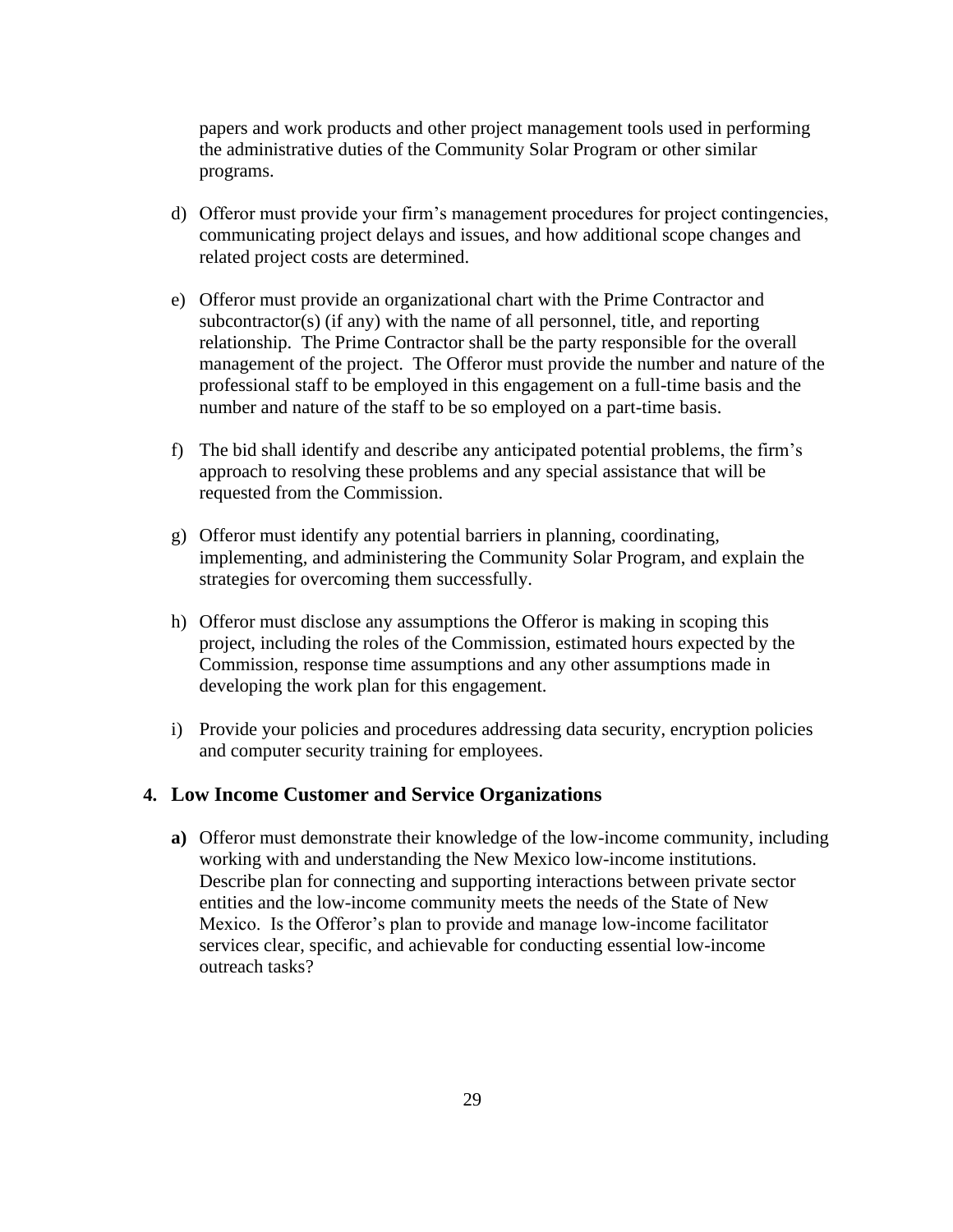papers and work products and other project management tools used in performing the administrative duties of the Community Solar Program or other similar programs.

d) Offeror must provide your firm's management procedures for project contingencies, communicating project delays and issues, and how additional scope changes and related project costs are determined.

e) Offeror must provide an organizational chart with the Prime Contractor and subcontractor(s) (if any) with the name of all personnel, title, and reporting relationship. The Prime Contractor shall be the party responsible for the overall management of the project. The Offeror must provide the number and nature of the professional staff to be employed in this engagement on a full-time basis and the number and nature of the staff to be so employed on a part-time basis.

f) The bid shall identify and describe any anticipated potential problems, the firm's approach to resolving these problems and any special assistance that will be requested from the Commission.

g) Offeror must identify any potential barriers in planning, coordinating, implementing, and administering the Community Solar Program, and explain the strategies for overcoming them successfully.

h) Offeror must disclose any assumptions the Offeror is making in scoping this project, including the roles of the Commission, estimated hours expected by the Commission, response time assumptions and any other assumptions made in developing the work plan for this engagement.

i) Provide your policies and procedures addressing data security, encryption policies and computer security training for employees.

## 4. Low Income Customer and Service Organizations

**a)** Offeror must demonstrate their knowledge of the low-income community, including working with and understanding the New Mexico low-income institutions. Describe plan for connecting and supporting interactions between private sector entities and the low-income community meets the needs of the State of New Mexico. Is the Offeror's plan to provide and manage low-income facilitator services clear, specific, and achievable for conducting essential low-income outreach tasks?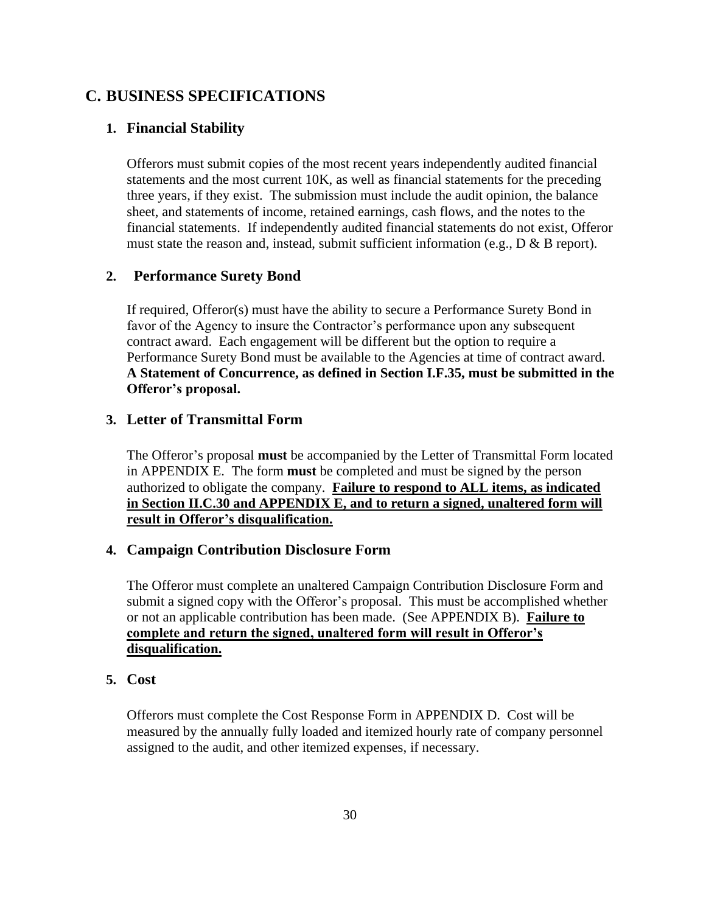## C. BUSINESS SPECIFICATIONS

### 1. Financial Stability

Offerors must submit copies of the most recent years independently audited financial statements and the most current 10K, as well as financial statements for the preceding three years, if they exist. The submission must include the audit opinion, the balance sheet, and statements of income, retained earnings, cash flows, and the notes to the financial statements. If independently audited financial statements do not exist, Offeror must state the reason and, instead, submit sufficient information (e.g., D & B report).

### 2. Performance Surety Bond

If required, Offeror(s) must have the ability to secure a Performance Surety Bond in favor of the Agency to insure the Contractor's performance upon any subsequent contract award. Each engagement will be different but the option to require a Performance Surety Bond must be available to the Agencies at time of contract award. **A Statement of Concurrence, as defined in Section I.F.35, must be submitted in the Offeror's proposal.**

### 3. Letter of Transmittal Form

The Offeror's proposal **must** be accompanied by the Letter of Transmittal Form located in APPENDIX E. The form **must** be completed and must be signed by the person authorized to obligate the company. **Failure to respond to ALL items, as indicated in Section II.C.30 and APPENDIX E, and to return a signed, unaltered form will result in Offeror's disqualification.**

### 4. Campaign Contribution Disclosure Form

The Offeror must complete an unaltered Campaign Contribution Disclosure Form and submit a signed copy with the Offeror's proposal. This must be accomplished whether or not an applicable contribution has been made. (See APPENDIX B). **Failure to complete and return the signed, unaltered form will result in Offeror's disqualification.**

### 5. Cost

Offerors must complete the Cost Response Form in APPENDIX D. Cost will be measured by the annually fully loaded and itemized hourly rate of company personnel assigned to the audit, and other itemized expenses, if necessary.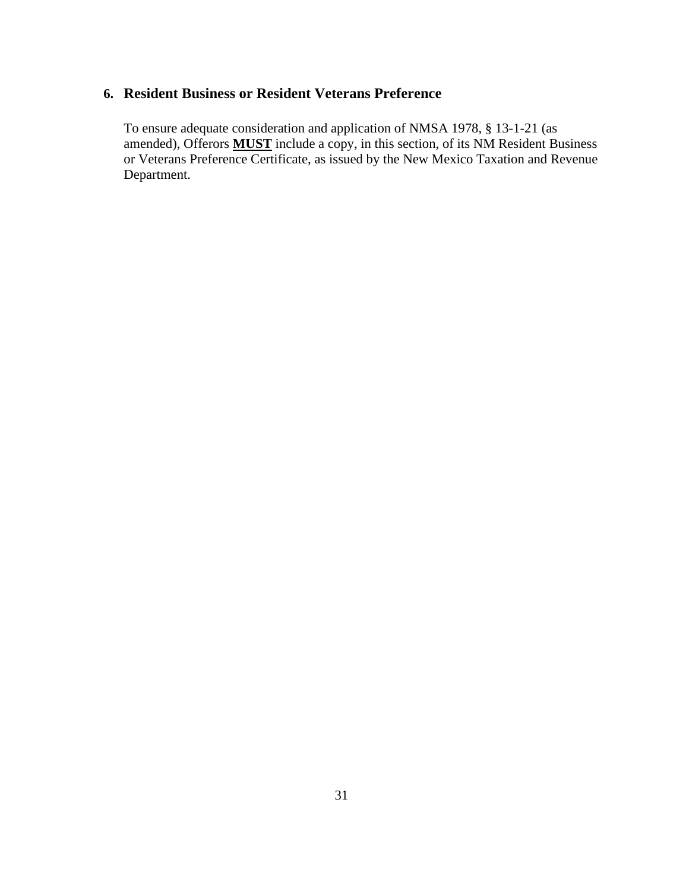## 6. Resident Business or Resident Veterans Preference

To ensure adequate consideration and application of NMSA 1978, § 13-1-21 (as amended), Offerors **MUST** include a copy, in this section, of its NM Resident Business or Veterans Preference Certificate, as issued by the New Mexico Taxation and Revenue Department.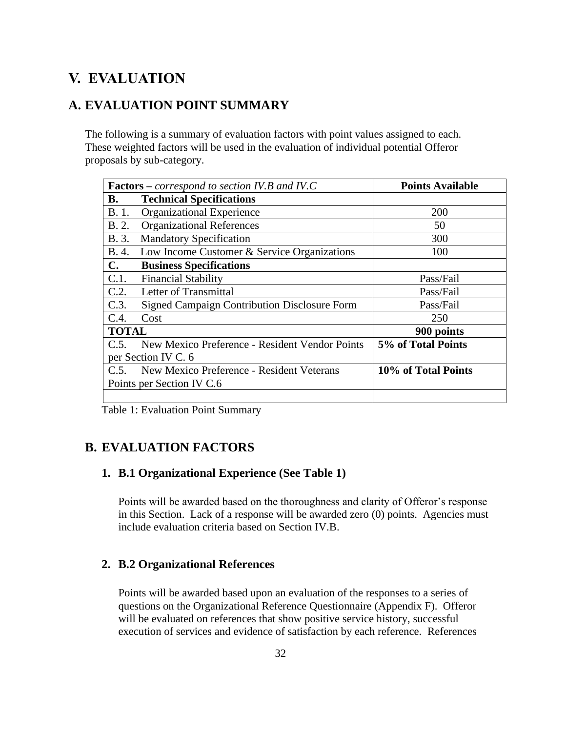# V. EVALUATION

## A. EVALUATION POINT SUMMARY

The following is a summary of evaluation factors with point values assigned to each. These weighted factors will be used in the evaluation of individual potential Offeror proposals by sub-category.

| **Factors** – *correspond to section IV.B and IV.C* | **Points Available** |
|---|---|
| **B. Technical Specifications** | |
| B. 1. Organizational Experience | 200 |
| B. 2. Organizational References | 50 |
| B. 3. Mandatory Specification | 300 |
| B. 4. Low Income Customer & Service Organizations | 100 |
| **C. Business Specifications** | |
| C.1. Financial Stability | Pass/Fail |
| C.2. Letter of Transmittal | Pass/Fail |
| C.3. Signed Campaign Contribution Disclosure Form | Pass/Fail |
| C.4. Cost | 250 |
| **TOTAL** | **900 points** |
| C.5. New Mexico Preference - Resident Vendor Points per Section IV C. 6 | **5% of Total Points** |
| C.5. New Mexico Preference - Resident Veterans Points per Section IV C.6 | **10% of Total Points** |
| | |

Table 1: Evaluation Point Summary

## B. EVALUATION FACTORS

### 1. B.1 Organizational Experience (See Table 1)

Points will be awarded based on the thoroughness and clarity of Offeror's response in this Section. Lack of a response will be awarded zero (0) points. Agencies must include evaluation criteria based on Section IV.B.

### 2. B.2 Organizational References

Points will be awarded based upon an evaluation of the responses to a series of questions on the Organizational Reference Questionnaire (Appendix F). Offeror will be evaluated on references that show positive service history, successful execution of services and evidence of satisfaction by each reference. References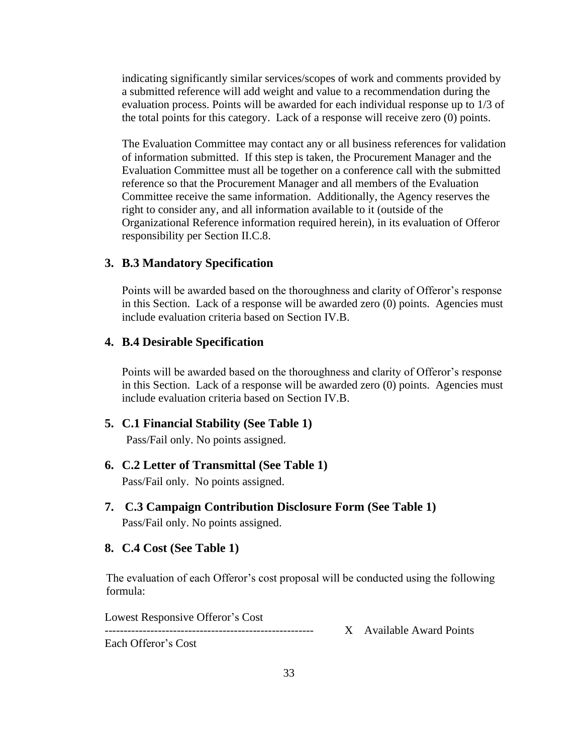indicating significantly similar services/scopes of work and comments provided by a submitted reference will add weight and value to a recommendation during the evaluation process. Points will be awarded for each individual response up to 1/3 of the total points for this category. Lack of a response will receive zero (0) points.

The Evaluation Committee may contact any or all business references for validation of information submitted. If this step is taken, the Procurement Manager and the Evaluation Committee must all be together on a conference call with the submitted reference so that the Procurement Manager and all members of the Evaluation Committee receive the same information. Additionally, the Agency reserves the right to consider any, and all information available to it (outside of the Organizational Reference information required herein), in its evaluation of Offeror responsibility per Section II.C.8.

### 3. B.3 Mandatory Specification

Points will be awarded based on the thoroughness and clarity of Offeror's response in this Section. Lack of a response will be awarded zero (0) points. Agencies must include evaluation criteria based on Section IV.B.

### 4. B.4 Desirable Specification

Points will be awarded based on the thoroughness and clarity of Offeror's response in this Section. Lack of a response will be awarded zero (0) points. Agencies must include evaluation criteria based on Section IV.B.

### 5. C.1 Financial Stability (See Table 1)

Pass/Fail only. No points assigned.

### 6. C.2 Letter of Transmittal (See Table 1)

Pass/Fail only. No points assigned.

### 7. C.3 Campaign Contribution Disclosure Form (See Table 1)

Pass/Fail only. No points assigned.

### 8. C.4 Cost (See Table 1)

The evaluation of each Offeror's cost proposal will be conducted using the following formula:

$$\frac{\text{Lowest Responsive Offeror's Cost}}{\text{Each Offeror's Cost}} \times \text{Available Award Points}$$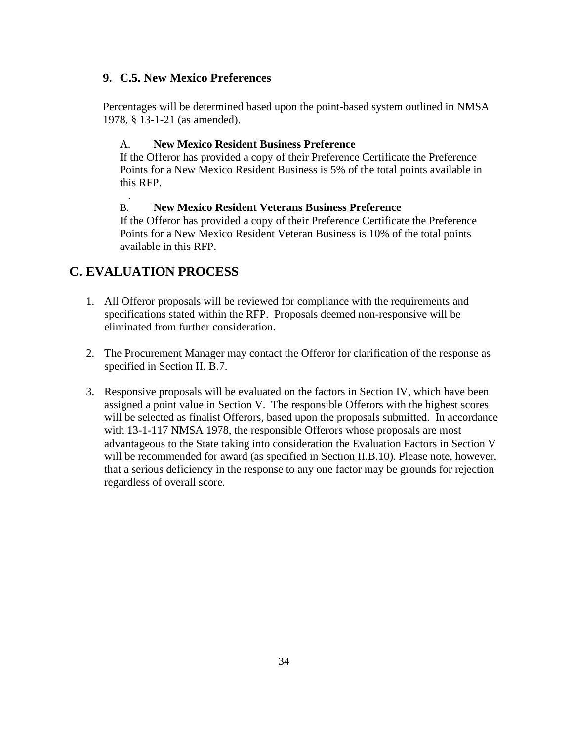### 9. C.5. New Mexico Preferences

Percentages will be determined based upon the point-based system outlined in NMSA 1978, § 13-1-21 (as amended).

A. **New Mexico Resident Business Preference**
If the Offeror has provided a copy of their Preference Certificate the Preference Points for a New Mexico Resident Business is 5% of the total points available in this RFP.

.

B. **New Mexico Resident Veterans Business Preference**
If the Offeror has provided a copy of their Preference Certificate the Preference Points for a New Mexico Resident Veteran Business is 10% of the total points available in this RFP.

## C. EVALUATION PROCESS

1. All Offeror proposals will be reviewed for compliance with the requirements and specifications stated within the RFP. Proposals deemed non-responsive will be eliminated from further consideration.

2. The Procurement Manager may contact the Offeror for clarification of the response as specified in Section II. B.7.

3. Responsive proposals will be evaluated on the factors in Section IV, which have been assigned a point value in Section V. The responsible Offerors with the highest scores will be selected as finalist Offerors, based upon the proposals submitted. In accordance with 13-1-117 NMSA 1978, the responsible Offerors whose proposals are most advantageous to the State taking into consideration the Evaluation Factors in Section V will be recommended for award (as specified in Section II.B.10). Please note, however, that a serious deficiency in the response to any one factor may be grounds for rejection regardless of overall score.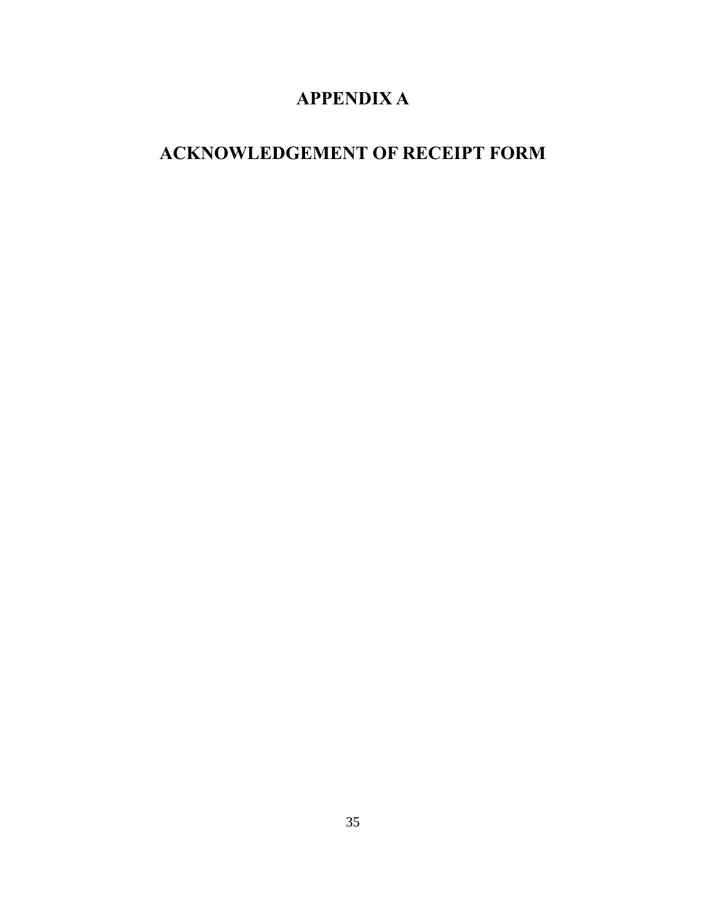# APPENDIX A

# ACKNOWLEDGEMENT OF RECEIPT FORM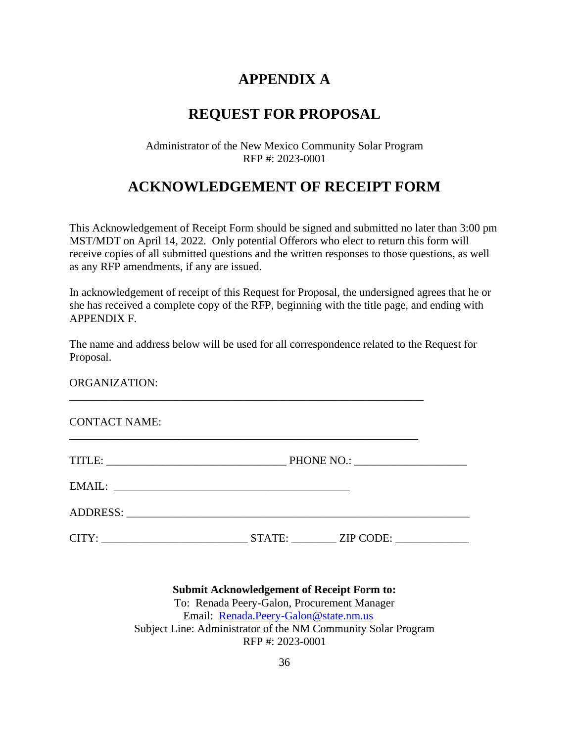# APPENDIX A

# REQUEST FOR PROPOSAL

Administrator of the New Mexico Community Solar Program
RFP #: 2023-0001

## ACKNOWLEDGEMENT OF RECEIPT FORM

This Acknowledgement of Receipt Form should be signed and submitted no later than 3:00 pm MST/MDT on April 14, 2022. Only potential Offerors who elect to return this form will receive copies of all submitted questions and the written responses to those questions, as well as any RFP amendments, if any are issued.

In acknowledgement of receipt of this Request for Proposal, the undersigned agrees that he or she has received a complete copy of the RFP, beginning with the title page, and ending with APPENDIX F.

The name and address below will be used for all correspondence related to the Request for Proposal.

ORGANIZATION: ________________________________________________________________

CONTACT NAME: ______________________________________________________________

TITLE: ________________________________ PHONE NO.: ____________________

EMAIL: __________________________________________

ADDRESS: ______________________________________________________________

CITY: _________________________ STATE: ________ ZIP CODE: _____________

**Submit Acknowledgement of Receipt Form to:**
To: Renada Peery-Galon, Procurement Manager
Email: Renada.Peery-Galon@state.nm.us
Subject Line: Administrator of the NM Community Solar Program
RFP #: 2023-0001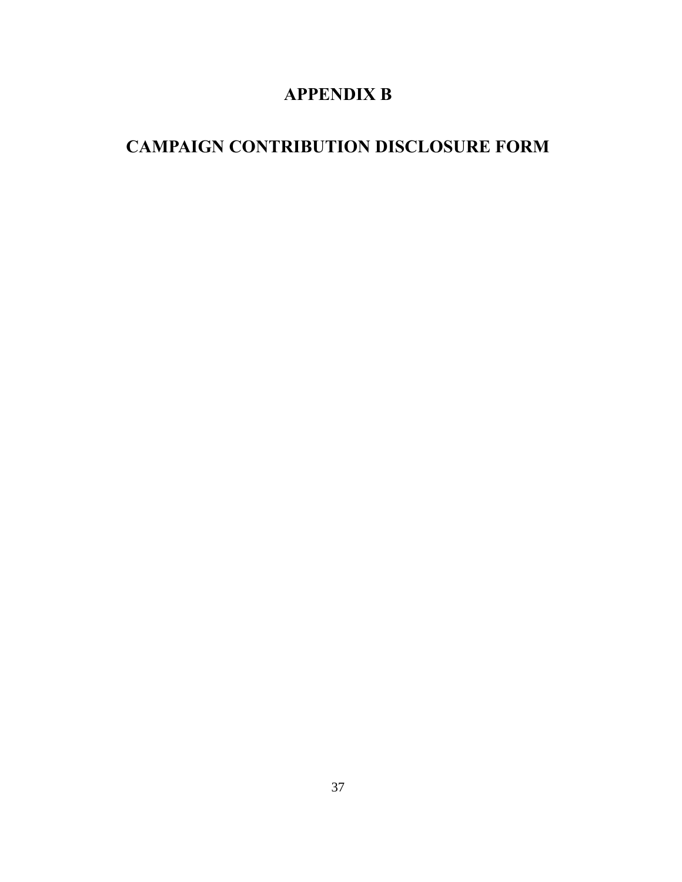# APPENDIX B

# CAMPAIGN CONTRIBUTION DISCLOSURE FORM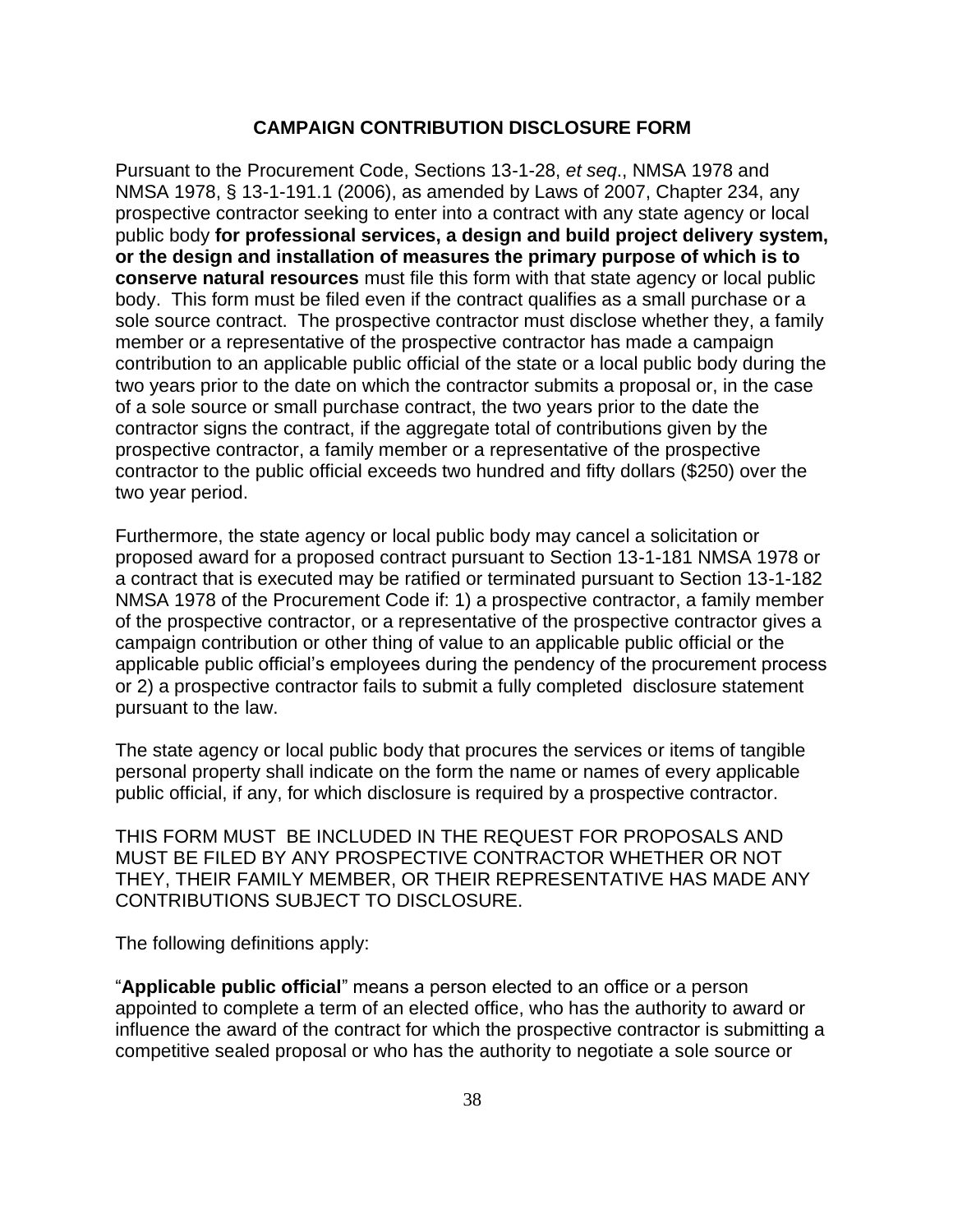## CAMPAIGN CONTRIBUTION DISCLOSURE FORM

Pursuant to the Procurement Code, Sections 13-1-28, *et seq*., NMSA 1978 and NMSA 1978, § 13-1-191.1 (2006), as amended by Laws of 2007, Chapter 234, any prospective contractor seeking to enter into a contract with any state agency or local public body **for professional services, a design and build project delivery system, or the design and installation of measures the primary purpose of which is to conserve natural resources** must file this form with that state agency or local public body. This form must be filed even if the contract qualifies as a small purchase or a sole source contract. The prospective contractor must disclose whether they, a family member or a representative of the prospective contractor has made a campaign contribution to an applicable public official of the state or a local public body during the two years prior to the date on which the contractor submits a proposal or, in the case of a sole source or small purchase contract, the two years prior to the date the contractor signs the contract, if the aggregate total of contributions given by the prospective contractor, a family member or a representative of the prospective contractor to the public official exceeds two hundred and fifty dollars ($250) over the two year period.

Furthermore, the state agency or local public body may cancel a solicitation or proposed award for a proposed contract pursuant to Section 13-1-181 NMSA 1978 or a contract that is executed may be ratified or terminated pursuant to Section 13-1-182 NMSA 1978 of the Procurement Code if: 1) a prospective contractor, a family member of the prospective contractor, or a representative of the prospective contractor gives a campaign contribution or other thing of value to an applicable public official or the applicable public official's employees during the pendency of the procurement process or 2) a prospective contractor fails to submit a fully completed disclosure statement pursuant to the law.

The state agency or local public body that procures the services or items of tangible personal property shall indicate on the form the name or names of every applicable public official, if any, for which disclosure is required by a prospective contractor.

THIS FORM MUST BE INCLUDED IN THE REQUEST FOR PROPOSALS AND MUST BE FILED BY ANY PROSPECTIVE CONTRACTOR WHETHER OR NOT THEY, THEIR FAMILY MEMBER, OR THEIR REPRESENTATIVE HAS MADE ANY CONTRIBUTIONS SUBJECT TO DISCLOSURE.

The following definitions apply:

"**Applicable public official**" means a person elected to an office or a person appointed to complete a term of an elected office, who has the authority to award or influence the award of the contract for which the prospective contractor is submitting a competitive sealed proposal or who has the authority to negotiate a sole source or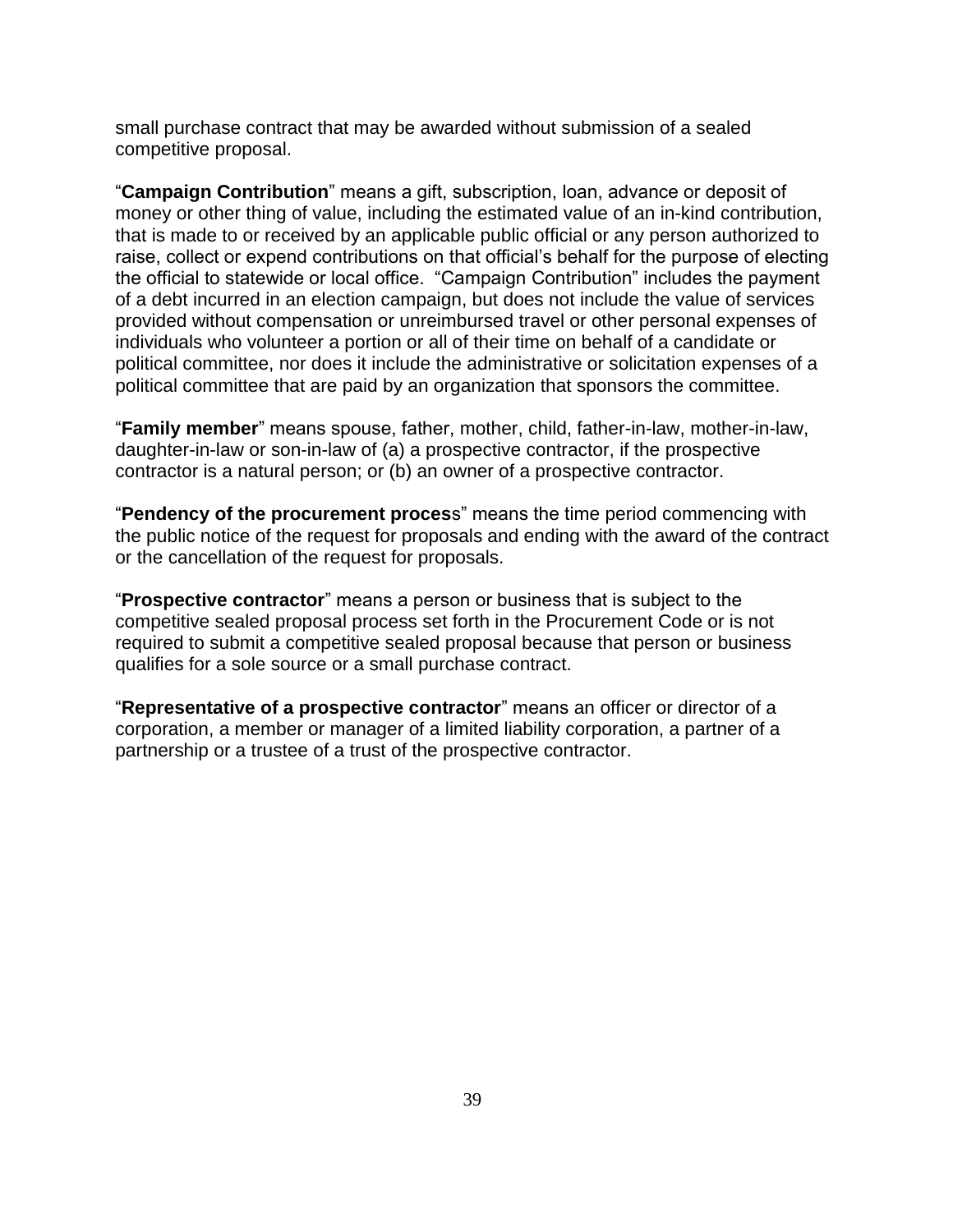small purchase contract that may be awarded without submission of a sealed competitive proposal.

“**Campaign Contribution**” means a gift, subscription, loan, advance or deposit of money or other thing of value, including the estimated value of an in-kind contribution, that is made to or received by an applicable public official or any person authorized to raise, collect or expend contributions on that official’s behalf for the purpose of electing the official to statewide or local office. “Campaign Contribution” includes the payment of a debt incurred in an election campaign, but does not include the value of services provided without compensation or unreimbursed travel or other personal expenses of individuals who volunteer a portion or all of their time on behalf of a candidate or political committee, nor does it include the administrative or solicitation expenses of a political committee that are paid by an organization that sponsors the committee.

“**Family member**” means spouse, father, mother, child, father-in-law, mother-in-law, daughter-in-law or son-in-law of (a) a prospective contractor, if the prospective contractor is a natural person; or (b) an owner of a prospective contractor.

“**Pendency of the procurement process**” means the time period commencing with the public notice of the request for proposals and ending with the award of the contract or the cancellation of the request for proposals.

“**Prospective contractor**” means a person or business that is subject to the competitive sealed proposal process set forth in the Procurement Code or is not required to submit a competitive sealed proposal because that person or business qualifies for a sole source or a small purchase contract.

“**Representative of a prospective contractor**” means an officer or director of a corporation, a member or manager of a limited liability corporation, a partner of a partnership or a trustee of a trust of the prospective contractor.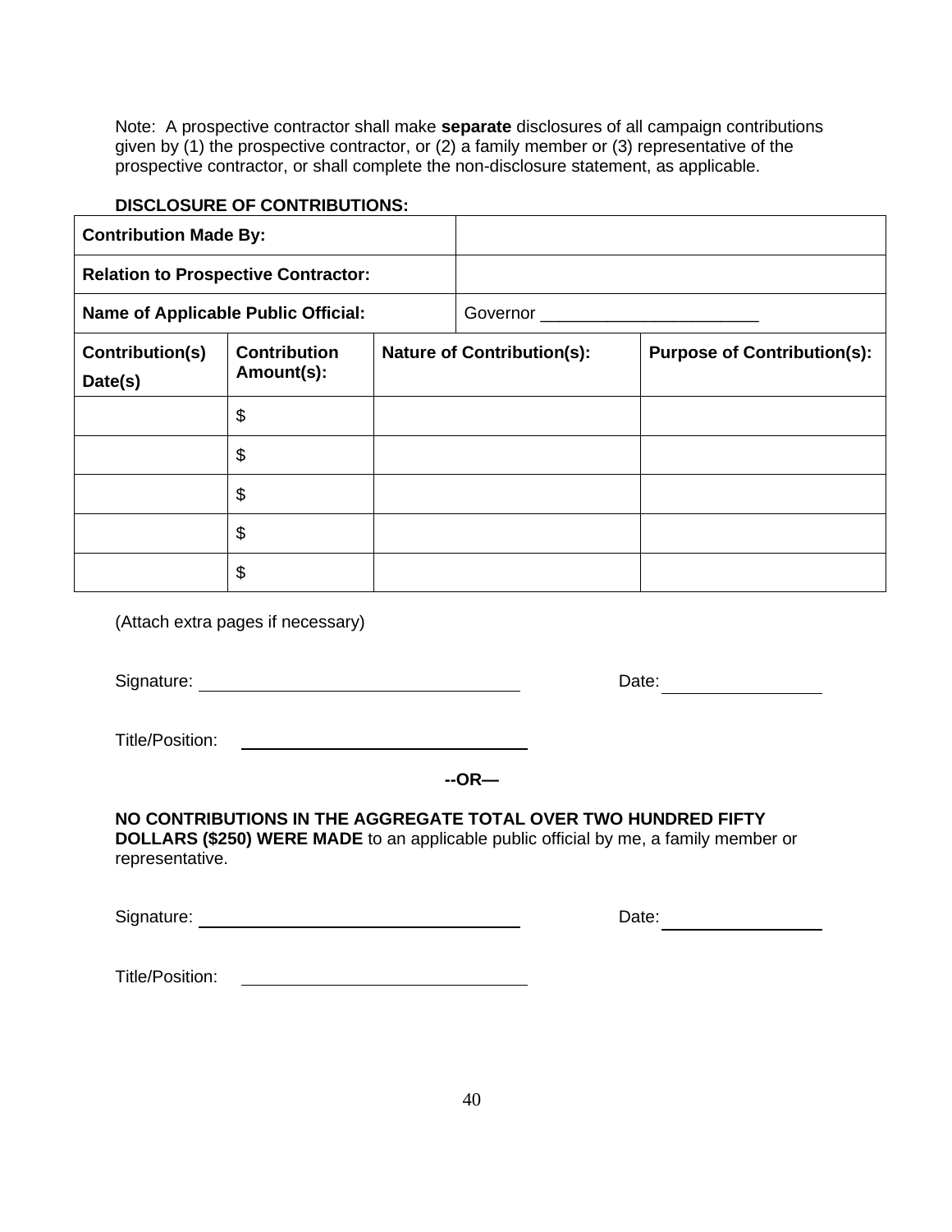Note: A prospective contractor shall make **separate** disclosures of all campaign contributions given by (1) the prospective contractor, or (2) a family member or (3) representative of the prospective contractor, or shall complete the non-disclosure statement, as applicable.

**DISCLOSURE OF CONTRIBUTIONS:**

| **Contribution Made By:** | | | |
|---|---|---|---|
| **Relation to Prospective Contractor:** | | | |
| **Name of Applicable Public Official:** | | Governor _______________________ | |
| **Contribution(s) Date(s)** | **Contribution Amount(s):** | **Nature of Contribution(s):** | **Purpose of Contribution(s):** |
| | $ | | |
| | $ | | |
| | $ | | |
| | $ | | |
| | $ | | |

(Attach extra pages if necessary)

Signature: ______________________________ Date: ______________

Title/Position: ______________________________

**--OR—**

**NO CONTRIBUTIONS IN THE AGGREGATE TOTAL OVER TWO HUNDRED FIFTY DOLLARS ($250) WERE MADE** to an applicable public official by me, a family member or representative.

Signature: ______________________________ Date: ______________

Title/Position: ______________________________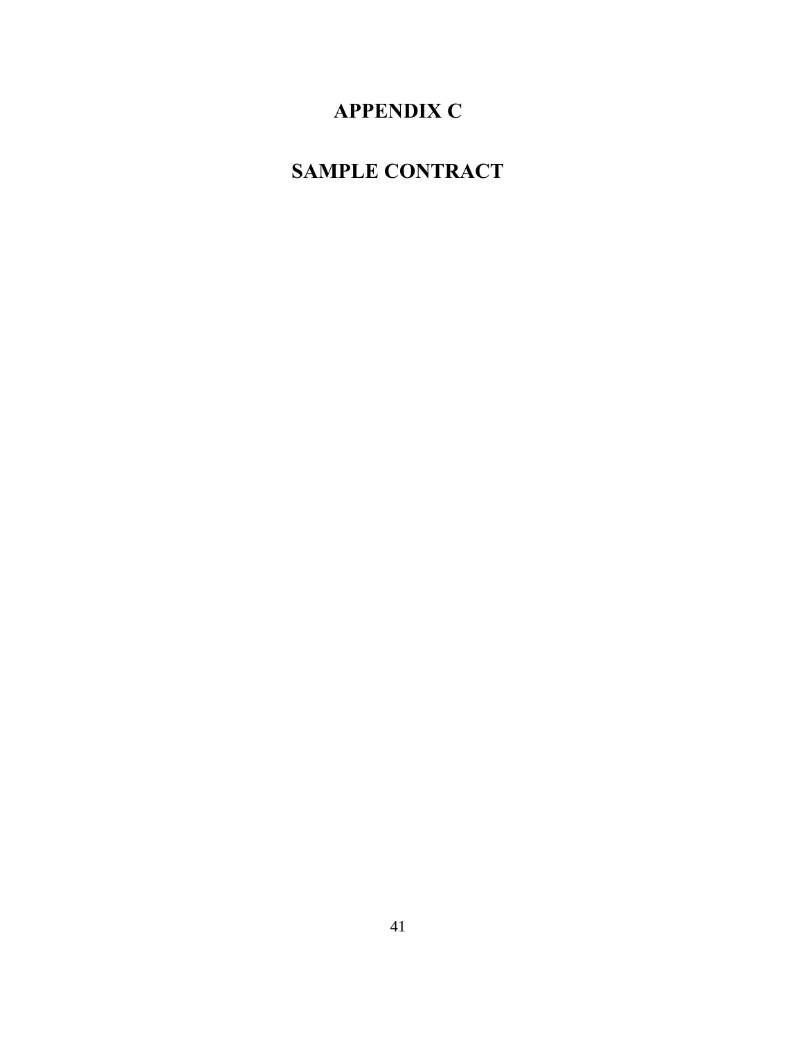# APPENDIX C

# SAMPLE CONTRACT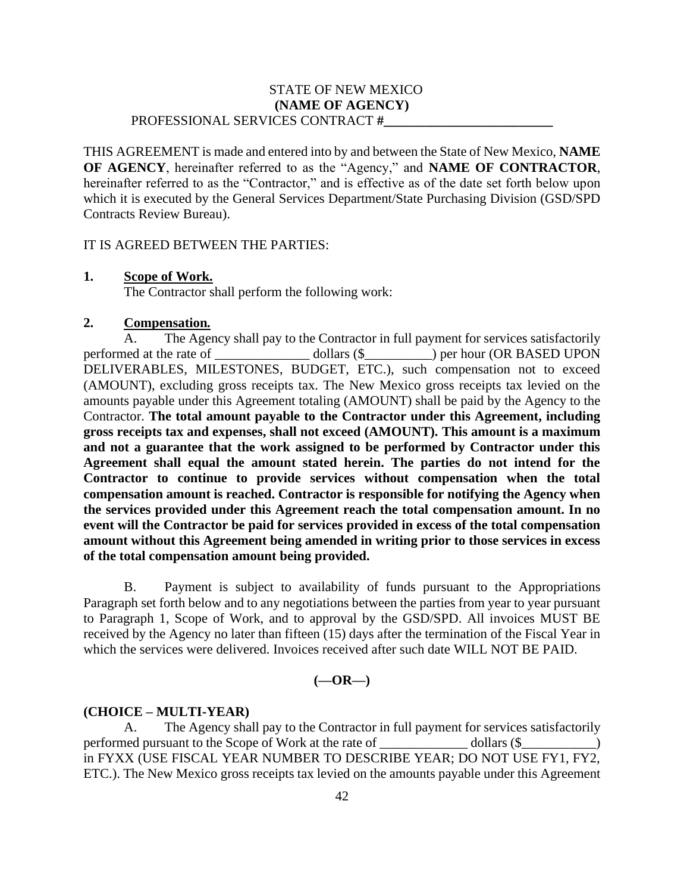STATE OF NEW MEXICO
**(NAME OF AGENCY)**
PROFESSIONAL SERVICES CONTRACT **#\_\_\_\_\_\_\_\_\_\_\_\_\_\_\_\_\_\_\_\_\_\_\_\_\_\_**

THIS AGREEMENT is made and entered into by and between the State of New Mexico, **NAME OF AGENCY**, hereinafter referred to as the "Agency," and **NAME OF CONTRACTOR**, hereinafter referred to as the "Contractor," and is effective as of the date set forth below upon which it is executed by the General Services Department/State Purchasing Division (GSD/SPD Contracts Review Bureau).

IT IS AGREED BETWEEN THE PARTIES:

**1. <u>Scope of Work.</u>**

The Contractor shall perform the following work:

**2. <u>Compensation.</u>**

A. The Agency shall pay to the Contractor in full payment for services satisfactorily performed at the rate of _______________ dollars ($__________) per hour (OR BASED UPON DELIVERABLES, MILESTONES, BUDGET, ETC.), such compensation not to exceed (AMOUNT), excluding gross receipts tax. The New Mexico gross receipts tax levied on the amounts payable under this Agreement totaling (AMOUNT) shall be paid by the Agency to the Contractor. **The total amount payable to the Contractor under this Agreement, including gross receipts tax and expenses, shall not exceed (AMOUNT). This amount is a maximum and not a guarantee that the work assigned to be performed by Contractor under this Agreement shall equal the amount stated herein. The parties do not intend for the Contractor to continue to provide services without compensation when the total compensation amount is reached. Contractor is responsible for notifying the Agency when the services provided under this Agreement reach the total compensation amount. In no event will the Contractor be paid for services provided in excess of the total compensation amount without this Agreement being amended in writing prior to those services in excess of the total compensation amount being provided.**

B. Payment is subject to availability of funds pursuant to the Appropriations Paragraph set forth below and to any negotiations between the parties from year to year pursuant to Paragraph 1, Scope of Work, and to approval by the GSD/SPD. All invoices MUST BE received by the Agency no later than fifteen (15) days after the termination of the Fiscal Year in which the services were delivered. Invoices received after such date WILL NOT BE PAID.

**(—OR—)**

**(CHOICE – MULTI-YEAR)**

A. The Agency shall pay to the Contractor in full payment for services satisfactorily performed pursuant to the Scope of Work at the rate of _____________ dollars ($___________) in FYXX (USE FISCAL YEAR NUMBER TO DESCRIBE YEAR; DO NOT USE FY1, FY2, ETC.). The New Mexico gross receipts tax levied on the amounts payable under this Agreement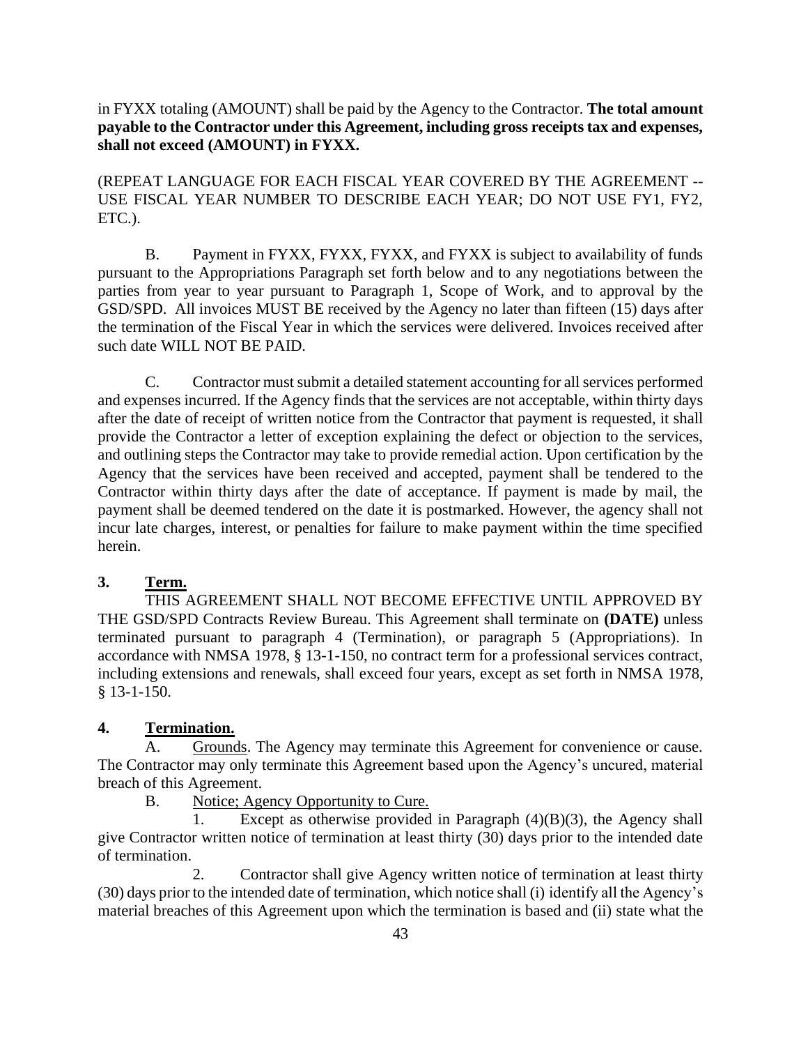in FYXX totaling (AMOUNT) shall be paid by the Agency to the Contractor. **The total amount payable to the Contractor under this Agreement, including gross receipts tax and expenses, shall not exceed (AMOUNT) in FYXX.**

(REPEAT LANGUAGE FOR EACH FISCAL YEAR COVERED BY THE AGREEMENT -- USE FISCAL YEAR NUMBER TO DESCRIBE EACH YEAR; DO NOT USE FY1, FY2, ETC.).

B. Payment in FYXX, FYXX, FYXX, and FYXX is subject to availability of funds pursuant to the Appropriations Paragraph set forth below and to any negotiations between the parties from year to year pursuant to Paragraph 1, Scope of Work, and to approval by the GSD/SPD. All invoices MUST BE received by the Agency no later than fifteen (15) days after the termination of the Fiscal Year in which the services were delivered. Invoices received after such date WILL NOT BE PAID.

C. Contractor must submit a detailed statement accounting for all services performed and expenses incurred. If the Agency finds that the services are not acceptable, within thirty days after the date of receipt of written notice from the Contractor that payment is requested, it shall provide the Contractor a letter of exception explaining the defect or objection to the services, and outlining steps the Contractor may take to provide remedial action. Upon certification by the Agency that the services have been received and accepted, payment shall be tendered to the Contractor within thirty days after the date of acceptance. If payment is made by mail, the payment shall be deemed tendered on the date it is postmarked. However, the agency shall not incur late charges, interest, or penalties for failure to make payment within the time specified herein.

**3. Term.**

THIS AGREEMENT SHALL NOT BECOME EFFECTIVE UNTIL APPROVED BY THE GSD/SPD Contracts Review Bureau. This Agreement shall terminate on **(DATE)** unless terminated pursuant to paragraph 4 (Termination), or paragraph 5 (Appropriations). In accordance with NMSA 1978, § 13-1-150, no contract term for a professional services contract, including extensions and renewals, shall exceed four years, except as set forth in NMSA 1978, § 13-1-150.

**4. Termination.**

A. Grounds. The Agency may terminate this Agreement for convenience or cause. The Contractor may only terminate this Agreement based upon the Agency's uncured, material breach of this Agreement.

B. Notice; Agency Opportunity to Cure.

1. Except as otherwise provided in Paragraph (4)(B)(3), the Agency shall give Contractor written notice of termination at least thirty (30) days prior to the intended date of termination.

2. Contractor shall give Agency written notice of termination at least thirty (30) days prior to the intended date of termination, which notice shall (i) identify all the Agency's material breaches of this Agreement upon which the termination is based and (ii) state what the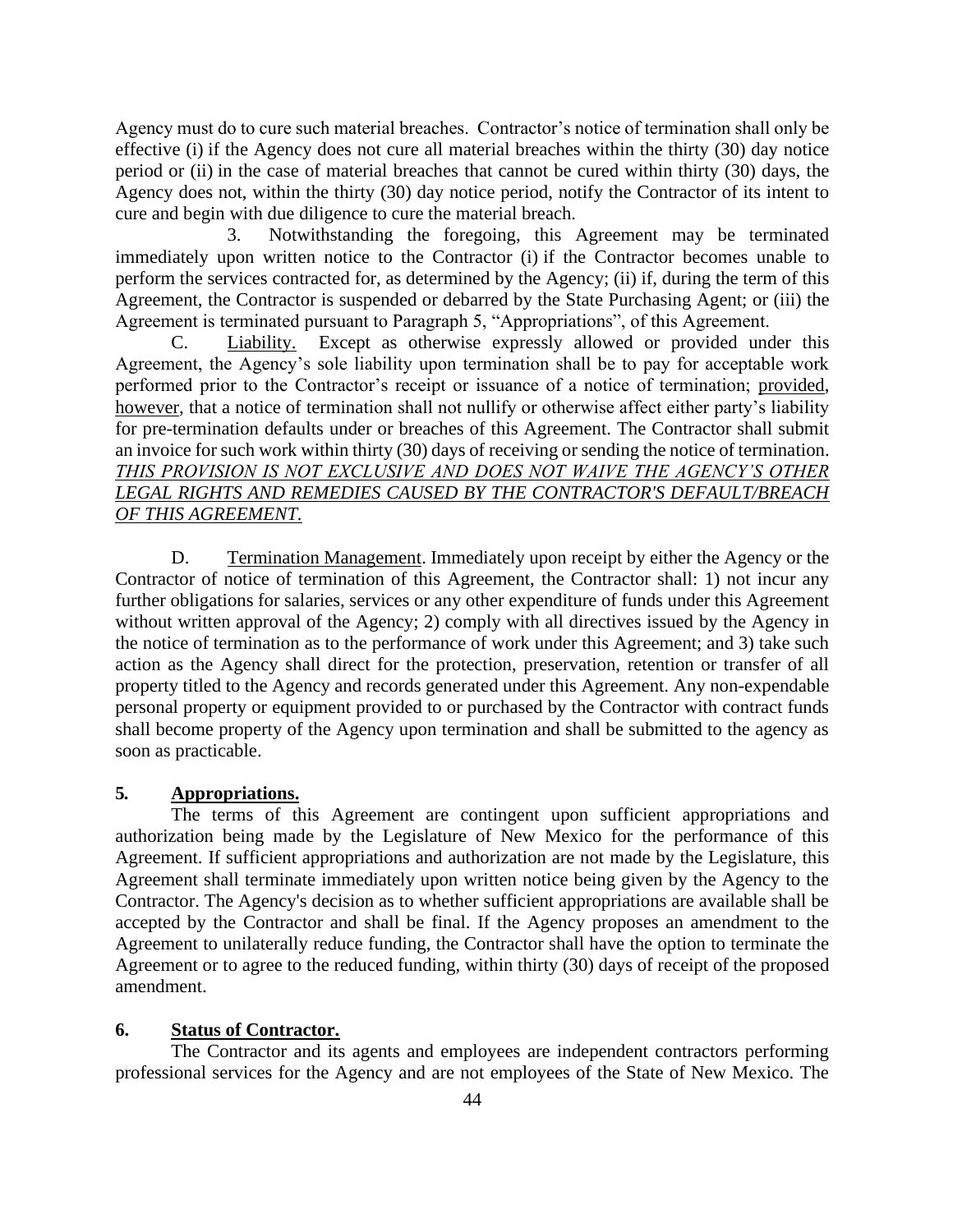Agency must do to cure such material breaches. Contractor's notice of termination shall only be effective (i) if the Agency does not cure all material breaches within the thirty (30) day notice period or (ii) in the case of material breaches that cannot be cured within thirty (30) days, the Agency does not, within the thirty (30) day notice period, notify the Contractor of its intent to cure and begin with due diligence to cure the material breach.

3. Notwithstanding the foregoing, this Agreement may be terminated immediately upon written notice to the Contractor (i) if the Contractor becomes unable to perform the services contracted for, as determined by the Agency; (ii) if, during the term of this Agreement, the Contractor is suspended or debarred by the State Purchasing Agent; or (iii) the Agreement is terminated pursuant to Paragraph 5, "Appropriations", of this Agreement.

C. Liability. Except as otherwise expressly allowed or provided under this Agreement, the Agency's sole liability upon termination shall be to pay for acceptable work performed prior to the Contractor's receipt or issuance of a notice of termination; provided, however, that a notice of termination shall not nullify or otherwise affect either party's liability for pre-termination defaults under or breaches of this Agreement. The Contractor shall submit an invoice for such work within thirty (30) days of receiving or sending the notice of termination. ***THIS PROVISION IS NOT EXCLUSIVE AND DOES NOT WAIVE THE AGENCY'S OTHER LEGAL RIGHTS AND REMEDIES CAUSED BY THE CONTRACTOR'S DEFAULT/BREACH OF THIS AGREEMENT.***

D. Termination Management. Immediately upon receipt by either the Agency or the Contractor of notice of termination of this Agreement, the Contractor shall: 1) not incur any further obligations for salaries, services or any other expenditure of funds under this Agreement without written approval of the Agency; 2) comply with all directives issued by the Agency in the notice of termination as to the performance of work under this Agreement; and 3) take such action as the Agency shall direct for the protection, preservation, retention or transfer of all property titled to the Agency and records generated under this Agreement. Any non-expendable personal property or equipment provided to or purchased by the Contractor with contract funds shall become property of the Agency upon termination and shall be submitted to the agency as soon as practicable.

**5. Appropriations.**

The terms of this Agreement are contingent upon sufficient appropriations and authorization being made by the Legislature of New Mexico for the performance of this Agreement. If sufficient appropriations and authorization are not made by the Legislature, this Agreement shall terminate immediately upon written notice being given by the Agency to the Contractor. The Agency's decision as to whether sufficient appropriations are available shall be accepted by the Contractor and shall be final. If the Agency proposes an amendment to the Agreement to unilaterally reduce funding, the Contractor shall have the option to terminate the Agreement or to agree to the reduced funding, within thirty (30) days of receipt of the proposed amendment.

**6. Status of Contractor.**

The Contractor and its agents and employees are independent contractors performing professional services for the Agency and are not employees of the State of New Mexico. The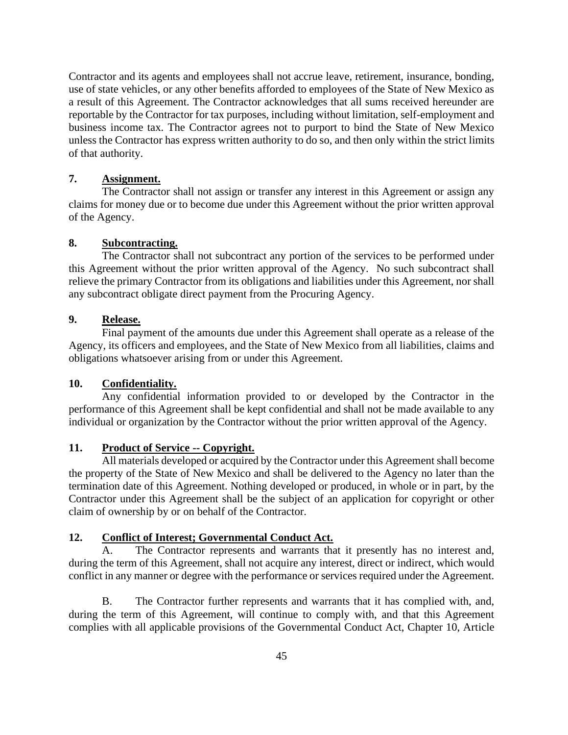Contractor and its agents and employees shall not accrue leave, retirement, insurance, bonding, use of state vehicles, or any other benefits afforded to employees of the State of New Mexico as a result of this Agreement. The Contractor acknowledges that all sums received hereunder are reportable by the Contractor for tax purposes, including without limitation, self-employment and business income tax. The Contractor agrees not to purport to bind the State of New Mexico unless the Contractor has express written authority to do so, and then only within the strict limits of that authority.

**7. Assignment.**

The Contractor shall not assign or transfer any interest in this Agreement or assign any claims for money due or to become due under this Agreement without the prior written approval of the Agency.

**8. Subcontracting.**

The Contractor shall not subcontract any portion of the services to be performed under this Agreement without the prior written approval of the Agency. No such subcontract shall relieve the primary Contractor from its obligations and liabilities under this Agreement, nor shall any subcontract obligate direct payment from the Procuring Agency.

**9. Release.**

Final payment of the amounts due under this Agreement shall operate as a release of the Agency, its officers and employees, and the State of New Mexico from all liabilities, claims and obligations whatsoever arising from or under this Agreement.

**10. Confidentiality.**

Any confidential information provided to or developed by the Contractor in the performance of this Agreement shall be kept confidential and shall not be made available to any individual or organization by the Contractor without the prior written approval of the Agency.

**11. Product of Service -- Copyright.**

All materials developed or acquired by the Contractor under this Agreement shall become the property of the State of New Mexico and shall be delivered to the Agency no later than the termination date of this Agreement. Nothing developed or produced, in whole or in part, by the Contractor under this Agreement shall be the subject of an application for copyright or other claim of ownership by or on behalf of the Contractor.

**12. Conflict of Interest; Governmental Conduct Act.**

A. The Contractor represents and warrants that it presently has no interest and, during the term of this Agreement, shall not acquire any interest, direct or indirect, which would conflict in any manner or degree with the performance or services required under the Agreement.

B. The Contractor further represents and warrants that it has complied with, and, during the term of this Agreement, will continue to comply with, and that this Agreement complies with all applicable provisions of the Governmental Conduct Act, Chapter 10, Article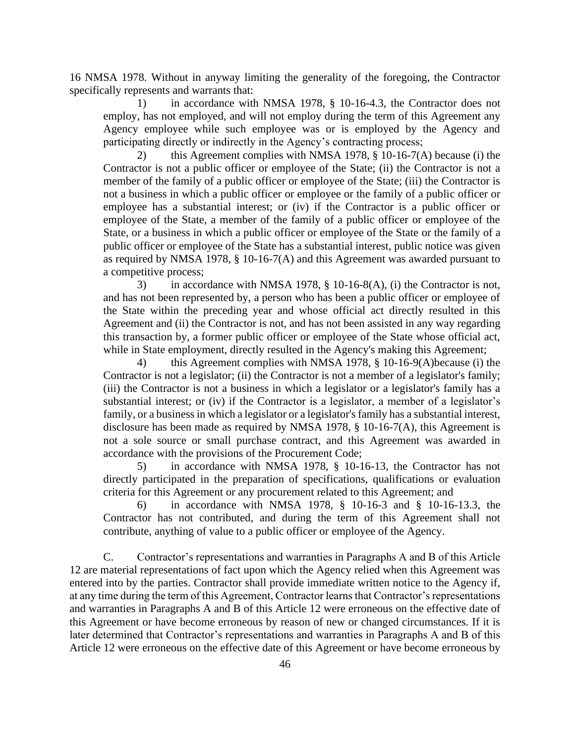16 NMSA 1978. Without in anyway limiting the generality of the foregoing, the Contractor specifically represents and warrants that:

1) in accordance with NMSA 1978, § 10-16-4.3, the Contractor does not employ, has not employed, and will not employ during the term of this Agreement any Agency employee while such employee was or is employed by the Agency and participating directly or indirectly in the Agency's contracting process;

2) this Agreement complies with NMSA 1978, § 10-16-7(A) because (i) the Contractor is not a public officer or employee of the State; (ii) the Contractor is not a member of the family of a public officer or employee of the State; (iii) the Contractor is not a business in which a public officer or employee or the family of a public officer or employee has a substantial interest; or (iv) if the Contractor is a public officer or employee of the State, a member of the family of a public officer or employee of the State, or a business in which a public officer or employee of the State or the family of a public officer or employee of the State has a substantial interest, public notice was given as required by NMSA 1978, § 10-16-7(A) and this Agreement was awarded pursuant to a competitive process;

3) in accordance with NMSA 1978, § 10-16-8(A), (i) the Contractor is not, and has not been represented by, a person who has been a public officer or employee of the State within the preceding year and whose official act directly resulted in this Agreement and (ii) the Contractor is not, and has not been assisted in any way regarding this transaction by, a former public officer or employee of the State whose official act, while in State employment, directly resulted in the Agency's making this Agreement;

4) this Agreement complies with NMSA 1978, § 10-16-9(A)because (i) the Contractor is not a legislator; (ii) the Contractor is not a member of a legislator's family; (iii) the Contractor is not a business in which a legislator or a legislator's family has a substantial interest; or (iv) if the Contractor is a legislator, a member of a legislator's family, or a business in which a legislator or a legislator's family has a substantial interest, disclosure has been made as required by NMSA 1978, § 10-16-7(A), this Agreement is not a sole source or small purchase contract, and this Agreement was awarded in accordance with the provisions of the Procurement Code;

5) in accordance with NMSA 1978, § 10-16-13, the Contractor has not directly participated in the preparation of specifications, qualifications or evaluation criteria for this Agreement or any procurement related to this Agreement; and

6) in accordance with NMSA 1978, § 10-16-3 and § 10-16-13.3, the Contractor has not contributed, and during the term of this Agreement shall not contribute, anything of value to a public officer or employee of the Agency.

C. Contractor's representations and warranties in Paragraphs A and B of this Article 12 are material representations of fact upon which the Agency relied when this Agreement was entered into by the parties. Contractor shall provide immediate written notice to the Agency if, at any time during the term of this Agreement, Contractor learns that Contractor's representations and warranties in Paragraphs A and B of this Article 12 were erroneous on the effective date of this Agreement or have become erroneous by reason of new or changed circumstances. If it is later determined that Contractor's representations and warranties in Paragraphs A and B of this Article 12 were erroneous on the effective date of this Agreement or have become erroneous by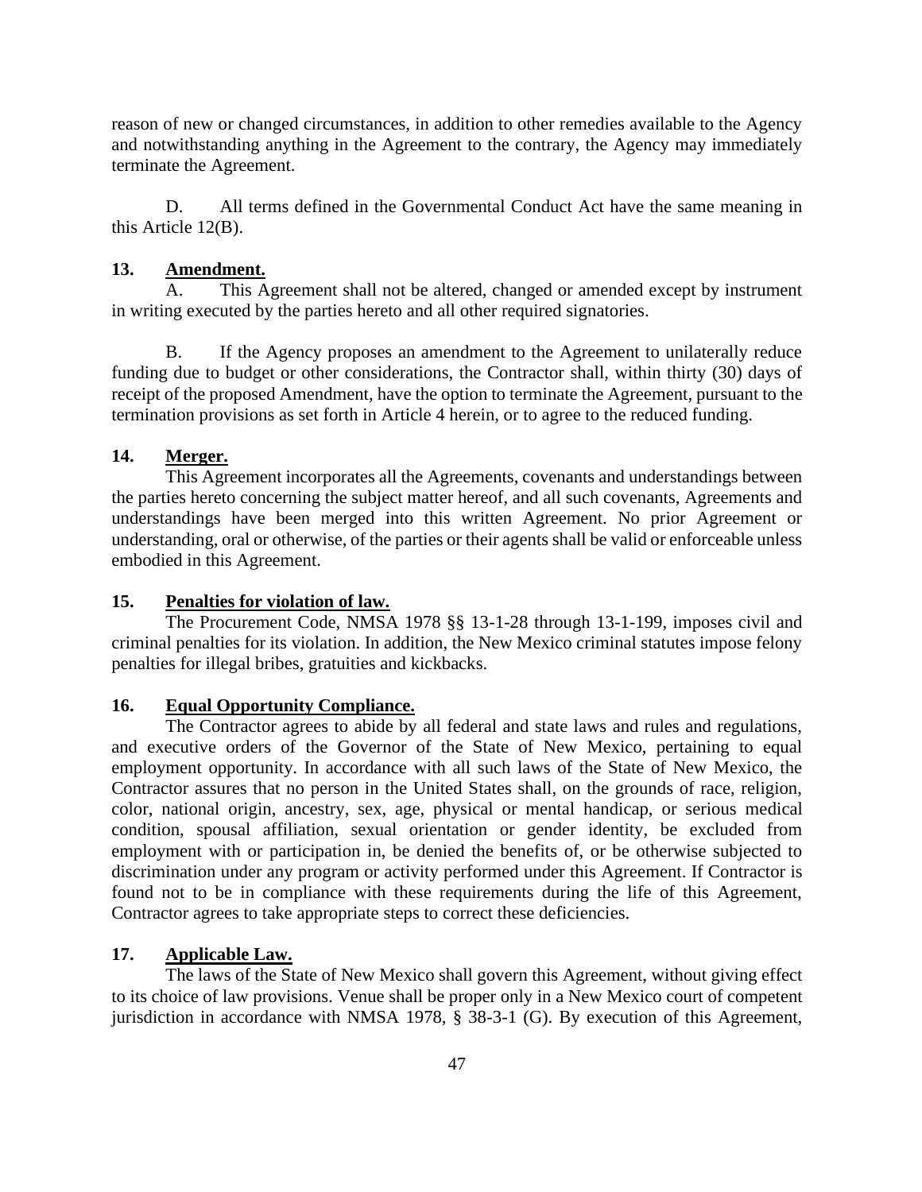reason of new or changed circumstances, in addition to other remedies available to the Agency and notwithstanding anything in the Agreement to the contrary, the Agency may immediately terminate the Agreement.

D. All terms defined in the Governmental Conduct Act have the same meaning in this Article 12(B).

**13. Amendment.**

A. This Agreement shall not be altered, changed or amended except by instrument in writing executed by the parties hereto and all other required signatories.

B. If the Agency proposes an amendment to the Agreement to unilaterally reduce funding due to budget or other considerations, the Contractor shall, within thirty (30) days of receipt of the proposed Amendment, have the option to terminate the Agreement, pursuant to the termination provisions as set forth in Article 4 herein, or to agree to the reduced funding.

**14. Merger.**

This Agreement incorporates all the Agreements, covenants and understandings between the parties hereto concerning the subject matter hereof, and all such covenants, Agreements and understandings have been merged into this written Agreement. No prior Agreement or understanding, oral or otherwise, of the parties or their agents shall be valid or enforceable unless embodied in this Agreement.

**15. Penalties for violation of law.**

The Procurement Code, NMSA 1978 §§ 13-1-28 through 13-1-199, imposes civil and criminal penalties for its violation. In addition, the New Mexico criminal statutes impose felony penalties for illegal bribes, gratuities and kickbacks.

**16. Equal Opportunity Compliance.**

The Contractor agrees to abide by all federal and state laws and rules and regulations, and executive orders of the Governor of the State of New Mexico, pertaining to equal employment opportunity. In accordance with all such laws of the State of New Mexico, the Contractor assures that no person in the United States shall, on the grounds of race, religion, color, national origin, ancestry, sex, age, physical or mental handicap, or serious medical condition, spousal affiliation, sexual orientation or gender identity, be excluded from employment with or participation in, be denied the benefits of, or be otherwise subjected to discrimination under any program or activity performed under this Agreement. If Contractor is found not to be in compliance with these requirements during the life of this Agreement, Contractor agrees to take appropriate steps to correct these deficiencies.

**17. Applicable Law.**

The laws of the State of New Mexico shall govern this Agreement, without giving effect to its choice of law provisions. Venue shall be proper only in a New Mexico court of competent jurisdiction in accordance with NMSA 1978, § 38-3-1 (G). By execution of this Agreement,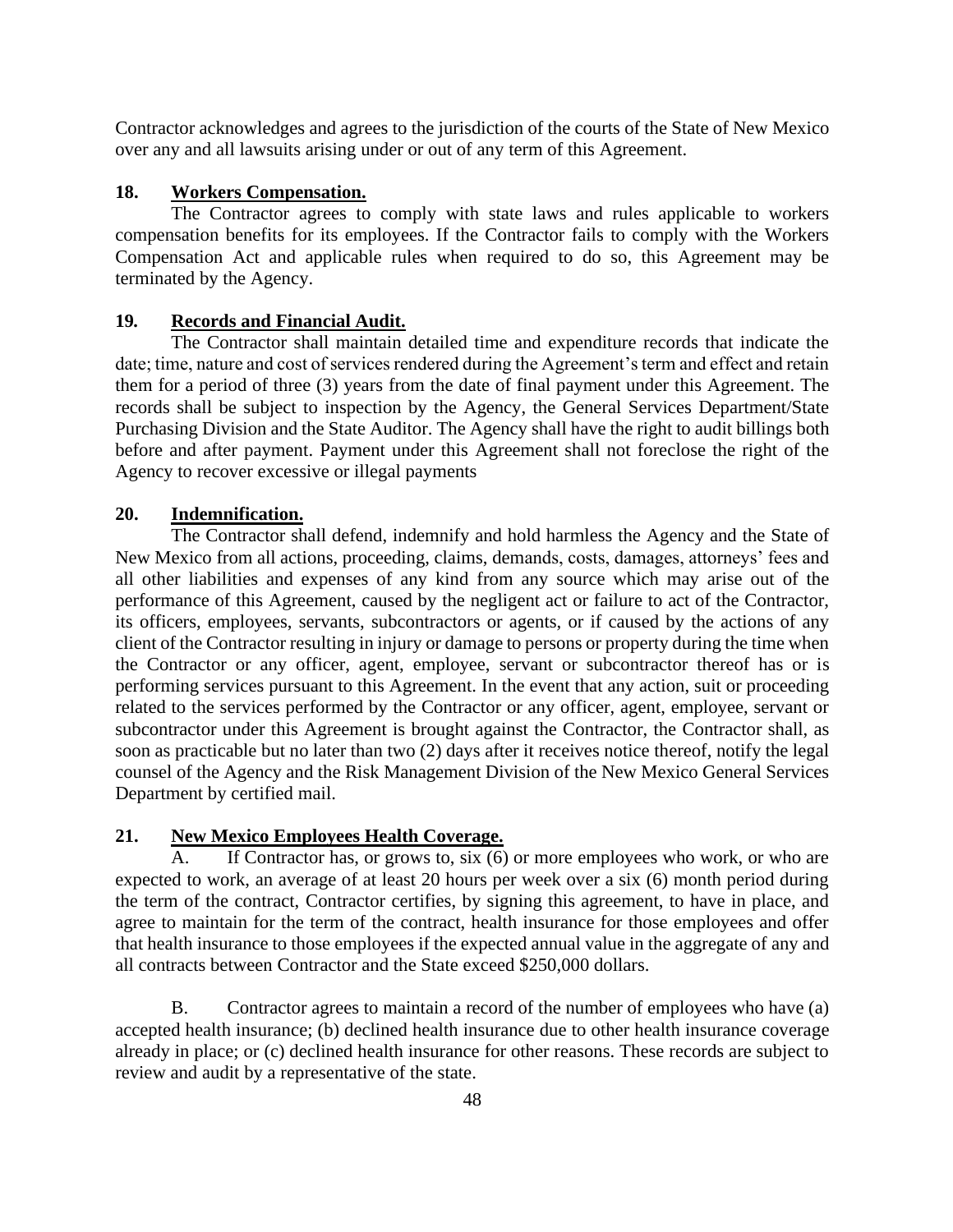Contractor acknowledges and agrees to the jurisdiction of the courts of the State of New Mexico over any and all lawsuits arising under or out of any term of this Agreement.

**18. Workers Compensation.**

The Contractor agrees to comply with state laws and rules applicable to workers compensation benefits for its employees. If the Contractor fails to comply with the Workers Compensation Act and applicable rules when required to do so, this Agreement may be terminated by the Agency.

**19. Records and Financial Audit.**

The Contractor shall maintain detailed time and expenditure records that indicate the date; time, nature and cost of services rendered during the Agreement's term and effect and retain them for a period of three (3) years from the date of final payment under this Agreement. The records shall be subject to inspection by the Agency, the General Services Department/State Purchasing Division and the State Auditor. The Agency shall have the right to audit billings both before and after payment. Payment under this Agreement shall not foreclose the right of the Agency to recover excessive or illegal payments

**20. Indemnification.**

The Contractor shall defend, indemnify and hold harmless the Agency and the State of New Mexico from all actions, proceeding, claims, demands, costs, damages, attorneys' fees and all other liabilities and expenses of any kind from any source which may arise out of the performance of this Agreement, caused by the negligent act or failure to act of the Contractor, its officers, employees, servants, subcontractors or agents, or if caused by the actions of any client of the Contractor resulting in injury or damage to persons or property during the time when the Contractor or any officer, agent, employee, servant or subcontractor thereof has or is performing services pursuant to this Agreement. In the event that any action, suit or proceeding related to the services performed by the Contractor or any officer, agent, employee, servant or subcontractor under this Agreement is brought against the Contractor, the Contractor shall, as soon as practicable but no later than two (2) days after it receives notice thereof, notify the legal counsel of the Agency and the Risk Management Division of the New Mexico General Services Department by certified mail.

**21. New Mexico Employees Health Coverage.**

A. If Contractor has, or grows to, six (6) or more employees who work, or who are expected to work, an average of at least 20 hours per week over a six (6) month period during the term of the contract, Contractor certifies, by signing this agreement, to have in place, and agree to maintain for the term of the contract, health insurance for those employees and offer that health insurance to those employees if the expected annual value in the aggregate of any and all contracts between Contractor and the State exceed $250,000 dollars.

B. Contractor agrees to maintain a record of the number of employees who have (a) accepted health insurance; (b) declined health insurance due to other health insurance coverage already in place; or (c) declined health insurance for other reasons. These records are subject to review and audit by a representative of the state.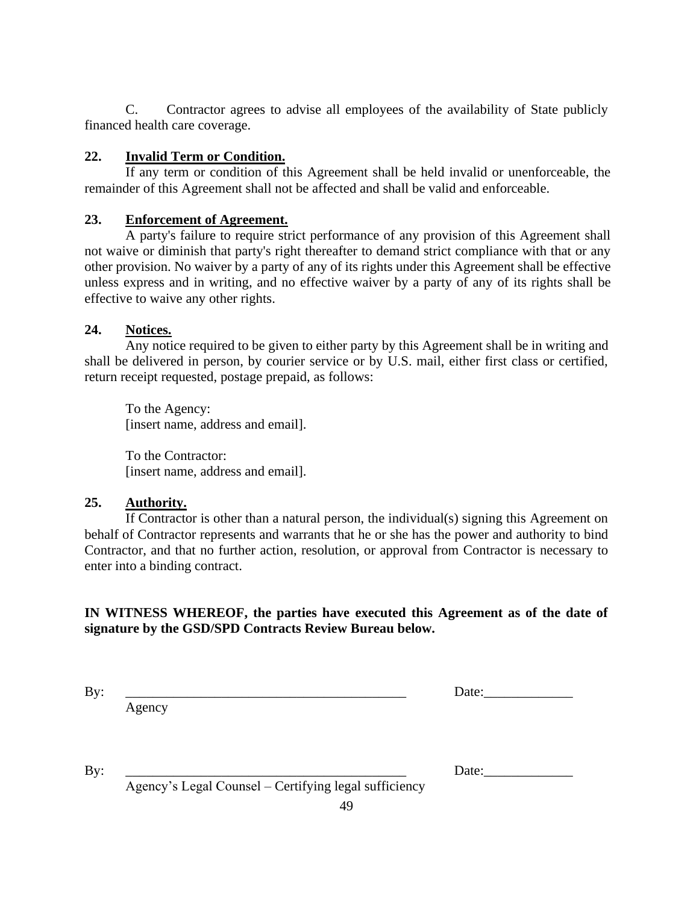C. Contractor agrees to advise all employees of the availability of State publicly financed health care coverage.

**22. Invalid Term or Condition.**

If any term or condition of this Agreement shall be held invalid or unenforceable, the remainder of this Agreement shall not be affected and shall be valid and enforceable.

**23. Enforcement of Agreement.**

A party's failure to require strict performance of any provision of this Agreement shall not waive or diminish that party's right thereafter to demand strict compliance with that or any other provision. No waiver by a party of any of its rights under this Agreement shall be effective unless express and in writing, and no effective waiver by a party of any of its rights shall be effective to waive any other rights.

**24. Notices.**

Any notice required to be given to either party by this Agreement shall be in writing and shall be delivered in person, by courier service or by U.S. mail, either first class or certified, return receipt requested, postage prepaid, as follows:

To the Agency:
[insert name, address and email].

To the Contractor:
[insert name, address and email].

**25. Authority.**

If Contractor is other than a natural person, the individual(s) signing this Agreement on behalf of Contractor represents and warrants that he or she has the power and authority to bind Contractor, and that no further action, resolution, or approval from Contractor is necessary to enter into a binding contract.

**IN WITNESS WHEREOF, the parties have executed this Agreement as of the date of signature by the GSD/SPD Contracts Review Bureau below.**

By: __________________________________________ Date:_____________
Agency

By: __________________________________________ Date:_____________
Agency's Legal Counsel – Certifying legal sufficiency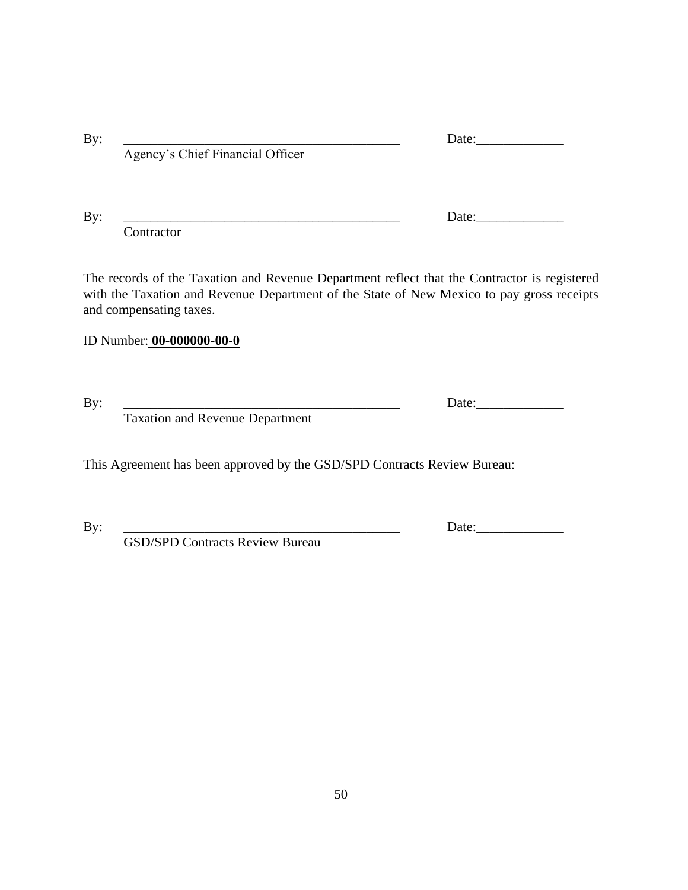By: ___________________________________________ Date:_____________
Agency's Chief Financial Officer

By: ___________________________________________ Date:_____________
Contractor

The records of the Taxation and Revenue Department reflect that the Contractor is registered with the Taxation and Revenue Department of the State of New Mexico to pay gross receipts and compensating taxes.

ID Number: **00-000000-00-0**

By: ___________________________________________ Date:_____________
Taxation and Revenue Department

This Agreement has been approved by the GSD/SPD Contracts Review Bureau:

By: ___________________________________________ Date:_____________
GSD/SPD Contracts Review Bureau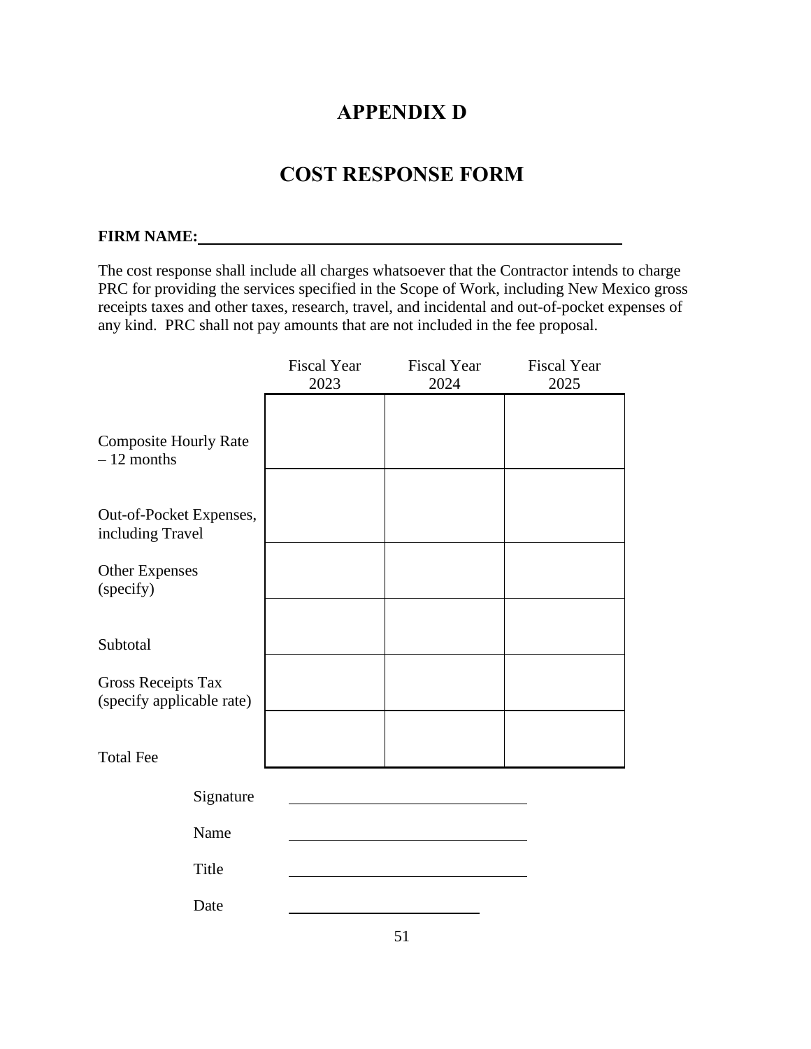# APPENDIX D

# COST RESPONSE FORM

**FIRM NAME:**\_\_\_\_\_\_\_\_\_\_\_\_\_\_\_\_\_\_\_\_\_\_\_\_\_\_\_\_\_\_\_\_\_\_\_\_\_\_\_\_\_\_\_\_\_\_\_\_\_\_

The cost response shall include all charges whatsoever that the Contractor intends to charge PRC for providing the services specified in the Scope of Work, including New Mexico gross receipts taxes and other taxes, research, travel, and incidental and out-of-pocket expenses of any kind. PRC shall not pay amounts that are not included in the fee proposal.

| | Fiscal Year 2023 | Fiscal Year 2024 | Fiscal Year 2025 |
|---|---|---|---|
| Composite Hourly Rate – 12 months | | | |
| Out-of-Pocket Expenses, including Travel | | | |
| Other Expenses (specify) | | | |
| Subtotal | | | |
| Gross Receipts Tax (specify applicable rate) | | | |
| Total Fee | | | |

Signature \_\_\_\_\_\_\_\_\_\_\_\_\_\_\_\_\_\_\_\_\_\_\_\_\_\_\_\_\_\_

Name \_\_\_\_\_\_\_\_\_\_\_\_\_\_\_\_\_\_\_\_\_\_\_\_\_\_\_\_\_\_

Title \_\_\_\_\_\_\_\_\_\_\_\_\_\_\_\_\_\_\_\_\_\_\_\_\_\_\_\_\_\_

Date \_\_\_\_\_\_\_\_\_\_\_\_\_\_\_\_\_\_\_\_\_\_\_\_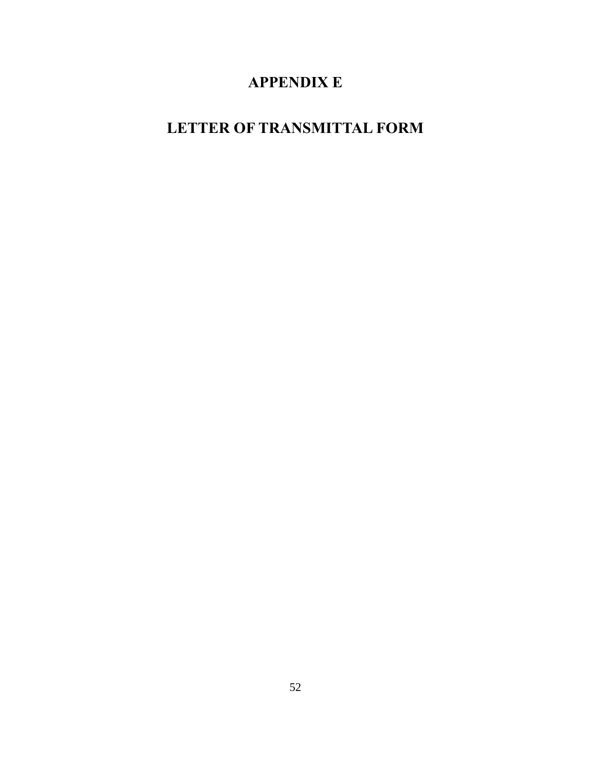# APPENDIX E

# LETTER OF TRANSMITTAL FORM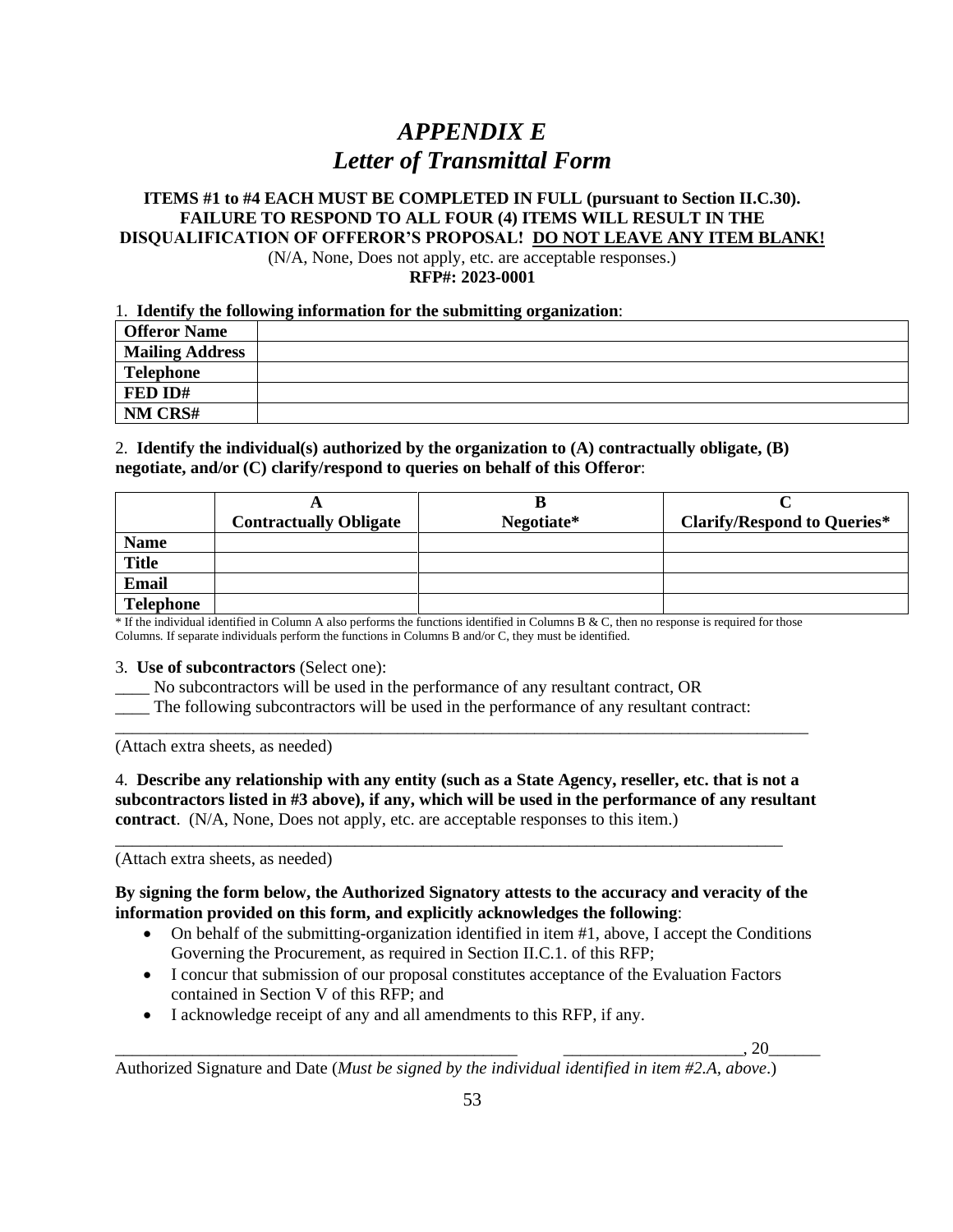# *APPENDIX E*
# *Letter of Transmittal Form*

**ITEMS #1 to #4 EACH MUST BE COMPLETED IN FULL (pursuant to Section II.C.30). FAILURE TO RESPOND TO ALL FOUR (4) ITEMS WILL RESULT IN THE DISQUALIFICATION OF OFFEROR'S PROPOSAL! DO NOT LEAVE ANY ITEM BLANK!**

(N/A, None, Does not apply, etc. are acceptable responses.)

**RFP#: 2023-0001**

1. **Identify the following information for the submitting organization**:

| | |
|---|---|
| **Offeror Name** | |
| **Mailing Address** | |
| **Telephone** | |
| **FED ID#** | |
| **NM CRS#** | |

2. **Identify the individual(s) authorized by the organization to (A) contractually obligate, (B) negotiate, and/or (C) clarify/respond to queries on behalf of this Offeror**:

| | **A**<br>**Contractually Obligate** | **B**<br>**Negotiate*** | **C**<br>**Clarify/Respond to Queries*** |
|---|---|---|---|
| **Name** | | | |
| **Title** | | | |
| **Email** | | | |
| **Telephone** | | | |

* If the individual identified in Column A also performs the functions identified in Columns B & C, then no response is required for those Columns. If separate individuals perform the functions in Columns B and/or C, they must be identified.

3. **Use of subcontractors** (Select one):

____ No subcontractors will be used in the performance of any resultant contract, OR

____ The following subcontractors will be used in the performance of any resultant contract:

_______________________________________________________________________________

(Attach extra sheets, as needed)

4. **Describe any relationship with any entity (such as a State Agency, reseller, etc. that is not a subcontractors listed in #3 above), if any, which will be used in the performance of any resultant contract**. (N/A, None, Does not apply, etc. are acceptable responses to this item.)

_______________________________________________________________________________

(Attach extra sheets, as needed)

**By signing the form below, the Authorized Signatory attests to the accuracy and veracity of the information provided on this form, and explicitly acknowledges the following**:

- On behalf of the submitting-organization identified in item #1, above, I accept the Conditions Governing the Procurement, as required in Section II.C.1. of this RFP;
- I concur that submission of our proposal constitutes acceptance of the Evaluation Factors contained in Section V of this RFP; and
- I acknowledge receipt of any and all amendments to this RFP, if any.

_____________________________________________ ____________________, 20______

Authorized Signature and Date (*Must be signed by the individual identified in item #2.A, above*.)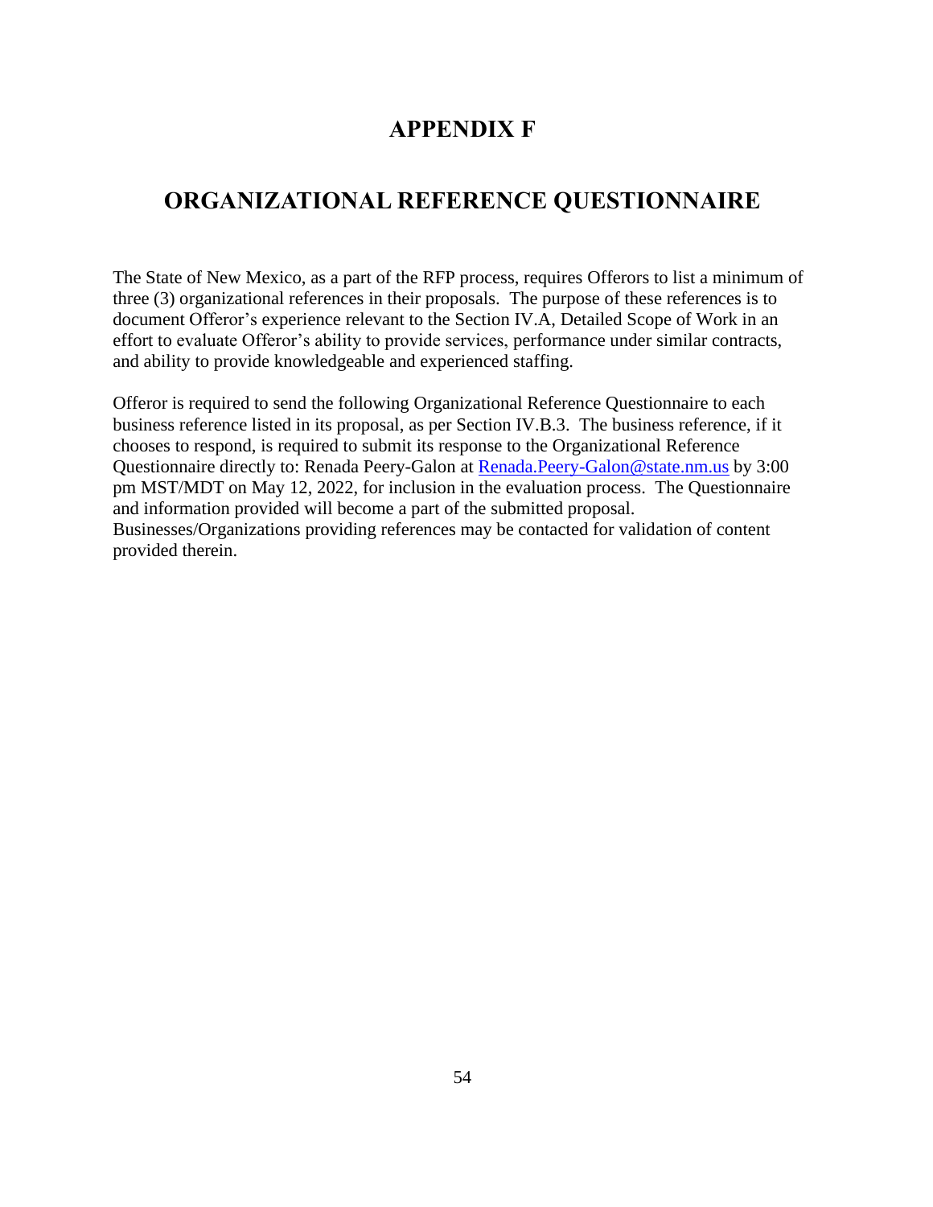# APPENDIX F

# ORGANIZATIONAL REFERENCE QUESTIONNAIRE

The State of New Mexico, as a part of the RFP process, requires Offerors to list a minimum of three (3) organizational references in their proposals. The purpose of these references is to document Offeror's experience relevant to the Section IV.A, Detailed Scope of Work in an effort to evaluate Offeror's ability to provide services, performance under similar contracts, and ability to provide knowledgeable and experienced staffing.

Offeror is required to send the following Organizational Reference Questionnaire to each business reference listed in its proposal, as per Section IV.B.3. The business reference, if it chooses to respond, is required to submit its response to the Organizational Reference Questionnaire directly to: Renada Peery-Galon at [Renada.Peery-Galon@state.nm.us](mailto:Renada.Peery-Galon@state.nm.us) by 3:00 pm MST/MDT on May 12, 2022, for inclusion in the evaluation process. The Questionnaire and information provided will become a part of the submitted proposal. Businesses/Organizations providing references may be contacted for validation of content provided therein.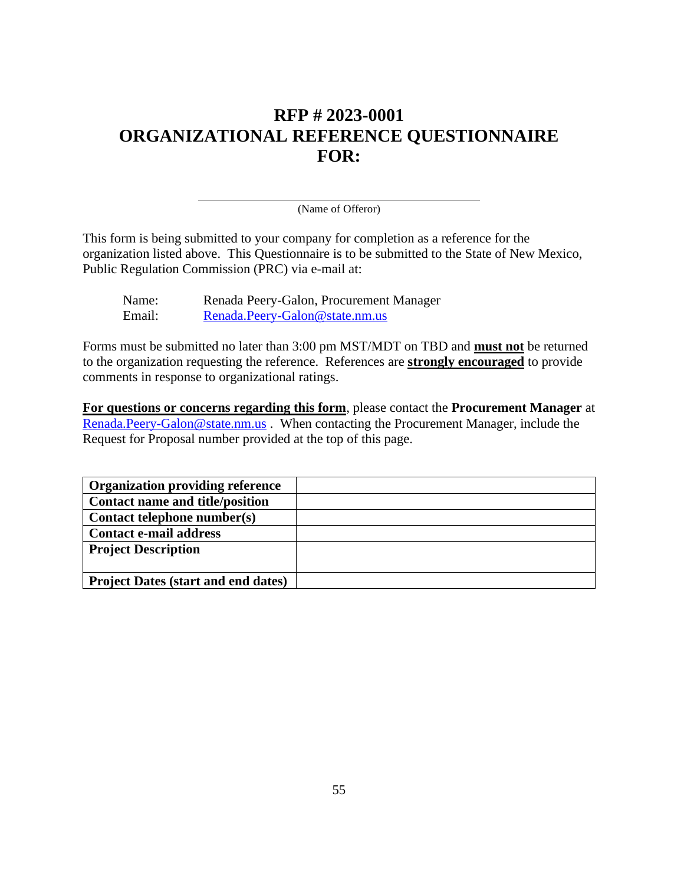# RFP # 2023-0001
# ORGANIZATIONAL REFERENCE QUESTIONNAIRE FOR:

\_\_\_\_\_\_\_\_\_\_\_\_\_\_\_\_\_\_\_\_\_\_\_\_\_\_\_\_\_\_\_\_\_\_\_\_\_\_\_\_\_\_\_\_

(Name of Offeror)

This form is being submitted to your company for completion as a reference for the organization listed above. This Questionnaire is to be submitted to the State of New Mexico, Public Regulation Commission (PRC) via e-mail at:

Name: Renada Peery-Galon, Procurement Manager
Email: Renada.Peery-Galon@state.nm.us

Forms must be submitted no later than 3:00 pm MST/MDT on TBD and **must not** be returned to the organization requesting the reference. References are **strongly encouraged** to provide comments in response to organizational ratings.

**For questions or concerns regarding this form**, please contact the **Procurement Manager** at Renada.Peery-Galon@state.nm.us . When contacting the Procurement Manager, include the Request for Proposal number provided at the top of this page.

| | |
|---|---|
| **Organization providing reference** | |
| **Contact name and title/position** | |
| **Contact telephone number(s)** | |
| **Contact e-mail address** | |
| **Project Description** | |
| **Project Dates (start and end dates)** | |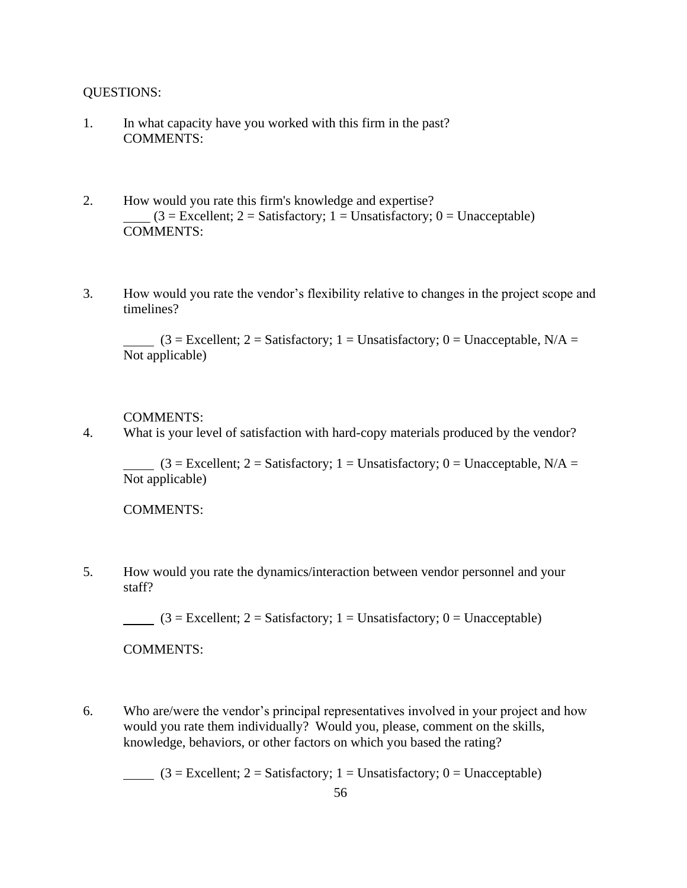QUESTIONS:

1. In what capacity have you worked with this firm in the past?
   COMMENTS:

2. How would you rate this firm's knowledge and expertise?
   ____ (3 = Excellent; 2 = Satisfactory; 1 = Unsatisfactory; 0 = Unacceptable)
   COMMENTS:

3. How would you rate the vendor's flexibility relative to changes in the project scope and timelines?

   ____ (3 = Excellent; 2 = Satisfactory; 1 = Unsatisfactory; 0 = Unacceptable, N/A = Not applicable)

   COMMENTS:

4. What is your level of satisfaction with hard-copy materials produced by the vendor?

   ____ (3 = Excellent; 2 = Satisfactory; 1 = Unsatisfactory; 0 = Unacceptable, N/A = Not applicable)

   COMMENTS:

5. How would you rate the dynamics/interaction between vendor personnel and your staff?

   ____ (3 = Excellent; 2 = Satisfactory; 1 = Unsatisfactory; 0 = Unacceptable)

   COMMENTS:

6. Who are/were the vendor's principal representatives involved in your project and how would you rate them individually? Would you, please, comment on the skills, knowledge, behaviors, or other factors on which you based the rating?

   ____ (3 = Excellent; 2 = Satisfactory; 1 = Unsatisfactory; 0 = Unacceptable)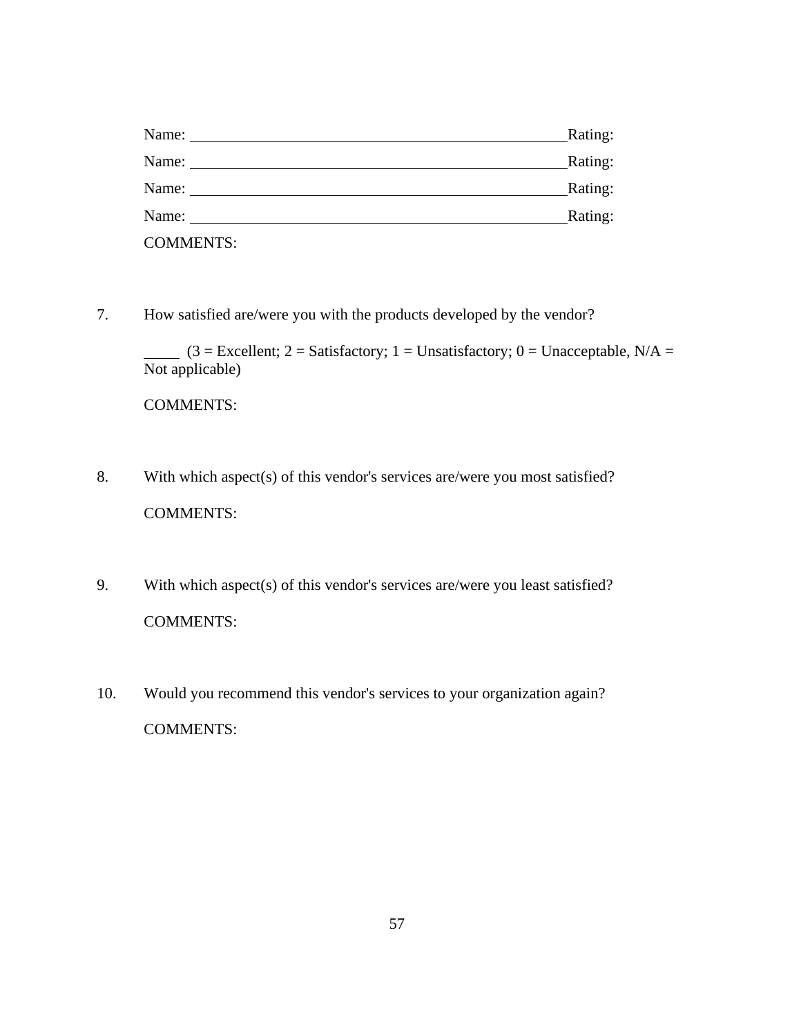Name: \_\_\_\_\_\_\_\_\_\_\_\_\_\_\_\_\_\_\_\_\_\_\_\_\_\_\_\_\_\_\_\_\_\_\_\_\_\_\_\_\_\_\_\_\_\_\_\_\_\_ Rating:

Name: \_\_\_\_\_\_\_\_\_\_\_\_\_\_\_\_\_\_\_\_\_\_\_\_\_\_\_\_\_\_\_\_\_\_\_\_\_\_\_\_\_\_\_\_\_\_\_\_\_\_ Rating:

Name: \_\_\_\_\_\_\_\_\_\_\_\_\_\_\_\_\_\_\_\_\_\_\_\_\_\_\_\_\_\_\_\_\_\_\_\_\_\_\_\_\_\_\_\_\_\_\_\_\_\_ Rating:

Name: \_\_\_\_\_\_\_\_\_\_\_\_\_\_\_\_\_\_\_\_\_\_\_\_\_\_\_\_\_\_\_\_\_\_\_\_\_\_\_\_\_\_\_\_\_\_\_\_\_\_ Rating:

COMMENTS:

7. How satisfied are/were you with the products developed by the vendor?

   \_\_\_\_\_ (3 = Excellent; 2 = Satisfactory; 1 = Unsatisfactory; 0 = Unacceptable, N/A = Not applicable)

   COMMENTS:

8. With which aspect(s) of this vendor's services are/were you most satisfied?

   COMMENTS:

9. With which aspect(s) of this vendor's services are/were you least satisfied?

   COMMENTS:

10. Would you recommend this vendor's services to your organization again?

    COMMENTS: